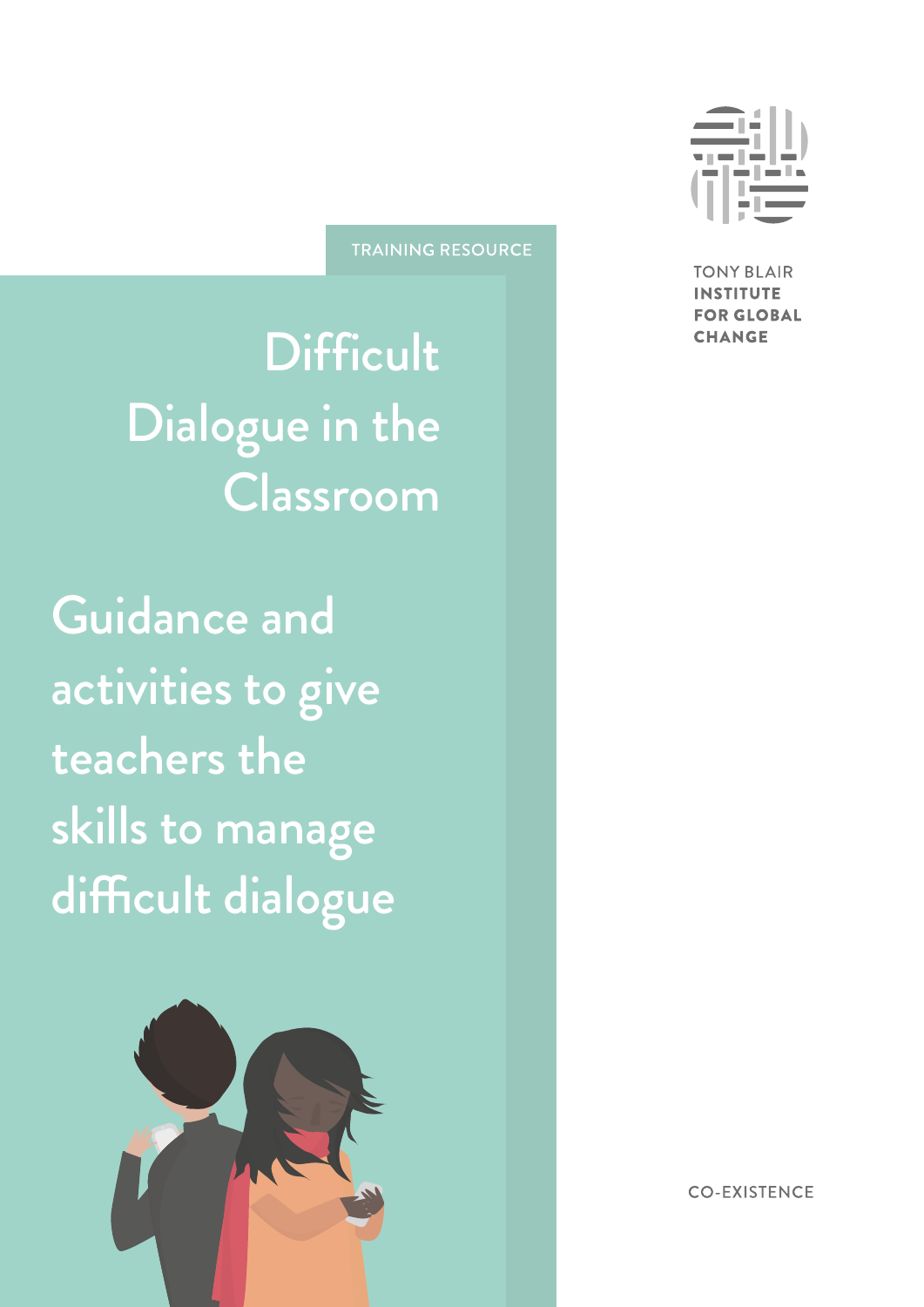TRAINING RESOURCE

TONY BLAIR INSTITUTE FOR GLOBAL CHANGE

# Difficult Dialogue in the Classroom

## Guidance and activities to give teachers the skills to manage difficult dialogue

CO-EXISTENCE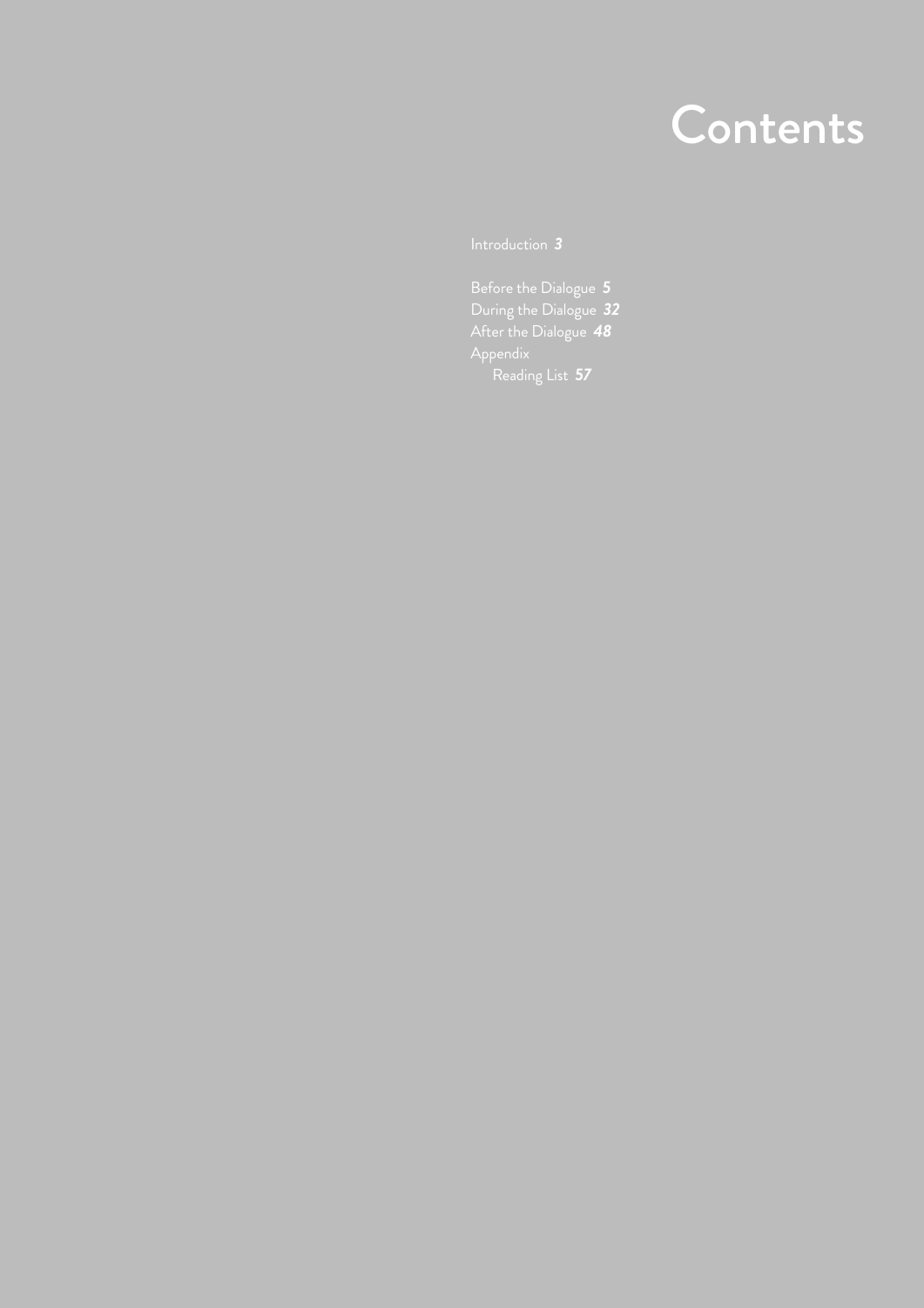# Contents

Introduction ***3***

Before the Dialogue ***5***
During the Dialogue ***32***
After the Dialogue ***48***
Appendix
 Reading List ***57***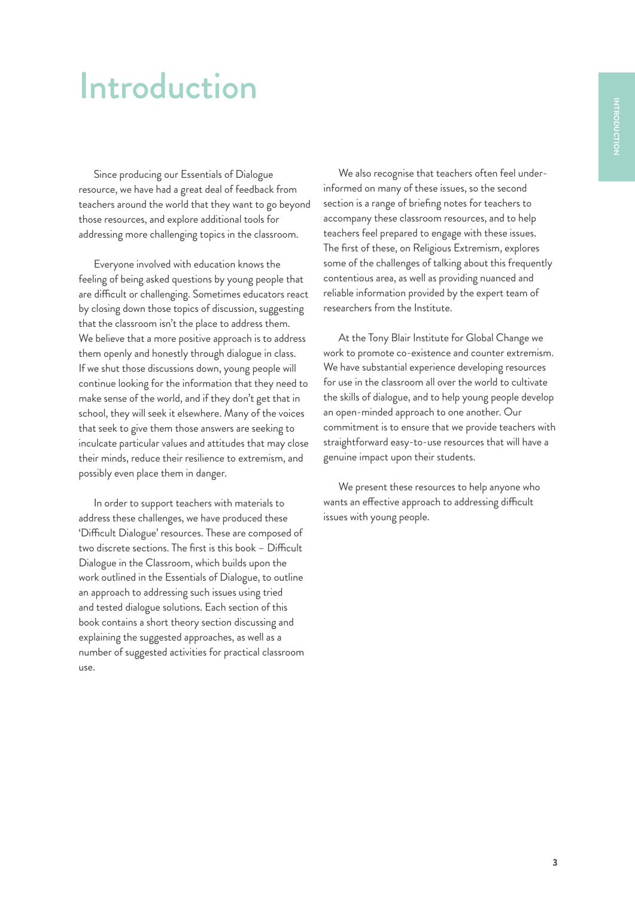# Introduction

Since producing our Essentials of Dialogue resource, we have had a great deal of feedback from teachers around the world that they want to go beyond those resources, and explore additional tools for addressing more challenging topics in the classroom.

Everyone involved with education knows the feeling of being asked questions by young people that are difficult or challenging. Sometimes educators react by closing down those topics of discussion, suggesting that the classroom isn't the place to address them. We believe that a more positive approach is to address them openly and honestly through dialogue in class. If we shut those discussions down, young people will continue looking for the information that they need to make sense of the world, and if they don't get that in school, they will seek it elsewhere. Many of the voices that seek to give them those answers are seeking to inculcate particular values and attitudes that may close their minds, reduce their resilience to extremism, and possibly even place them in danger.

In order to support teachers with materials to address these challenges, we have produced these 'Difficult Dialogue' resources. These are composed of two discrete sections. The first is this book – Difficult Dialogue in the Classroom, which builds upon the work outlined in the Essentials of Dialogue, to outline an approach to addressing such issues using tried and tested dialogue solutions. Each section of this book contains a short theory section discussing and explaining the suggested approaches, as well as a number of suggested activities for practical classroom use.

We also recognise that teachers often feel under-informed on many of these issues, so the second section is a range of briefing notes for teachers to accompany these classroom resources, and to help teachers feel prepared to engage with these issues. The first of these, on Religious Extremism, explores some of the challenges of talking about this frequently contentious area, as well as providing nuanced and reliable information provided by the expert team of researchers from the Institute.

At the Tony Blair Institute for Global Change we work to promote co-existence and counter extremism. We have substantial experience developing resources for use in the classroom all over the world to cultivate the skills of dialogue, and to help young people develop an open-minded approach to one another. Our commitment is to ensure that we provide teachers with straightforward easy-to-use resources that will have a genuine impact upon their students.

We present these resources to help anyone who wants an effective approach to addressing difficult issues with young people.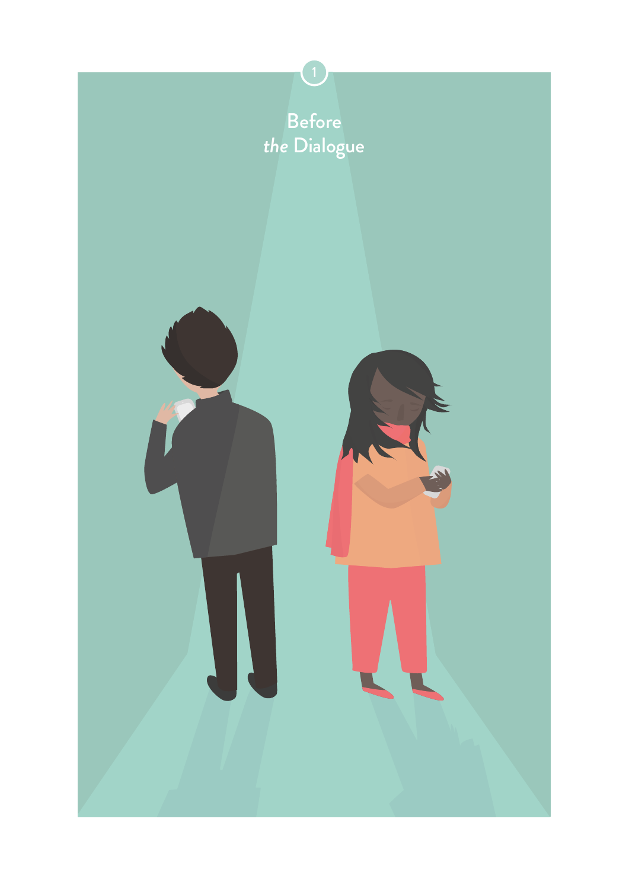1

# Before *the* Dialogue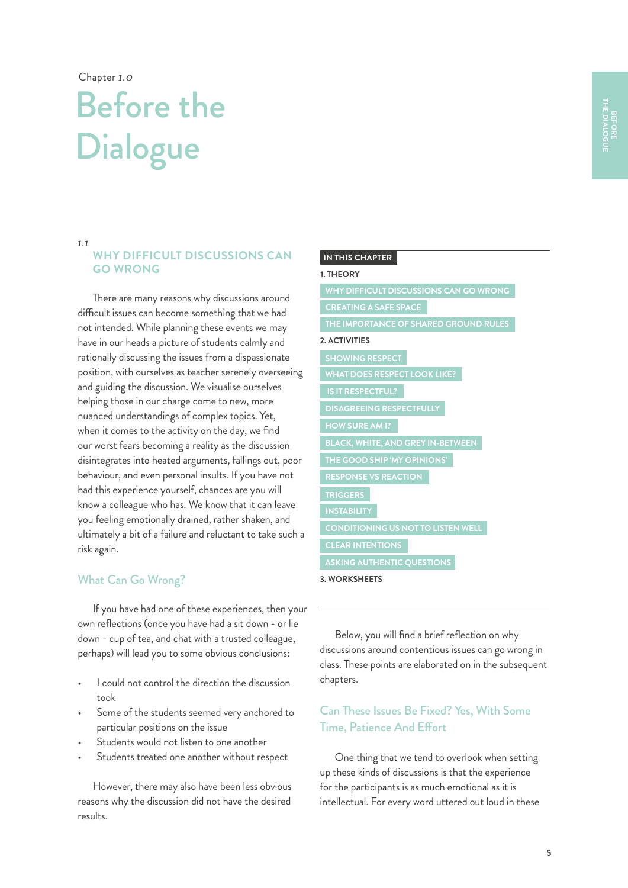Chapter *1.0*

# Before the Dialogue

*1.1*

## WHY DIFFICULT DISCUSSIONS CAN GO WRONG

There are many reasons why discussions around difficult issues can become something that we had not intended. While planning these events we may have in our heads a picture of students calmly and rationally discussing the issues from a dispassionate position, with ourselves as teacher serenely overseeing and guiding the discussion. We visualise ourselves helping those in our charge come to new, more nuanced understandings of complex topics. Yet, when it comes to the activity on the day, we find our worst fears becoming a reality as the discussion disintegrates into heated arguments, fallings out, poor behaviour, and even personal insults. If you have not had this experience yourself, chances are you will know a colleague who has. We know that it can leave you feeling emotionally drained, rather shaken, and ultimately a bit of a failure and reluctant to take such a risk again.

### What Can Go Wrong?

If you have had one of these experiences, then your own reflections (once you have had a sit down - or lie down - cup of tea, and chat with a trusted colleague, perhaps) will lead you to some obvious conclusions:

- I could not control the direction the discussion took
- Some of the students seemed very anchored to particular positions on the issue
- Students would not listen to one another
- Students treated one another without respect

However, there may also have been less obvious reasons why the discussion did not have the desired results.

**IN THIS CHAPTER**

**1. THEORY**

- WHY DIFFICULT DISCUSSIONS CAN GO WRONG
- CREATING A SAFE SPACE
- THE IMPORTANCE OF SHARED GROUND RULES

**2. ACTIVITIES**

- SHOWING RESPECT
- WHAT DOES RESPECT LOOK LIKE?
- IS IT RESPECTFUL?
- DISAGREEING RESPECTFULLY
- HOW SURE AM I?
- BLACK, WHITE, AND GREY IN-BETWEEN
- THE GOOD SHIP 'MY OPINIONS'
- RESPONSE VS REACTION
- TRIGGERS
- INSTABILITY
- CONDITIONING US NOT TO LISTEN WELL
- CLEAR INTENTIONS
- ASKING AUTHENTIC QUESTIONS

**3. WORKSHEETS**

Below, you will find a brief reflection on why discussions around contentious issues can go wrong in class. These points are elaborated on in the subsequent chapters.

### Can These Issues Be Fixed? Yes, With Some Time, Patience And Effort

One thing that we tend to overlook when setting up these kinds of discussions is that the experience for the participants is as much emotional as it is intellectual. For every word uttered out loud in these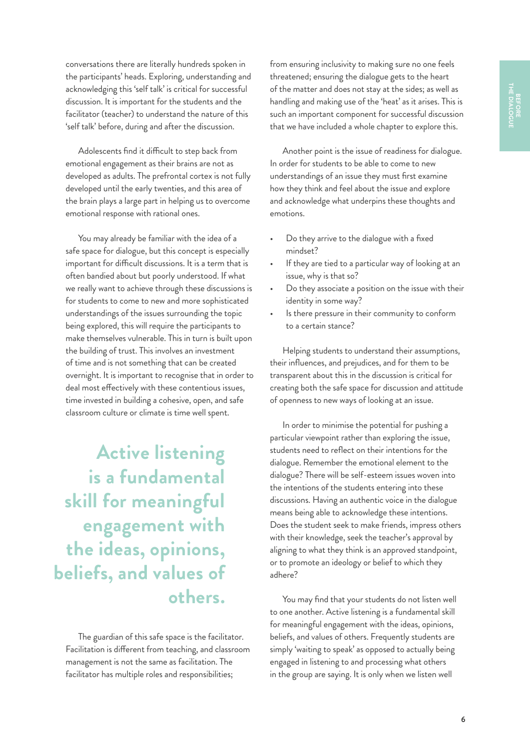conversations there are literally hundreds spoken in the participants' heads. Exploring, understanding and acknowledging this 'self talk' is critical for successful discussion. It is important for the students and the facilitator (teacher) to understand the nature of this 'self talk' before, during and after the discussion.

Adolescents find it difficult to step back from emotional engagement as their brains are not as developed as adults. The prefrontal cortex is not fully developed until the early twenties, and this area of the brain plays a large part in helping us to overcome emotional response with rational ones.

You may already be familiar with the idea of a safe space for dialogue, but this concept is especially important for difficult discussions. It is a term that is often bandied about but poorly understood. If what we really want to achieve through these discussions is for students to come to new and more sophisticated understandings of the issues surrounding the topic being explored, this will require the participants to make themselves vulnerable. This in turn is built upon the building of trust. This involves an investment of time and is not something that can be created overnight. It is important to recognise that in order to deal most effectively with these contentious issues, time invested in building a cohesive, open, and safe classroom culture or climate is time well spent.

> **Active listening is a fundamental skill for meaningful engagement with the ideas, opinions, beliefs, and values of others.**

The guardian of this safe space is the facilitator. Facilitation is different from teaching, and classroom management is not the same as facilitation. The facilitator has multiple roles and responsibilities; from ensuring inclusivity to making sure no one feels threatened; ensuring the dialogue gets to the heart of the matter and does not stay at the sides; as well as handling and making use of the 'heat' as it arises. This is such an important component for successful discussion that we have included a whole chapter to explore this.

Another point is the issue of readiness for dialogue. In order for students to be able to come to new understandings of an issue they must first examine how they think and feel about the issue and explore and acknowledge what underpins these thoughts and emotions.

- Do they arrive to the dialogue with a fixed mindset?
- If they are tied to a particular way of looking at an issue, why is that so?
- Do they associate a position on the issue with their identity in some way?
- Is there pressure in their community to conform to a certain stance?

Helping students to understand their assumptions, their influences, and prejudices, and for them to be transparent about this in the discussion is critical for creating both the safe space for discussion and attitude of openness to new ways of looking at an issue.

In order to minimise the potential for pushing a particular viewpoint rather than exploring the issue, students need to reflect on their intentions for the dialogue. Remember the emotional element to the dialogue? There will be self-esteem issues woven into the intentions of the students entering into these discussions. Having an authentic voice in the dialogue means being able to acknowledge these intentions. Does the student seek to make friends, impress others with their knowledge, seek the teacher's approval by aligning to what they think is an approved standpoint, or to promote an ideology or belief to which they adhere?

You may find that your students do not listen well to one another. Active listening is a fundamental skill for meaningful engagement with the ideas, opinions, beliefs, and values of others. Frequently students are simply 'waiting to speak' as opposed to actually being engaged in listening to and processing what others in the group are saying. It is only when we listen well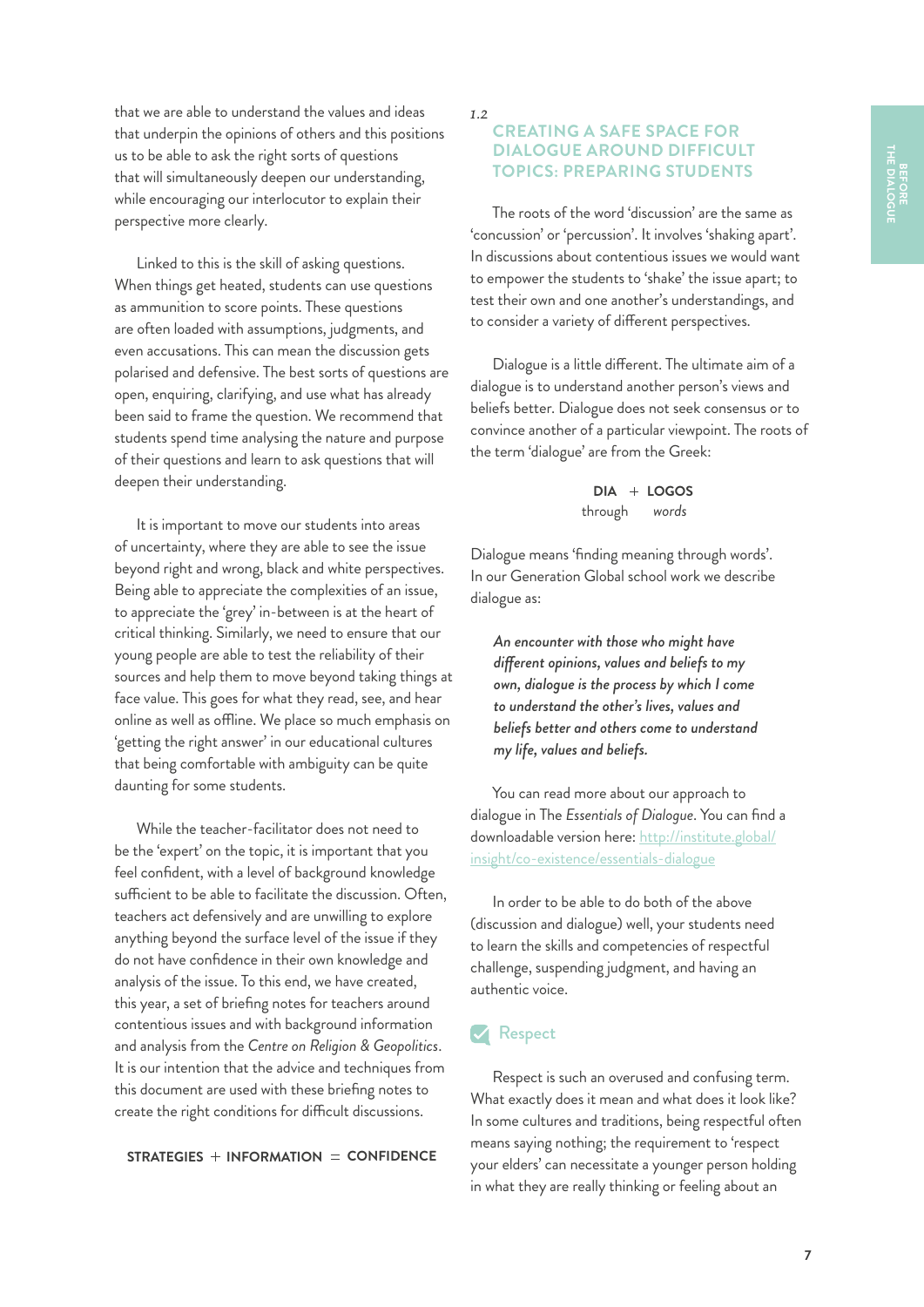that we are able to understand the values and ideas that underpin the opinions of others and this positions us to be able to ask the right sorts of questions that will simultaneously deepen our understanding, while encouraging our interlocutor to explain their perspective more clearly.

Linked to this is the skill of asking questions. When things get heated, students can use questions as ammunition to score points. These questions are often loaded with assumptions, judgments, and even accusations. This can mean the discussion gets polarised and defensive. The best sorts of questions are open, enquiring, clarifying, and use what has already been said to frame the question. We recommend that students spend time analysing the nature and purpose of their questions and learn to ask questions that will deepen their understanding.

It is important to move our students into areas of uncertainty, where they are able to see the issue beyond right and wrong, black and white perspectives. Being able to appreciate the complexities of an issue, to appreciate the 'grey' in-between is at the heart of critical thinking. Similarly, we need to ensure that our young people are able to test the reliability of their sources and help them to move beyond taking things at face value. This goes for what they read, see, and hear online as well as offline. We place so much emphasis on 'getting the right answer' in our educational cultures that being comfortable with ambiguity can be quite daunting for some students.

While the teacher-facilitator does not need to be the 'expert' on the topic, it is important that you feel confident, with a level of background knowledge sufficient to be able to facilitate the discussion. Often, teachers act defensively and are unwilling to explore anything beyond the surface level of the issue if they do not have confidence in their own knowledge and analysis of the issue. To this end, we have created, this year, a set of briefing notes for teachers around contentious issues and with background information and analysis from the *Centre on Religion & Geopolitics*. It is our intention that the advice and techniques from this document are used with these briefing notes to create the right conditions for difficult discussions.

**STRATEGIES + INFORMATION = CONFIDENCE**

*1.2*

## CREATING A SAFE SPACE FOR DIALOGUE AROUND DIFFICULT TOPICS: PREPARING STUDENTS

The roots of the word 'discussion' are the same as 'concussion' or 'percussion'. It involves 'shaking apart'. In discussions about contentious issues we would want to empower the students to 'shake' the issue apart; to test their own and one another's understandings, and to consider a variety of different perspectives.

Dialogue is a little different. The ultimate aim of a dialogue is to understand another person's views and beliefs better. Dialogue does not seek consensus or to convince another of a particular viewpoint. The roots of the term 'dialogue' are from the Greek:

**DIA + LOGOS**
through *words*

Dialogue means 'finding meaning through words'. In our Generation Global school work we describe dialogue as:

> ***An encounter with those who might have different opinions, values and beliefs to my own, dialogue is the process by which I come to understand the other's lives, values and beliefs better and others come to understand my life, values and beliefs.***

You can read more about our approach to dialogue in The *Essentials of Dialogue*. You can find a downloadable version here: http://institute.global/insight/co-existence/essentials-dialogue

In order to be able to do both of the above (discussion and dialogue) well, your students need to learn the skills and competencies of respectful challenge, suspending judgment, and having an authentic voice.

### Respect

Respect is such an overused and confusing term. What exactly does it mean and what does it look like? In some cultures and traditions, being respectful often means saying nothing; the requirement to 'respect your elders' can necessitate a younger person holding in what they are really thinking or feeling about an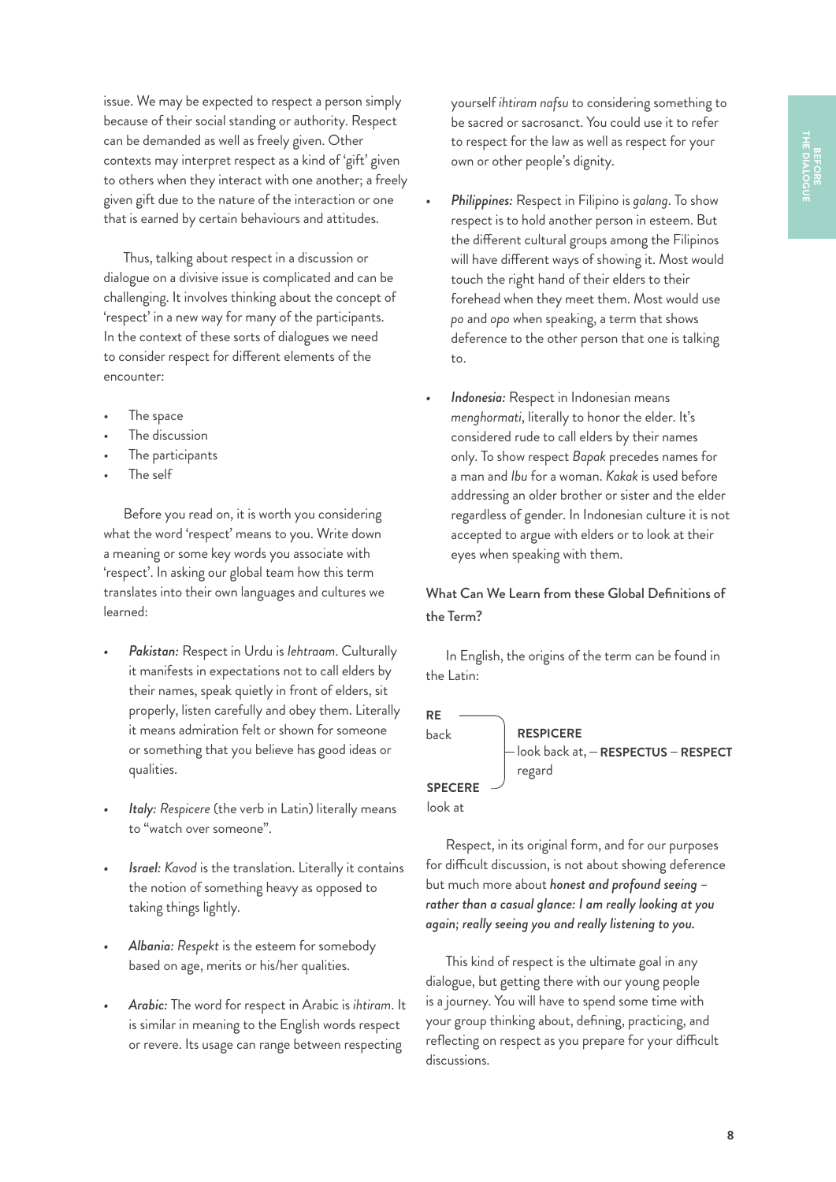issue. We may be expected to respect a person simply because of their social standing or authority. Respect can be demanded as well as freely given. Other contexts may interpret respect as a kind of 'gift' given to others when they interact with one another; a freely given gift due to the nature of the interaction or one that is earned by certain behaviours and attitudes.

Thus, talking about respect in a discussion or dialogue on a divisive issue is complicated and can be challenging. It involves thinking about the concept of 'respect' in a new way for many of the participants. In the context of these sorts of dialogues we need to consider respect for different elements of the encounter:

- The space
- The discussion
- The participants
- The self

Before you read on, it is worth you considering what the word 'respect' means to you. Write down a meaning or some key words you associate with 'respect'. In asking our global team how this term translates into their own languages and cultures we learned:

- *Pakistan:* Respect in Urdu is *Iehtraam*. Culturally it manifests in expectations not to call elders by their names, speak quietly in front of elders, sit properly, listen carefully and obey them. Literally it means admiration felt or shown for someone or something that you believe has good ideas or qualities.

- *Italy: Respicere* (the verb in Latin) literally means to "watch over someone".

- *Israel: Kavod* is the translation. Literally it contains the notion of something heavy as opposed to taking things lightly.

- *Albania: Respekt* is the esteem for somebody based on age, merits or his/her qualities.

- *Arabic:* The word for respect in Arabic is *ihtiram*. It is similar in meaning to the English words respect or revere. Its usage can range between respecting yourself *ihtiram nafsu* to considering something to be sacred or sacrosanct. You could use it to refer to respect for the law as well as respect for your own or other people's dignity.

- *Philippines:* Respect in Filipino is *galang*. To show respect is to hold another person in esteem. But the different cultural groups among the Filipinos will have different ways of showing it. Most would touch the right hand of their elders to their forehead when they meet them. Most would use *po* and *opo* when speaking, a term that shows deference to the other person that one is talking to.

- *Indonesia:* Respect in Indonesian means *menghormati*, literally to honor the elder. It's considered rude to call elders by their names only. To show respect *Bapak* precedes names for a man and *Ibu* for a woman. *Kakak* is used before addressing an older brother or sister and the elder regardless of gender. In Indonesian culture it is not accepted to argue with elders or to look at their eyes when speaking with them.

### What Can We Learn from these Global Definitions of the Term?

In English, the origins of the term can be found in the Latin:

**RE**
back

**SPECERE**
look at

→ **RESPICERE**
look back at, regard – **RESPECTUS** – **RESPECT**

Respect, in its original form, and for our purposes for difficult discussion, is not about showing deference but much more about ***honest and profound seeing – rather than a casual glance: I am really looking at you again; really seeing you and really listening to you.***

This kind of respect is the ultimate goal in any dialogue, but getting there with our young people is a journey. You will have to spend some time with your group thinking about, defining, practicing, and reflecting on respect as you prepare for your difficult discussions.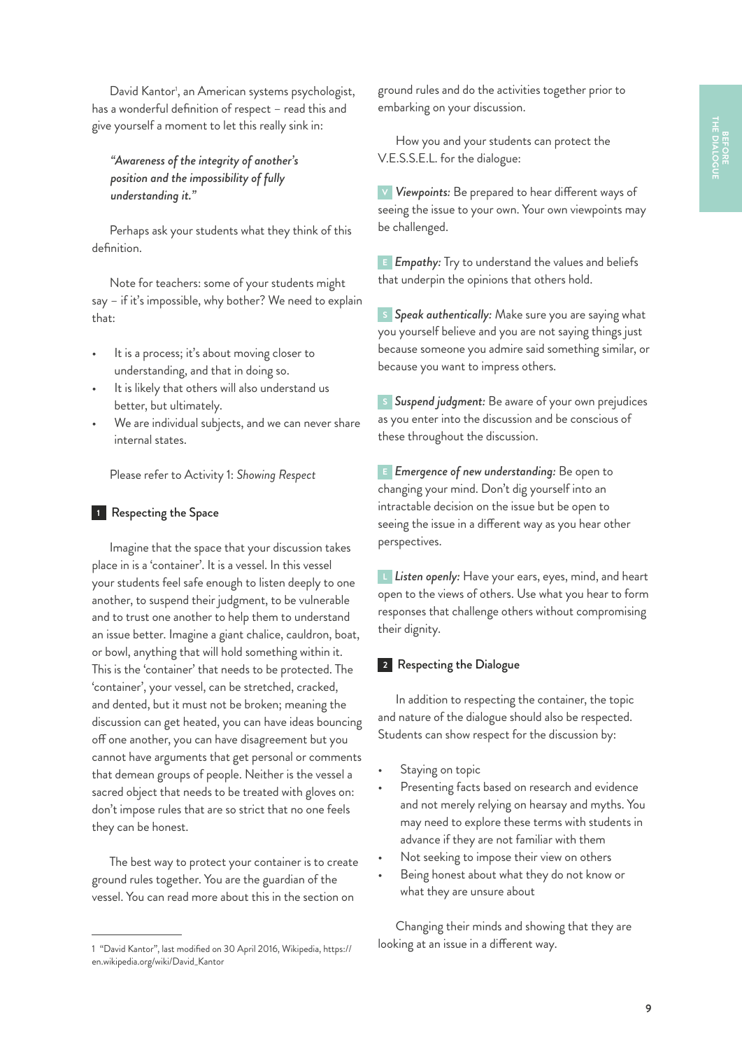David Kantor[1], an American systems psychologist, has a wonderful definition of respect – read this and give yourself a moment to let this really sink in:

> *"Awareness of the integrity of another's position and the impossibility of fully understanding it."*

Perhaps ask your students what they think of this definition.

Note for teachers: some of your students might say – if it's impossible, why bother? We need to explain that:

- It is a process; it's about moving closer to understanding, and that in doing so.
- It is likely that others will also understand us better, but ultimately.
- We are individual subjects, and we can never share internal states.

Please refer to Activity 1: *Showing Respect*

## 1 Respecting the Space

Imagine that the space that your discussion takes place in is a 'container'. It is a vessel. In this vessel your students feel safe enough to listen deeply to one another, to suspend their judgment, to be vulnerable and to trust one another to help them to understand an issue better. Imagine a giant chalice, cauldron, boat, or bowl, anything that will hold something within it. This is the 'container' that needs to be protected. The 'container', your vessel, can be stretched, cracked, and dented, but it must not be broken; meaning the discussion can get heated, you can have ideas bouncing off one another, you can have disagreement but you cannot have arguments that get personal or comments that demean groups of people. Neither is the vessel a sacred object that needs to be treated with gloves on: don't impose rules that are so strict that no one feels they can be honest.

The best way to protect your container is to create ground rules together. You are the guardian of the vessel. You can read more about this in the section on ground rules and do the activities together prior to embarking on your discussion.

How you and your students can protect the V.E.S.S.E.L. for the dialogue:

**V** *Viewpoints:* Be prepared to hear different ways of seeing the issue to your own. Your own viewpoints may be challenged.

**E** *Empathy:* Try to understand the values and beliefs that underpin the opinions that others hold.

**S** *Speak authentically:* Make sure you are saying what you yourself believe and you are not saying things just because someone you admire said something similar, or because you want to impress others.

**S** *Suspend judgment:* Be aware of your own prejudices as you enter into the discussion and be conscious of these throughout the discussion.

**E** *Emergence of new understanding:* Be open to changing your mind. Don't dig yourself into an intractable decision on the issue but be open to seeing the issue in a different way as you hear other perspectives.

**L** *Listen openly:* Have your ears, eyes, mind, and heart open to the views of others. Use what you hear to form responses that challenge others without compromising their dignity.

## 2 Respecting the Dialogue

In addition to respecting the container, the topic and nature of the dialogue should also be respected. Students can show respect for the discussion by:

- Staying on topic
- Presenting facts based on research and evidence and not merely relying on hearsay and myths. You may need to explore these terms with students in advance if they are not familiar with them
- Not seeking to impose their view on others
- Being honest about what they do not know or what they are unsure about

Changing their minds and showing that they are looking at an issue in a different way.

---

1 "David Kantor", last modified on 30 April 2016, Wikipedia, https://en.wikipedia.org/wiki/David_Kantor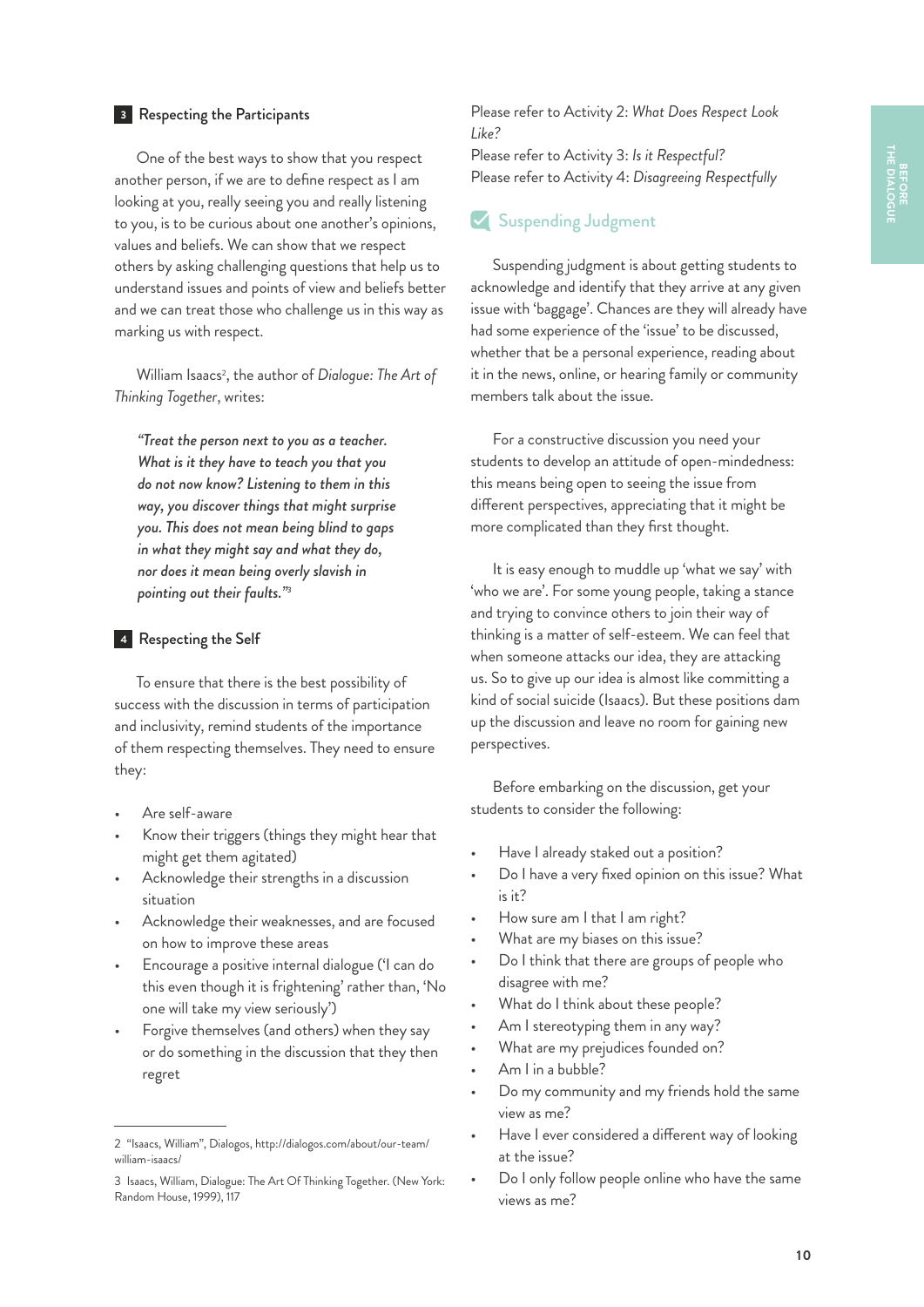### 3 Respecting the Participants

One of the best ways to show that you respect another person, if we are to define respect as I am looking at you, really seeing you and really listening to you, is to be curious about one another's opinions, values and beliefs. We can show that we respect others by asking challenging questions that help us to understand issues and points of view and beliefs better and we can treat those who challenge us in this way as marking us with respect.

William Isaacs[2], the author of *Dialogue: The Art of Thinking Together*, writes:

> *"Treat the person next to you as a teacher. What is it they have to teach you that you do not now know? Listening to them in this way, you discover things that might surprise you. This does not mean being blind to gaps in what they might say and what they do, nor does it mean being overly slavish in pointing out their faults."*[3]

### 4 Respecting the Self

To ensure that there is the best possibility of success with the discussion in terms of participation and inclusivity, remind students of the importance of them respecting themselves. They need to ensure they:

- Are self-aware
- Know their triggers (things they might hear that might get them agitated)
- Acknowledge their strengths in a discussion situation
- Acknowledge their weaknesses, and are focused on how to improve these areas
- Encourage a positive internal dialogue ('I can do this even though it is frightening' rather than, 'No one will take my view seriously')
- Forgive themselves (and others) when they say or do something in the discussion that they then regret

Please refer to Activity 2: *What Does Respect Look Like?*
Please refer to Activity 3: *Is it Respectful?*
Please refer to Activity 4: *Disagreeing Respectfully*

## Suspending Judgment

Suspending judgment is about getting students to acknowledge and identify that they arrive at any given issue with 'baggage'. Chances are they will already have had some experience of the 'issue' to be discussed, whether that be a personal experience, reading about it in the news, online, or hearing family or community members talk about the issue.

For a constructive discussion you need your students to develop an attitude of open-mindedness: this means being open to seeing the issue from different perspectives, appreciating that it might be more complicated than they first thought.

It is easy enough to muddle up 'what we say' with 'who we are'. For some young people, taking a stance and trying to convince others to join their way of thinking is a matter of self-esteem. We can feel that when someone attacks our idea, they are attacking us. So to give up our idea is almost like committing a kind of social suicide (Isaacs). But these positions dam up the discussion and leave no room for gaining new perspectives.

Before embarking on the discussion, get your students to consider the following:

- Have I already staked out a position?
- Do I have a very fixed opinion on this issue? What is it?
- How sure am I that I am right?
- What are my biases on this issue?
- Do I think that there are groups of people who disagree with me?
- What do I think about these people?
- Am I stereotyping them in any way?
- What are my prejudices founded on?
- Am I in a bubble?
- Do my community and my friends hold the same view as me?
- Have I ever considered a different way of looking at the issue?
- Do I only follow people online who have the same views as me?

---

2 "Isaacs, William", Dialogos, http://dialogos.com/about/our-team/william-isaacs/

3 Isaacs, William, Dialogue: The Art Of Thinking Together. (New York: Random House, 1999), 117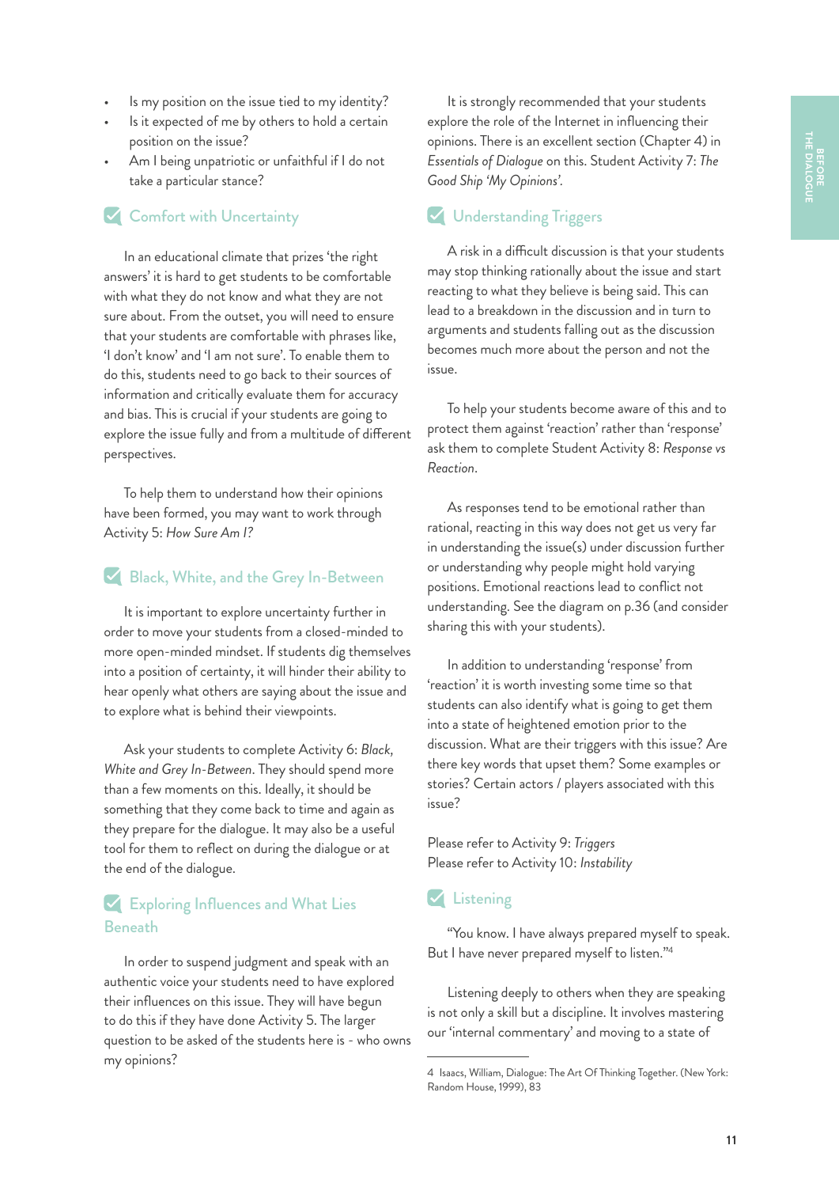- Is my position on the issue tied to my identity?
- Is it expected of me by others to hold a certain position on the issue?
- Am I being unpatriotic or unfaithful if I do not take a particular stance?

## Comfort with Uncertainty

In an educational climate that prizes 'the right answers' it is hard to get students to be comfortable with what they do not know and what they are not sure about. From the outset, you will need to ensure that your students are comfortable with phrases like, 'I don't know' and 'I am not sure'. To enable them to do this, students need to go back to their sources of information and critically evaluate them for accuracy and bias. This is crucial if your students are going to explore the issue fully and from a multitude of different perspectives.

To help them to understand how their opinions have been formed, you may want to work through Activity 5: *How Sure Am I?*

## Black, White, and the Grey In-Between

It is important to explore uncertainty further in order to move your students from a closed-minded to more open-minded mindset. If students dig themselves into a position of certainty, it will hinder their ability to hear openly what others are saying about the issue and to explore what is behind their viewpoints.

Ask your students to complete Activity 6: *Black, White and Grey In-Between*. They should spend more than a few moments on this. Ideally, it should be something that they come back to time and again as they prepare for the dialogue. It may also be a useful tool for them to reflect on during the dialogue or at the end of the dialogue.

## Exploring Influences and What Lies Beneath

In order to suspend judgment and speak with an authentic voice your students need to have explored their influences on this issue. They will have begun to do this if they have done Activity 5. The larger question to be asked of the students here is - who owns my opinions?

It is strongly recommended that your students explore the role of the Internet in influencing their opinions. There is an excellent section (Chapter 4) in *Essentials of Dialogue* on this. Student Activity 7: *The Good Ship 'My Opinions'*.

## Understanding Triggers

A risk in a difficult discussion is that your students may stop thinking rationally about the issue and start reacting to what they believe is being said. This can lead to a breakdown in the discussion and in turn to arguments and students falling out as the discussion becomes much more about the person and not the issue.

To help your students become aware of this and to protect them against 'reaction' rather than 'response' ask them to complete Student Activity 8: *Response vs Reaction*.

As responses tend to be emotional rather than rational, reacting in this way does not get us very far in understanding the issue(s) under discussion further or understanding why people might hold varying positions. Emotional reactions lead to conflict not understanding. See the diagram on p.36 (and consider sharing this with your students).

In addition to understanding 'response' from 'reaction' it is worth investing some time so that students can also identify what is going to get them into a state of heightened emotion prior to the discussion. What are their triggers with this issue? Are there key words that upset them? Some examples or stories? Certain actors / players associated with this issue?

Please refer to Activity 9: *Triggers*
Please refer to Activity 10: *Instability*

## Listening

"You know. I have always prepared myself to speak. But I have never prepared myself to listen."[4]

Listening deeply to others when they are speaking is not only a skill but a discipline. It involves mastering our 'internal commentary' and moving to a state of

---

4 Isaacs, William, Dialogue: The Art Of Thinking Together. (New York: Random House, 1999), 83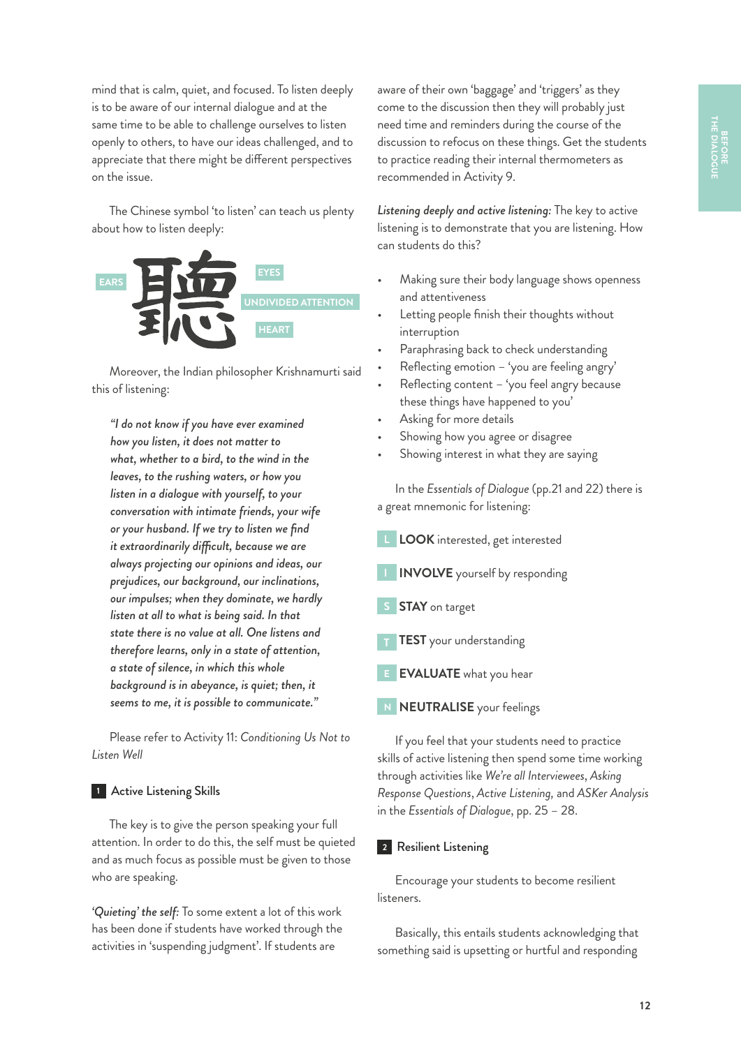mind that is calm, quiet, and focused. To listen deeply is to be aware of our internal dialogue and at the same time to be able to challenge ourselves to listen openly to others, to have our ideas challenged, and to appreciate that there might be different perspectives on the issue.

The Chinese symbol 'to listen' can teach us plenty about how to listen deeply:

聽

EARS — EYES — UNDIVIDED ATTENTION — HEART

Moreover, the Indian philosopher Krishnamurti said this of listening:

> *"I do not know if you have ever examined how you listen, it does not matter to what, whether to a bird, to the wind in the leaves, to the rushing waters, or how you listen in a dialogue with yourself, to your conversation with intimate friends, your wife or your husband. If we try to listen we find it extraordinarily difficult, because we are always projecting our opinions and ideas, our prejudices, our background, our inclinations, our impulses; when they dominate, we hardly listen at all to what is being said. In that state there is no value at all. One listens and therefore learns, only in a state of attention, a state of silence, in which this whole background is in abeyance, is quiet; then, it seems to me, it is possible to communicate."*

Please refer to Activity 11: *Conditioning Us Not to Listen Well*

## 1 Active Listening Skills

The key is to give the person speaking your full attention. In order to do this, the self must be quieted and as much focus as possible must be given to those who are speaking.

***'Quieting' the self:*** To some extent a lot of this work has been done if students have worked through the activities in 'suspending judgment'. If students are aware of their own 'baggage' and 'triggers' as they come to the discussion then they will probably just need time and reminders during the course of the discussion to refocus on these things. Get the students to practice reading their internal thermometers as recommended in Activity 9.

***Listening deeply and active listening:*** The key to active listening is to demonstrate that you are listening. How can students do this?

- Making sure their body language shows openness and attentiveness
- Letting people finish their thoughts without interruption
- Paraphrasing back to check understanding
- Reflecting emotion – 'you are feeling angry'
- Reflecting content – 'you feel angry because these things have happened to you'
- Asking for more details
- Showing how you agree or disagree
- Showing interest in what they are saying

In the *Essentials of Dialogue* (pp.21 and 22) there is a great mnemonic for listening:

**L** **LOOK** interested, get interested

**I** **INVOLVE** yourself by responding

**S** **STAY** on target

**T** **TEST** your understanding

**E** **EVALUATE** what you hear

**N** **NEUTRALISE** your feelings

If you feel that your students need to practice skills of active listening then spend some time working through activities like *We're all Interviewees*, *Asking Response Questions*, *Active Listening,* and *ASKer Analysis* in the *Essentials of Dialogue*, pp. 25 – 28.

## 2 Resilient Listening

Encourage your students to become resilient listeners.

Basically, this entails students acknowledging that something said is upsetting or hurtful and responding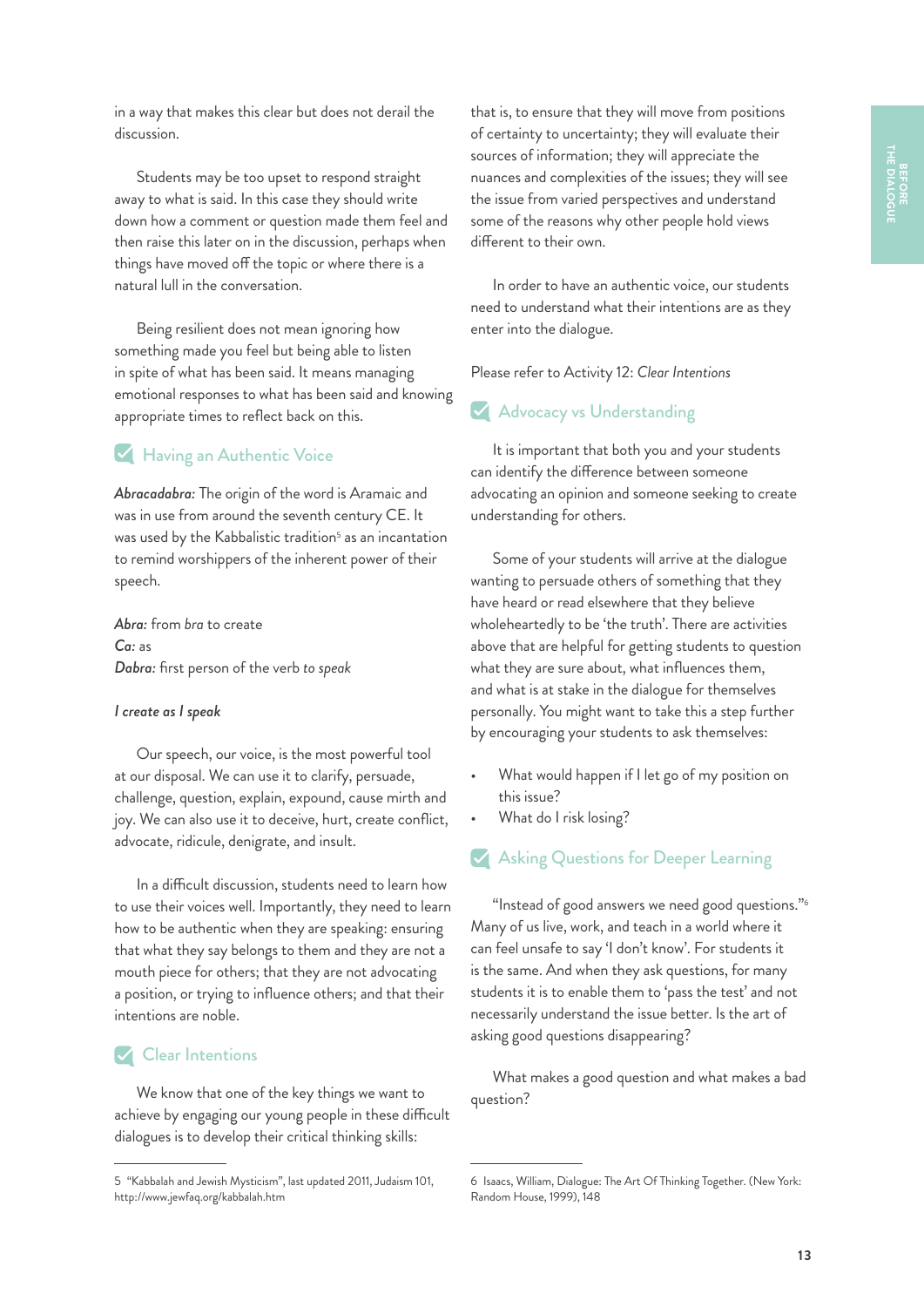in a way that makes this clear but does not derail the discussion.

Students may be too upset to respond straight away to what is said. In this case they should write down how a comment or question made them feel and then raise this later on in the discussion, perhaps when things have moved off the topic or where there is a natural lull in the conversation.

Being resilient does not mean ignoring how something made you feel but being able to listen in spite of what has been said. It means managing emotional responses to what has been said and knowing appropriate times to reflect back on this.

## Having an Authentic Voice

***Abracadabra:*** The origin of the word is Aramaic and was in use from around the seventh century CE. It was used by the Kabbalistic tradition[5] as an incantation to remind worshippers of the inherent power of their speech.

***Abra:*** from *bra* to create
***Ca:*** as
***Dabra:*** first person of the verb *to speak*

***I create as I speak***

Our speech, our voice, is the most powerful tool at our disposal. We can use it to clarify, persuade, challenge, question, explain, expound, cause mirth and joy. We can also use it to deceive, hurt, create conflict, advocate, ridicule, denigrate, and insult.

In a difficult discussion, students need to learn how to use their voices well. Importantly, they need to learn how to be authentic when they are speaking: ensuring that what they say belongs to them and they are not a mouth piece for others; that they are not advocating a position, or trying to influence others; and that their intentions are noble.

## Clear Intentions

We know that one of the key things we want to achieve by engaging our young people in these difficult dialogues is to develop their critical thinking skills: that is, to ensure that they will move from positions of certainty to uncertainty; they will evaluate their sources of information; they will appreciate the nuances and complexities of the issues; they will see the issue from varied perspectives and understand some of the reasons why other people hold views different to their own.

In order to have an authentic voice, our students need to understand what their intentions are as they enter into the dialogue.

Please refer to Activity 12: *Clear Intentions*

## Advocacy vs Understanding

It is important that both you and your students can identify the difference between someone advocating an opinion and someone seeking to create understanding for others.

Some of your students will arrive at the dialogue wanting to persuade others of something that they have heard or read elsewhere that they believe wholeheartedly to be 'the truth'. There are activities above that are helpful for getting students to question what they are sure about, what influences them, and what is at stake in the dialogue for themselves personally. You might want to take this a step further by encouraging your students to ask themselves:

- What would happen if I let go of my position on this issue?
- What do I risk losing?

## Asking Questions for Deeper Learning

"Instead of good answers we need good questions."[6] Many of us live, work, and teach in a world where it can feel unsafe to say 'I don't know'. For students it is the same. And when they ask questions, for many students it is to enable them to 'pass the test' and not necessarily understand the issue better. Is the art of asking good questions disappearing?

What makes a good question and what makes a bad question?

---

5 "Kabbalah and Jewish Mysticism", last updated 2011, Judaism 101, http://www.jewfaq.org/kabbalah.htm

6 Isaacs, William, Dialogue: The Art Of Thinking Together. (New York: Random House, 1999), 148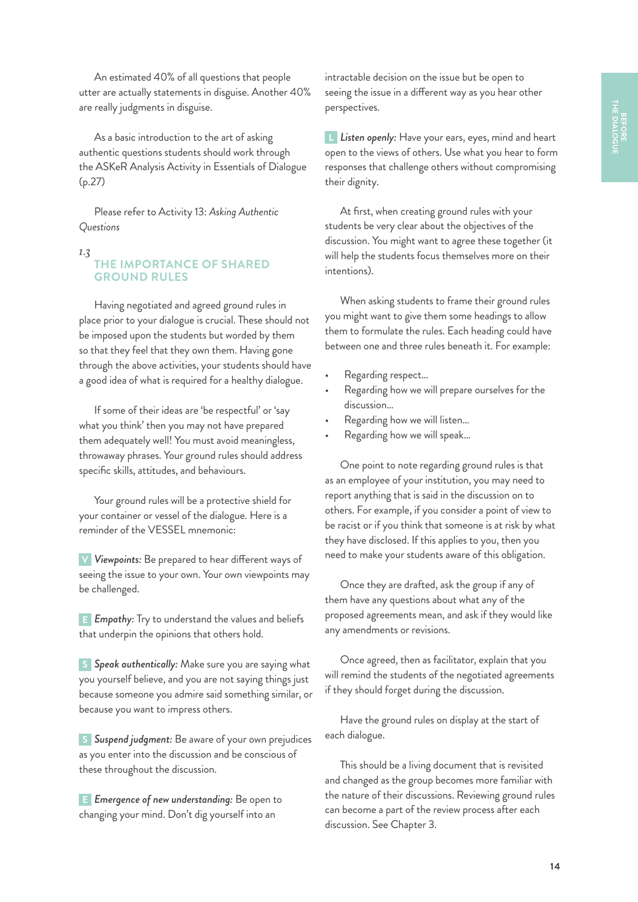An estimated 40% of all questions that people utter are actually statements in disguise. Another 40% are really judgments in disguise.

As a basic introduction to the art of asking authentic questions students should work through the ASKeR Analysis Activity in Essentials of Dialogue (p.27)

Please refer to Activity 13: *Asking Authentic Questions*

## 1.3 THE IMPORTANCE OF SHARED GROUND RULES

Having negotiated and agreed ground rules in place prior to your dialogue is crucial. These should not be imposed upon the students but worded by them so that they feel that they own them. Having gone through the above activities, your students should have a good idea of what is required for a healthy dialogue.

If some of their ideas are 'be respectful' or 'say what you think' then you may not have prepared them adequately well! You must avoid meaningless, throwaway phrases. Your ground rules should address specific skills, attitudes, and behaviours.

Your ground rules will be a protective shield for your container or vessel of the dialogue. Here is a reminder of the VESSEL mnemonic:

**V** *Viewpoints:* Be prepared to hear different ways of seeing the issue to your own. Your own viewpoints may be challenged.

**E** *Empathy:* Try to understand the values and beliefs that underpin the opinions that others hold.

**S** *Speak authentically:* Make sure you are saying what you yourself believe, and you are not saying things just because someone you admire said something similar, or because you want to impress others.

**S** *Suspend judgment:* Be aware of your own prejudices as you enter into the discussion and be conscious of these throughout the discussion.

**E** *Emergence of new understanding:* Be open to changing your mind. Don't dig yourself into an intractable decision on the issue but be open to seeing the issue in a different way as you hear other perspectives.

**L** *Listen openly:* Have your ears, eyes, mind and heart open to the views of others. Use what you hear to form responses that challenge others without compromising their dignity.

At first, when creating ground rules with your students be very clear about the objectives of the discussion. You might want to agree these together (it will help the students focus themselves more on their intentions).

When asking students to frame their ground rules you might want to give them some headings to allow them to formulate the rules. Each heading could have between one and three rules beneath it. For example:

- Regarding respect...
- Regarding how we will prepare ourselves for the discussion...
- Regarding how we will listen...
- Regarding how we will speak...

One point to note regarding ground rules is that as an employee of your institution, you may need to report anything that is said in the discussion on to others. For example, if you consider a point of view to be racist or if you think that someone is at risk by what they have disclosed. If this applies to you, then you need to make your students aware of this obligation.

Once they are drafted, ask the group if any of them have any questions about what any of the proposed agreements mean, and ask if they would like any amendments or revisions.

Once agreed, then as facilitator, explain that you will remind the students of the negotiated agreements if they should forget during the discussion.

Have the ground rules on display at the start of each dialogue.

This should be a living document that is revisited and changed as the group becomes more familiar with the nature of their discussions. Reviewing ground rules can become a part of the review process after each discussion. See Chapter 3.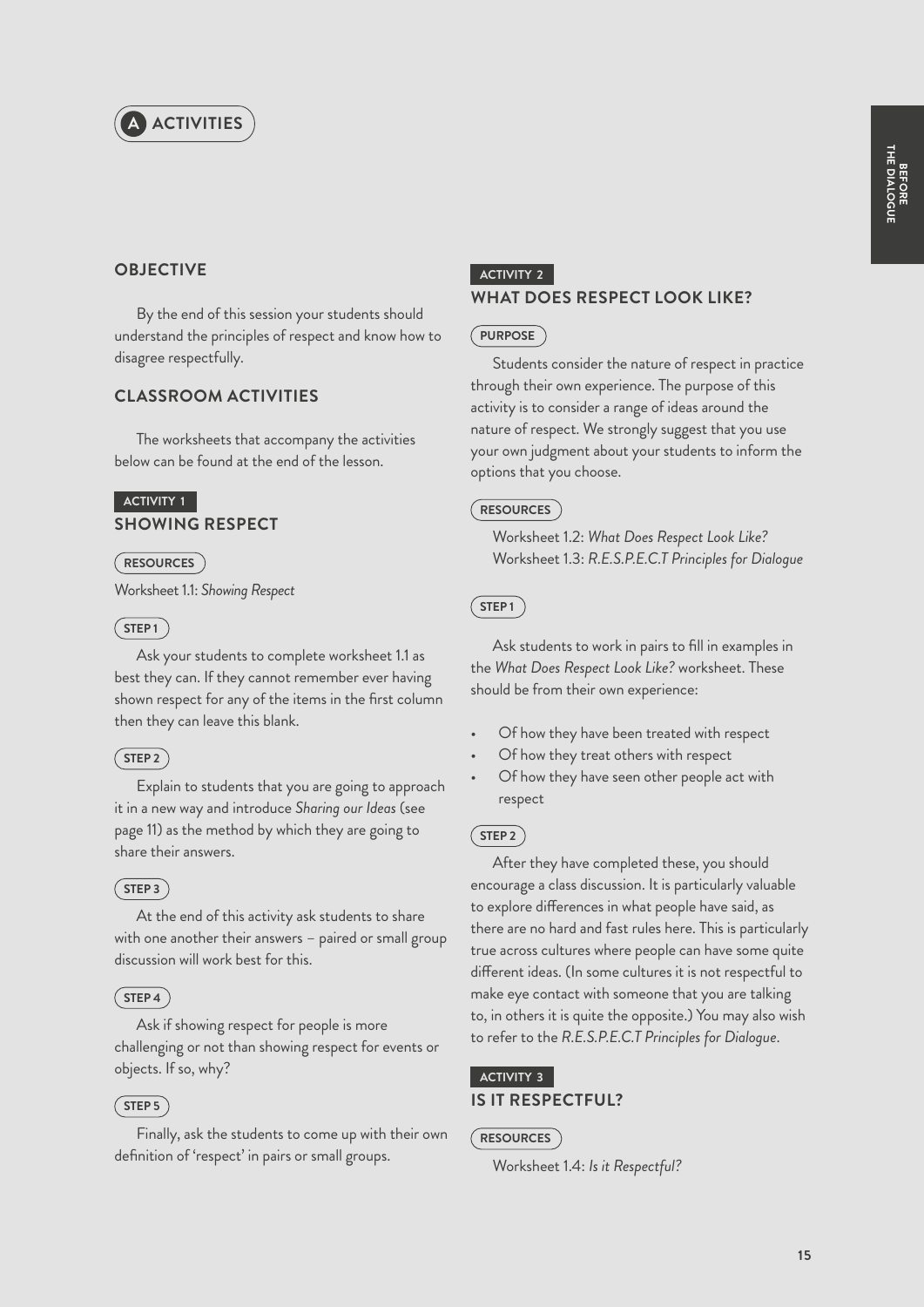# A ACTIVITIES

## OBJECTIVE

By the end of this session your students should understand the principles of respect and know how to disagree respectfully.

## CLASSROOM ACTIVITIES

The worksheets that accompany the activities below can be found at the end of the lesson.

### ACTIVITY 1
### SHOWING RESPECT

**RESOURCES**

Worksheet 1.1: *Showing Respect*

**STEP 1**

Ask your students to complete worksheet 1.1 as best they can. If they cannot remember ever having shown respect for any of the items in the first column then they can leave this blank.

**STEP 2**

Explain to students that you are going to approach it in a new way and introduce *Sharing our Ideas* (see page 11) as the method by which they are going to share their answers.

**STEP 3**

At the end of this activity ask students to share with one another their answers – paired or small group discussion will work best for this.

**STEP 4**

Ask if showing respect for people is more challenging or not than showing respect for events or objects. If so, why?

**STEP 5**

Finally, ask the students to come up with their own definition of 'respect' in pairs or small groups.

### ACTIVITY 2
### WHAT DOES RESPECT LOOK LIKE?

**PURPOSE**

Students consider the nature of respect in practice through their own experience. The purpose of this activity is to consider a range of ideas around the nature of respect. We strongly suggest that you use your own judgment about your students to inform the options that you choose.

**RESOURCES**

Worksheet 1.2: *What Does Respect Look Like?*
Worksheet 1.3: *R.E.S.P.E.C.T Principles for Dialogue*

**STEP 1**

Ask students to work in pairs to fill in examples in the *What Does Respect Look Like?* worksheet. These should be from their own experience:

- Of how they have been treated with respect
- Of how they treat others with respect
- Of how they have seen other people act with respect

**STEP 2**

After they have completed these, you should encourage a class discussion. It is particularly valuable to explore differences in what people have said, as there are no hard and fast rules here. This is particularly true across cultures where people can have some quite different ideas. (In some cultures it is not respectful to make eye contact with someone that you are talking to, in others it is quite the opposite.) You may also wish to refer to the *R.E.S.P.E.C.T Principles for Dialogue*.

### ACTIVITY 3
### IS IT RESPECTFUL?

**RESOURCES**

Worksheet 1.4: *Is it Respectful?*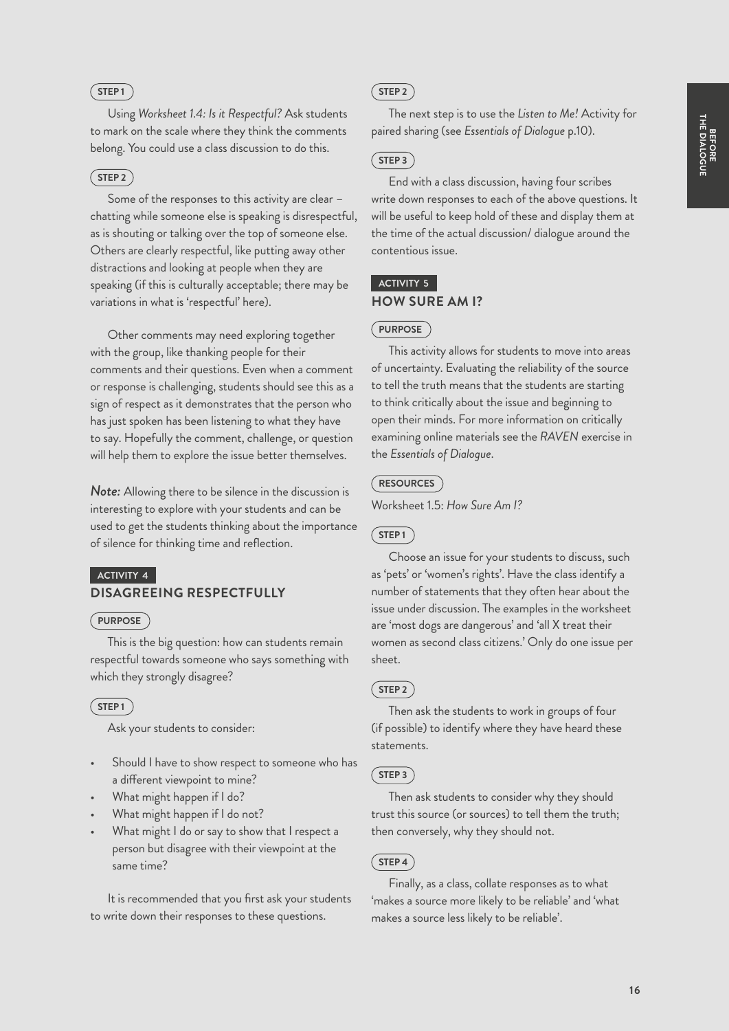**STEP 1**

Using *Worksheet 1.4: Is it Respectful?* Ask students to mark on the scale where they think the comments belong. You could use a class discussion to do this.

**STEP 2**

Some of the responses to this activity are clear – chatting while someone else is speaking is disrespectful, as is shouting or talking over the top of someone else. Others are clearly respectful, like putting away other distractions and looking at people when they are speaking (if this is culturally acceptable; there may be variations in what is 'respectful' here).

Other comments may need exploring together with the group, like thanking people for their comments and their questions. Even when a comment or response is challenging, students should see this as a sign of respect as it demonstrates that the person who has just spoken has been listening to what they have to say. Hopefully the comment, challenge, or question will help them to explore the issue better themselves.

***Note:*** Allowing there to be silence in the discussion is interesting to explore with your students and can be used to get the students thinking about the importance of silence for thinking time and reflection.

**ACTIVITY 4**

## DISAGREEING RESPECTFULLY

**PURPOSE**

This is the big question: how can students remain respectful towards someone who says something with which they strongly disagree?

**STEP 1**

Ask your students to consider:

- Should I have to show respect to someone who has a different viewpoint to mine?
- What might happen if I do?
- What might happen if I do not?
- What might I do or say to show that I respect a person but disagree with their viewpoint at the same time?

It is recommended that you first ask your students to write down their responses to these questions.

**STEP 2**

The next step is to use the *Listen to Me!* Activity for paired sharing (see *Essentials of Dialogue* p.10).

**STEP 3**

End with a class discussion, having four scribes write down responses to each of the above questions. It will be useful to keep hold of these and display them at the time of the actual discussion/ dialogue around the contentious issue.

**ACTIVITY 5**

## HOW SURE AM I?

**PURPOSE**

This activity allows for students to move into areas of uncertainty. Evaluating the reliability of the source to tell the truth means that the students are starting to think critically about the issue and beginning to open their minds. For more information on critically examining online materials see the *RAVEN* exercise in the *Essentials of Dialogue*.

**RESOURCES**

Worksheet 1.5: *How Sure Am I?*

**STEP 1**

Choose an issue for your students to discuss, such as 'pets' or 'women's rights'. Have the class identify a number of statements that they often hear about the issue under discussion. The examples in the worksheet are 'most dogs are dangerous' and 'all X treat their women as second class citizens.' Only do one issue per sheet.

**STEP 2**

Then ask the students to work in groups of four (if possible) to identify where they have heard these statements.

**STEP 3**

Then ask students to consider why they should trust this source (or sources) to tell them the truth; then conversely, why they should not.

**STEP 4**

Finally, as a class, collate responses as to what 'makes a source more likely to be reliable' and 'what makes a source less likely to be reliable'.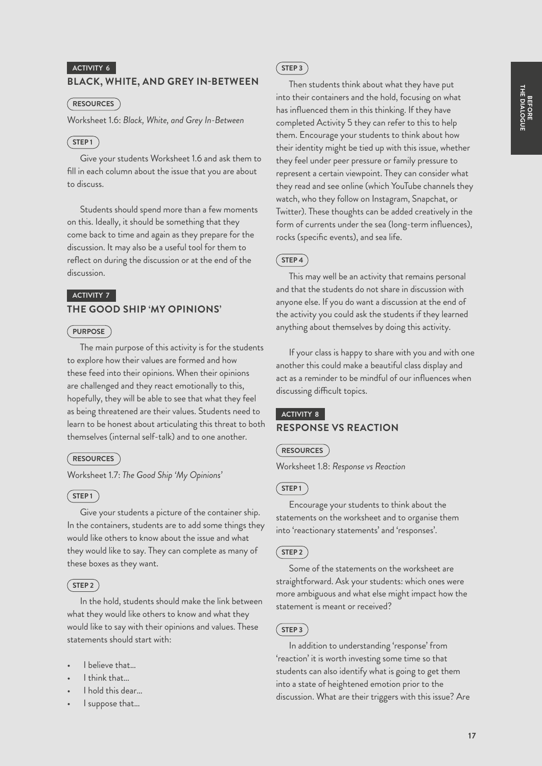ACTIVITY 6

## BLACK, WHITE, AND GREY IN-BETWEEN

**RESOURCES**

Worksheet 1.6: *Black, White, and Grey In-Between*

**STEP 1**

Give your students Worksheet 1.6 and ask them to fill in each column about the issue that you are about to discuss.

Students should spend more than a few moments on this. Ideally, it should be something that they come back to time and again as they prepare for the discussion. It may also be a useful tool for them to reflect on during the discussion or at the end of the discussion.

ACTIVITY 7

## THE GOOD SHIP 'MY OPINIONS'

**PURPOSE**

The main purpose of this activity is for the students to explore how their values are formed and how these feed into their opinions. When their opinions are challenged and they react emotionally to this, hopefully, they will be able to see that what they feel as being threatened are their values. Students need to learn to be honest about articulating this threat to both themselves (internal self-talk) and to one another.

**RESOURCES**

Worksheet 1.7: *The Good Ship 'My Opinions'*

**STEP 1**

Give your students a picture of the container ship. In the containers, students are to add some things they would like others to know about the issue and what they would like to say. They can complete as many of these boxes as they want.

**STEP 2**

In the hold, students should make the link between what they would like others to know and what they would like to say with their opinions and values. These statements should start with:

- I believe that...
- I think that...
- I hold this dear...
- I suppose that...

**STEP 3**

Then students think about what they have put into their containers and the hold, focusing on what has influenced them in this thinking. If they have completed Activity 5 they can refer to this to help them. Encourage your students to think about how their identity might be tied up with this issue, whether they feel under peer pressure or family pressure to represent a certain viewpoint. They can consider what they read and see online (which YouTube channels they watch, who they follow on Instagram, Snapchat, or Twitter). These thoughts can be added creatively in the form of currents under the sea (long-term influences), rocks (specific events), and sea life.

**STEP 4**

This may well be an activity that remains personal and that the students do not share in discussion with anyone else. If you do want a discussion at the end of the activity you could ask the students if they learned anything about themselves by doing this activity.

If your class is happy to share with you and with one another this could make a beautiful class display and act as a reminder to be mindful of our influences when discussing difficult topics.

ACTIVITY 8

## RESPONSE VS REACTION

**RESOURCES**

Worksheet 1.8: *Response vs Reaction*

**STEP 1**

Encourage your students to think about the statements on the worksheet and to organise them into 'reactionary statements' and 'responses'.

**STEP 2**

Some of the statements on the worksheet are straightforward. Ask your students: which ones were more ambiguous and what else might impact how the statement is meant or received?

**STEP 3**

In addition to understanding 'response' from 'reaction' it is worth investing some time so that students can also identify what is going to get them into a state of heightened emotion prior to the discussion. What are their triggers with this issue? Are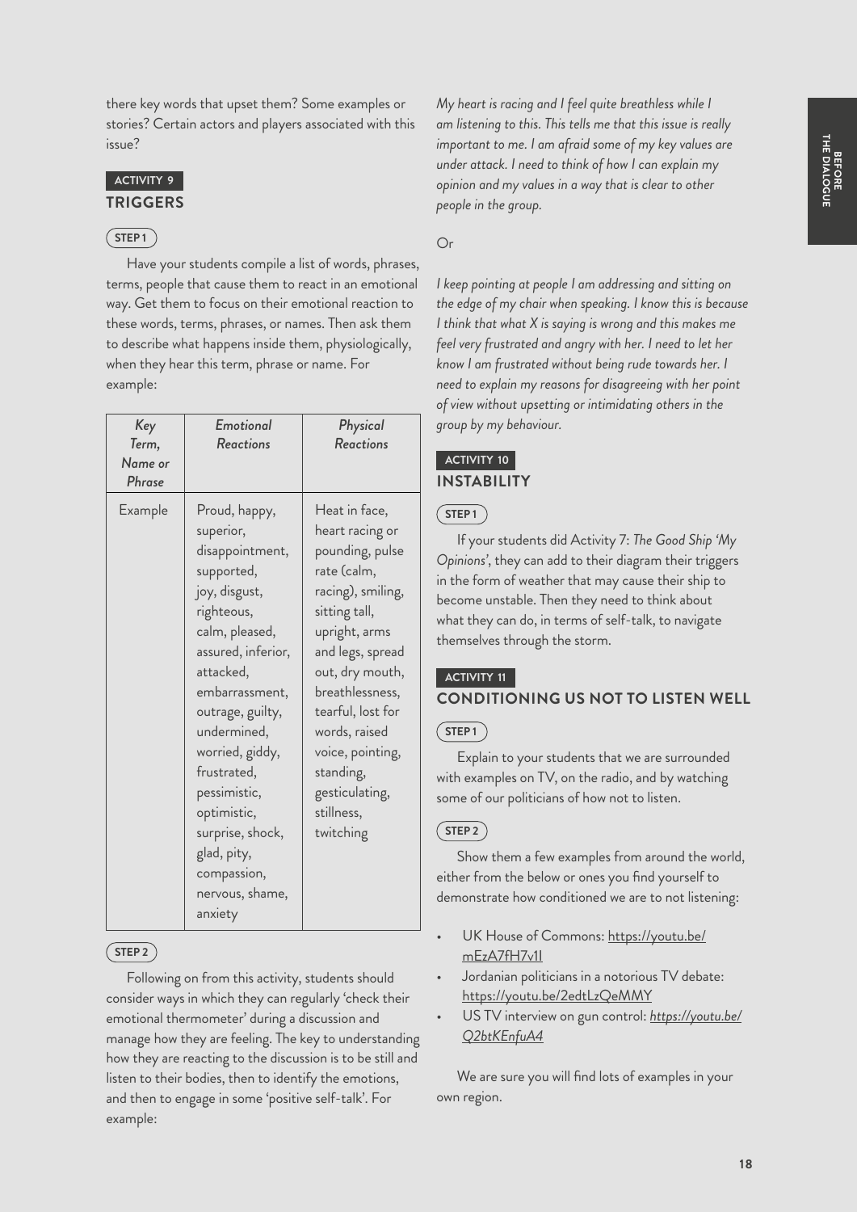there key words that upset them? Some examples or stories? Certain actors and players associated with this issue?

**ACTIVITY 9**

## TRIGGERS

**STEP 1**

Have your students compile a list of words, phrases, terms, people that cause them to react in an emotional way. Get them to focus on their emotional reaction to these words, terms, phrases, or names. Then ask them to describe what happens inside them, physiologically, when they hear this term, phrase or name. For example:

| *Key Term, Name or Phrase* | *Emotional Reactions* | *Physical Reactions* |
|---|---|---|
| Example | Proud, happy, superior, disappointment, supported, joy, disgust, righteous, calm, pleased, assured, inferior, attacked, embarrassment, outrage, guilty, undermined, worried, giddy, frustrated, pessimistic, optimistic, surprise, shock, glad, pity, compassion, nervous, shame, anxiety | Heat in face, heart racing or pounding, pulse rate (calm, racing), smiling, sitting tall, upright, arms and legs, spread out, dry mouth, breathlessness, tearful, lost for words, raised voice, pointing, standing, gesticulating, stillness, twitching |

**STEP 2**

Following on from this activity, students should consider ways in which they can regularly 'check their emotional thermometer' during a discussion and manage how they are feeling. The key to understanding how they are reacting to the discussion is to be still and listen to their bodies, then to identify the emotions, and then to engage in some 'positive self-talk'. For example:

*My heart is racing and I feel quite breathless while I am listening to this. This tells me that this issue is really important to me. I am afraid some of my key values are under attack. I need to think of how I can explain my opinion and my values in a way that is clear to other people in the group.*

Or

*I keep pointing at people I am addressing and sitting on the edge of my chair when speaking. I know this is because I think that what X is saying is wrong and this makes me feel very frustrated and angry with her. I need to let her know I am frustrated without being rude towards her. I need to explain my reasons for disagreeing with her point of view without upsetting or intimidating others in the group by my behaviour.*

**ACTIVITY 10**

## INSTABILITY

**STEP 1**

If your students did Activity 7: *The Good Ship 'My Opinions'*, they can add to their diagram their triggers in the form of weather that may cause their ship to become unstable. Then they need to think about what they can do, in terms of self-talk, to navigate themselves through the storm.

**ACTIVITY 11**

## CONDITIONING US NOT TO LISTEN WELL

**STEP 1**

Explain to your students that we are surrounded with examples on TV, on the radio, and by watching some of our politicians of how not to listen.

**STEP 2**

Show them a few examples from around the world, either from the below or ones you find yourself to demonstrate how conditioned we are to not listening:

- UK House of Commons: https://youtu.be/mEzA7fH7v1I
- Jordanian politicians in a notorious TV debate: https://youtu.be/2edtLzQeMMY
- US TV interview on gun control: *https://youtu.be/Q2btKEnfuA4*

We are sure you will find lots of examples in your own region.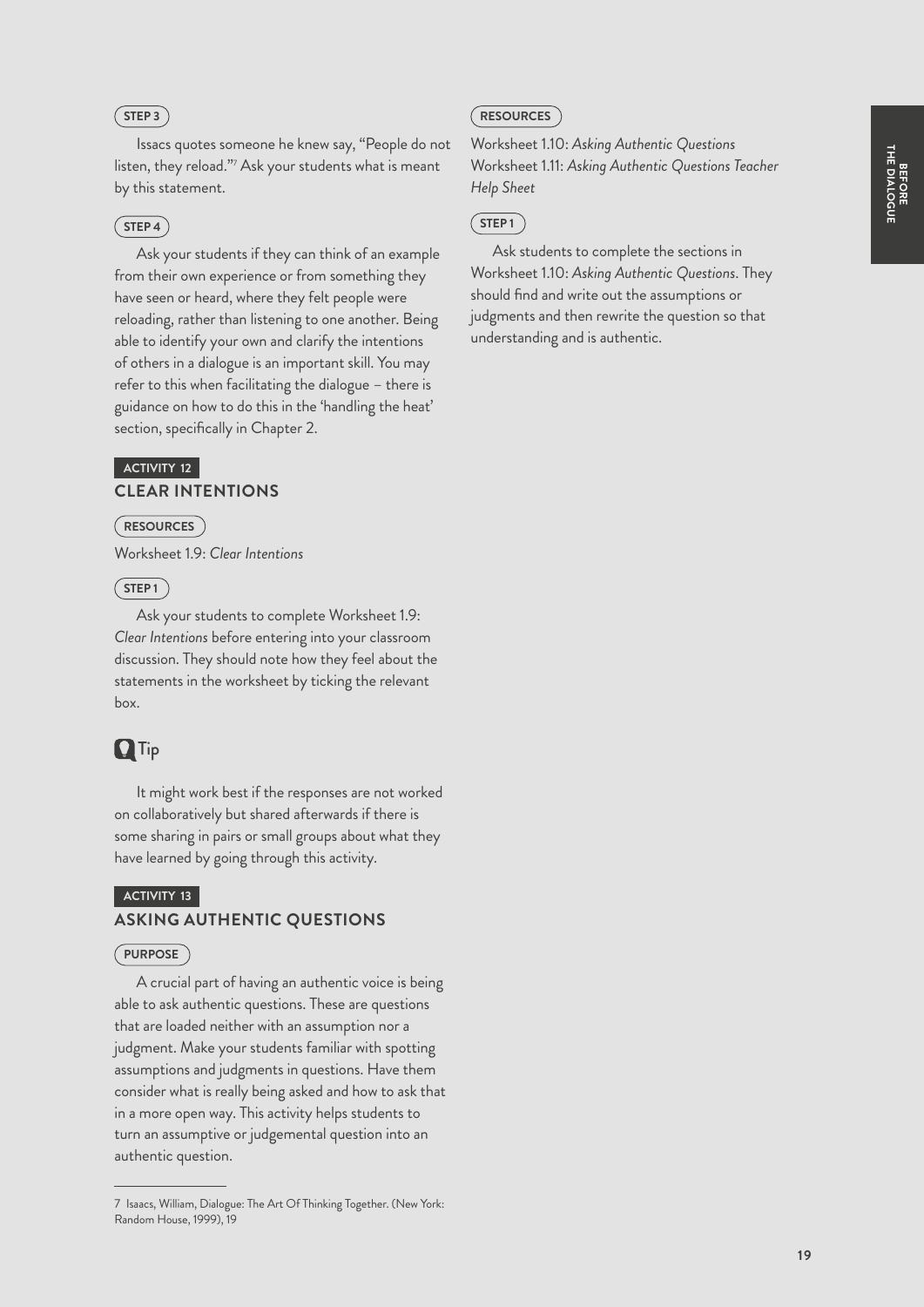**STEP 3**

Issacs quotes someone he knew say, "People do not listen, they reload."[7] Ask your students what is meant by this statement.

**STEP 4**

Ask your students if they can think of an example from their own experience or from something they have seen or heard, where they felt people were reloading, rather than listening to one another. Being able to identify your own and clarify the intentions of others in a dialogue is an important skill. You may refer to this when facilitating the dialogue – there is guidance on how to do this in the 'handling the heat' section, specifically in Chapter 2.

**ACTIVITY 12**

## CLEAR INTENTIONS

**RESOURCES**

Worksheet 1.9: *Clear Intentions*

**STEP 1**

Ask your students to complete Worksheet 1.9: *Clear Intentions* before entering into your classroom discussion. They should note how they feel about the statements in the worksheet by ticking the relevant box.

### Tip

It might work best if the responses are not worked on collaboratively but shared afterwards if there is some sharing in pairs or small groups about what they have learned by going through this activity.

**ACTIVITY 13**

## ASKING AUTHENTIC QUESTIONS

**PURPOSE**

A crucial part of having an authentic voice is being able to ask authentic questions. These are questions that are loaded neither with an assumption nor a judgment. Make your students familiar with spotting assumptions and judgments in questions. Have them consider what is really being asked and how to ask that in a more open way. This activity helps students to turn an assumptive or judgemental question into an authentic question.

**RESOURCES**

Worksheet 1.10: *Asking Authentic Questions*
Worksheet 1.11: *Asking Authentic Questions Teacher Help Sheet*

**STEP 1**

Ask students to complete the sections in Worksheet 1.10: *Asking Authentic Questions*. They should find and write out the assumptions or judgments and then rewrite the question so that understanding and is authentic.

---

7 Isaacs, William, Dialogue: The Art Of Thinking Together. (New York: Random House, 1999), 19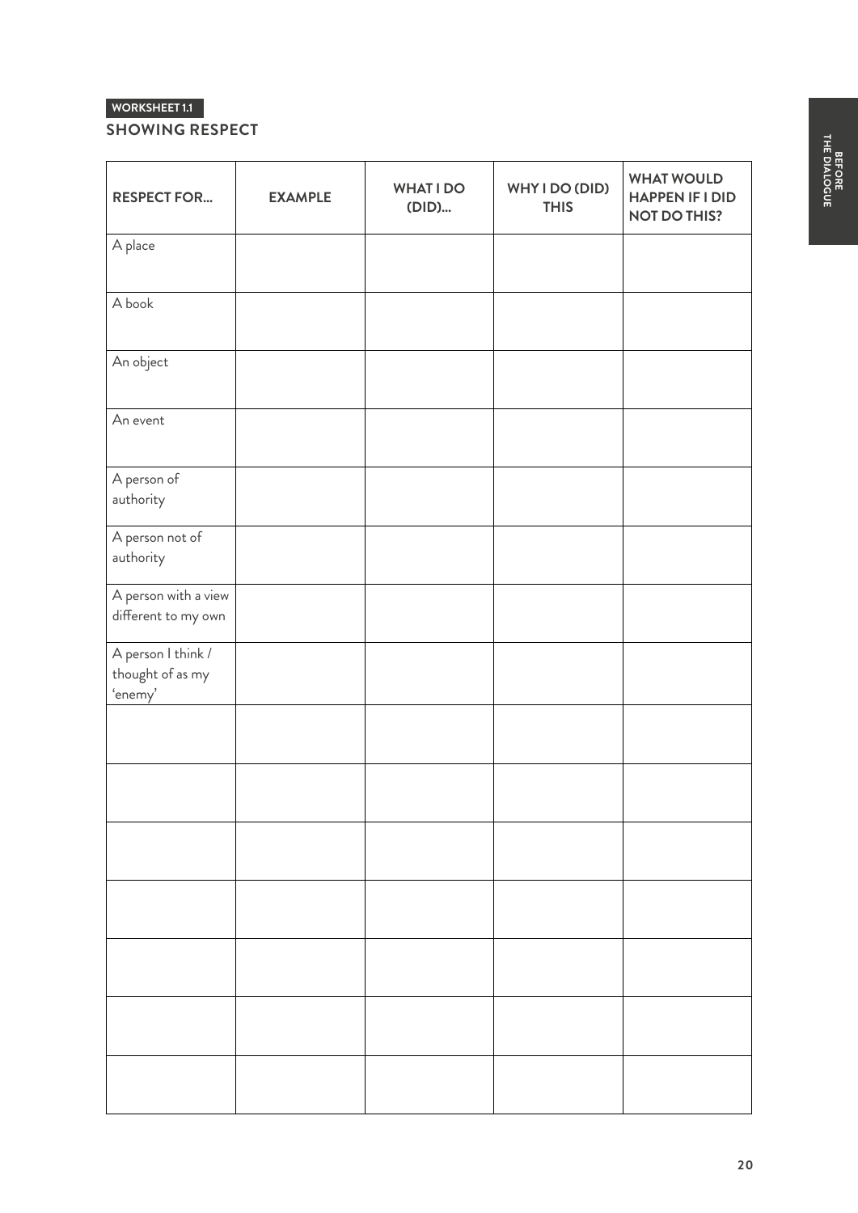WORKSHEET 1.1

## SHOWING RESPECT

| RESPECT FOR... | EXAMPLE | WHAT I DO (DID)... | WHY I DO (DID) THIS | WHAT WOULD HAPPEN IF I DID NOT DO THIS? |
|---|---|---|---|---|
| A place | | | | |
| A book | | | | |
| An object | | | | |
| An event | | | | |
| A person of authority | | | | |
| A person not of authority | | | | |
| A person with a view different to my own | | | | |
| A person I think / thought of as my 'enemy' | | | | |
| | | | | |
| | | | | |
| | | | | |
| | | | | |
| | | | | |
| | | | | |
| | | | | |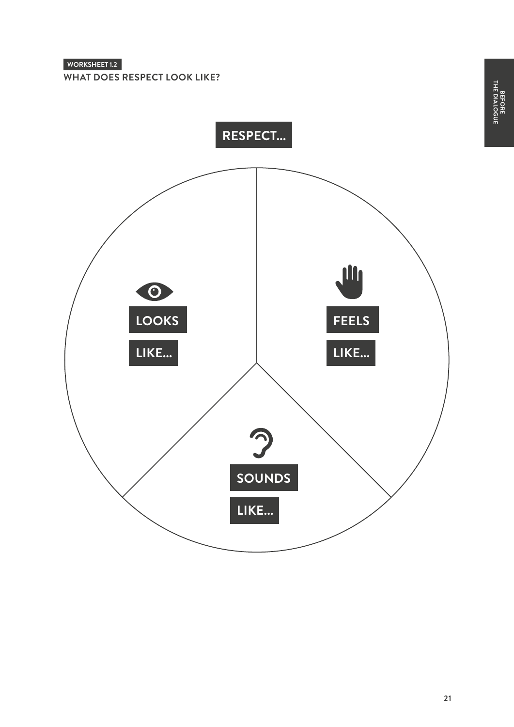WORKSHEET 1.2

## WHAT DOES RESPECT LOOK LIKE?

**RESPECT...**

**LOOKS LIKE...**

**FEELS LIKE...**

**SOUNDS LIKE...**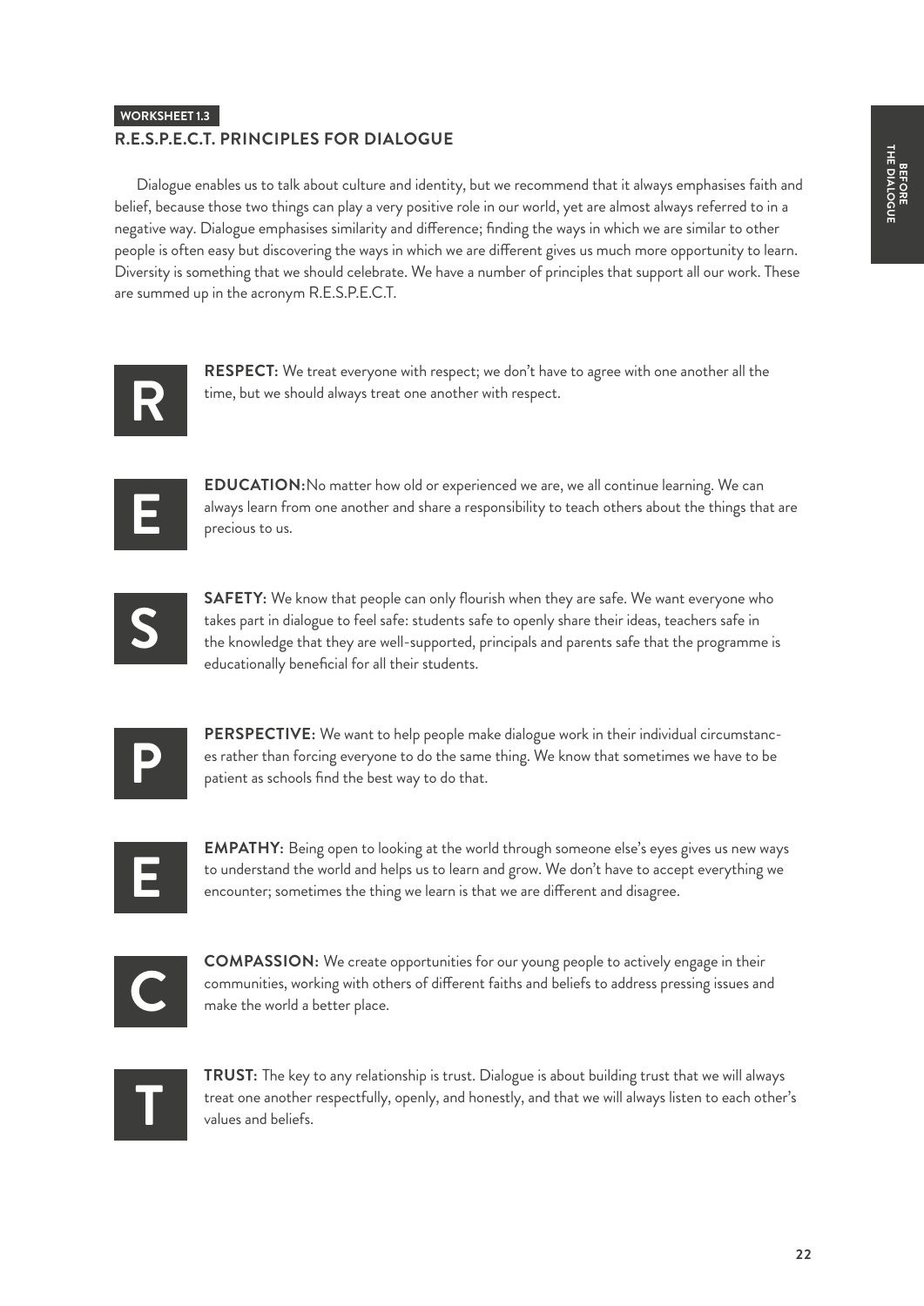**WORKSHEET 1.3**

## R.E.S.P.E.C.T. PRINCIPLES FOR DIALOGUE

Dialogue enables us to talk about culture and identity, but we recommend that it always emphasises faith and belief, because those two things can play a very positive role in our world, yet are almost always referred to in a negative way. Dialogue emphasises similarity and difference; finding the ways in which we are similar to other people is often easy but discovering the ways in which we are different gives us much more opportunity to learn. Diversity is something that we should celebrate. We have a number of principles that support all our work. These are summed up in the acronym R.E.S.P.E.C.T.

**R**

**RESPECT**: We treat everyone with respect; we don't have to agree with one another all the time, but we should always treat one another with respect.

**E**

**EDUCATION**:No matter how old or experienced we are, we all continue learning. We can always learn from one another and share a responsibility to teach others about the things that are precious to us.

**S**

**SAFETY**: We know that people can only flourish when they are safe. We want everyone who takes part in dialogue to feel safe: students safe to openly share their ideas, teachers safe in the knowledge that they are well-supported, principals and parents safe that the programme is educationally beneficial for all their students.

**P**

**PERSPECTIVE**: We want to help people make dialogue work in their individual circumstances rather than forcing everyone to do the same thing. We know that sometimes we have to be patient as schools find the best way to do that.

**E**

**EMPATHY**: Being open to looking at the world through someone else's eyes gives us new ways to understand the world and helps us to learn and grow. We don't have to accept everything we encounter; sometimes the thing we learn is that we are different and disagree.

**C**

**COMPASSION**: We create opportunities for our young people to actively engage in their communities, working with others of different faiths and beliefs to address pressing issues and make the world a better place.

**T**

**TRUST**: The key to any relationship is trust. Dialogue is about building trust that we will always treat one another respectfully, openly, and honestly, and that we will always listen to each other's values and beliefs.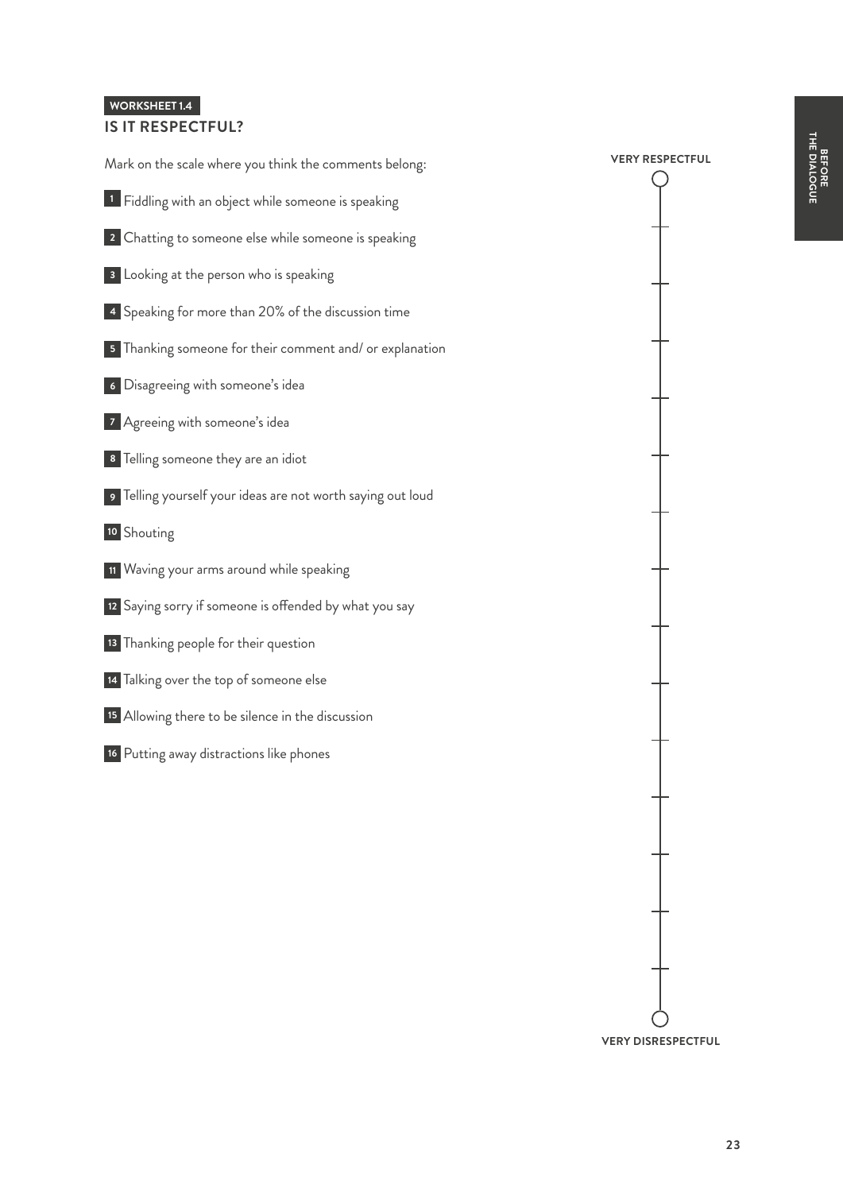WORKSHEET 1.4

## IS IT RESPECTFUL?

Mark on the scale where you think the comments belong:

1. Fiddling with an object while someone is speaking
2. Chatting to someone else while someone is speaking
3. Looking at the person who is speaking
4. Speaking for more than 20% of the discussion time
5. Thanking someone for their comment and/ or explanation
6. Disagreeing with someone's idea
7. Agreeing with someone's idea
8. Telling someone they are an idiot
9. Telling yourself your ideas are not worth saying out loud
10. Shouting
11. Waving your arms around while speaking
12. Saying sorry if someone is offended by what you say
13. Thanking people for their question
14. Talking over the top of someone else
15. Allowing there to be silence in the discussion
16. Putting away distractions like phones

VERY RESPECTFUL

VERY DISRESPECTFUL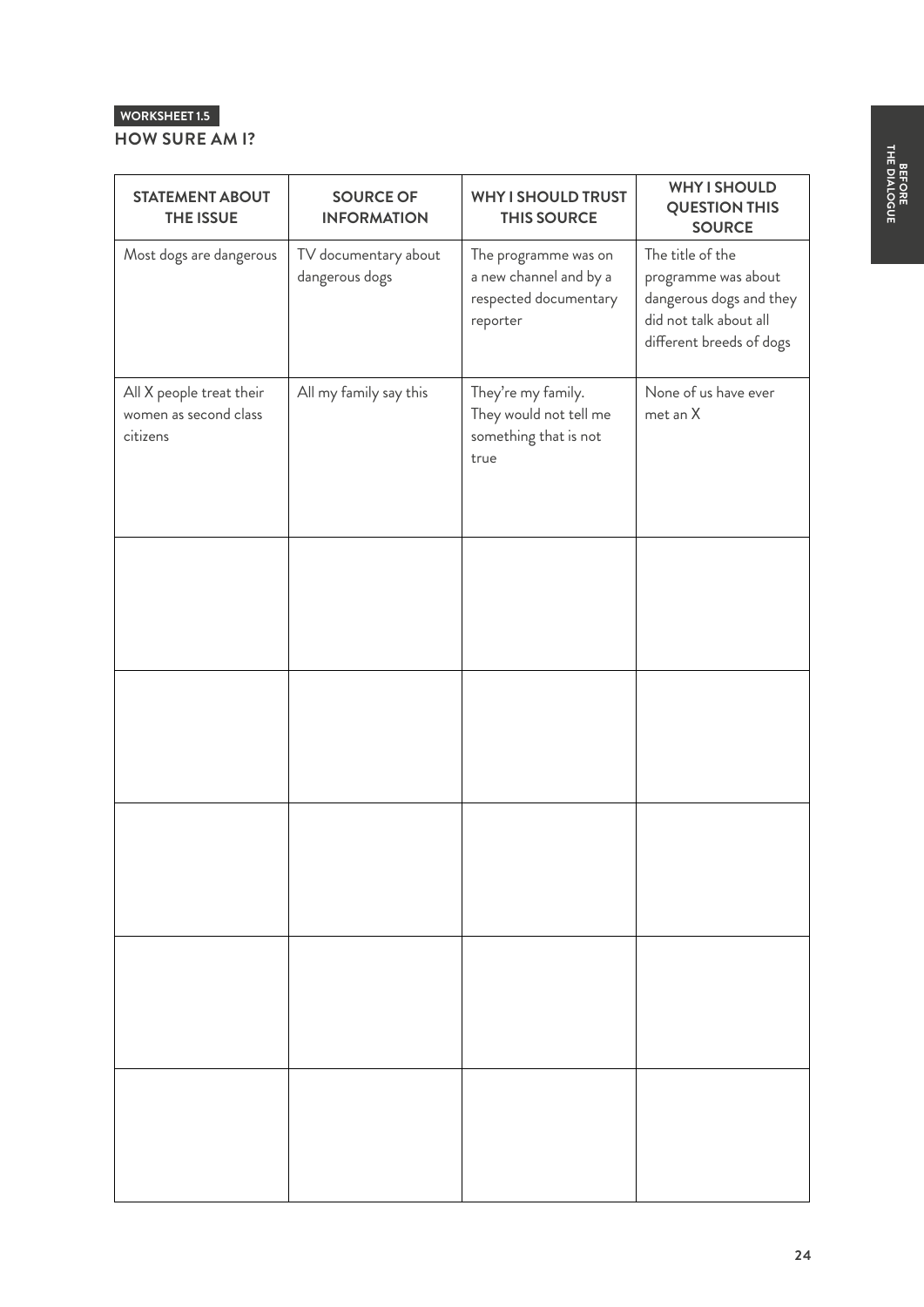WORKSHEET 1.5

## HOW SURE AM I?

| STATEMENT ABOUT THE ISSUE | SOURCE OF INFORMATION | WHY I SHOULD TRUST THIS SOURCE | WHY I SHOULD QUESTION THIS SOURCE |
|---|---|---|---|
| Most dogs are dangerous | TV documentary about dangerous dogs | The programme was on a new channel and by a respected documentary reporter | The title of the programme was about dangerous dogs and they did not talk about all different breeds of dogs |
| All X people treat their women as second class citizens | All my family say this | They're my family. They would not tell me something that is not true | None of us have ever met an X |
| | | | |
| | | | |
| | | | |
| | | | |
| | | | |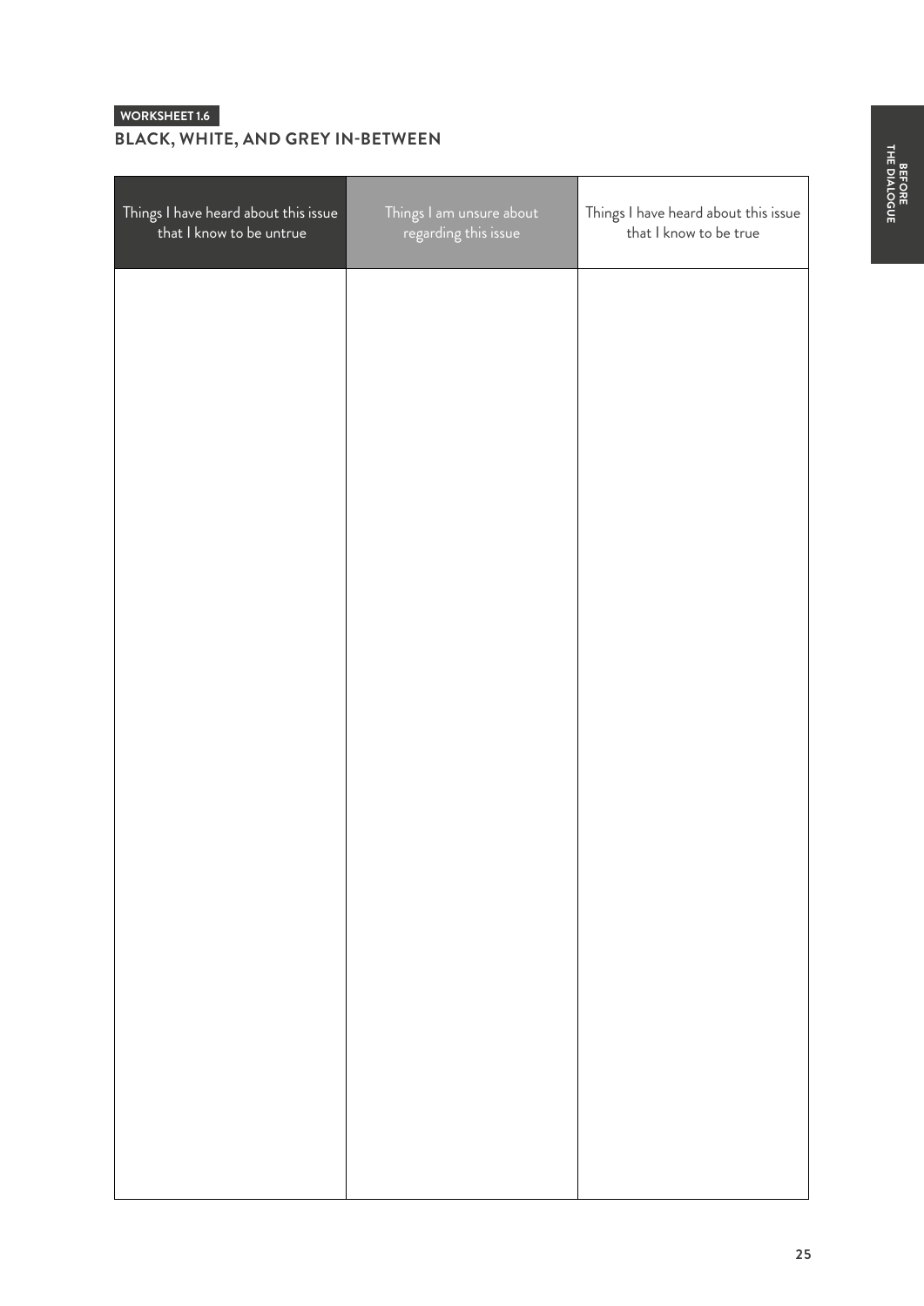**WORKSHEET 1.6**

## BLACK, WHITE, AND GREY IN-BETWEEN

| Things I have heard about this issue that I know to be untrue | Things I am unsure about regarding this issue | Things I have heard about this issue that I know to be true |
|---|---|---|
| | | |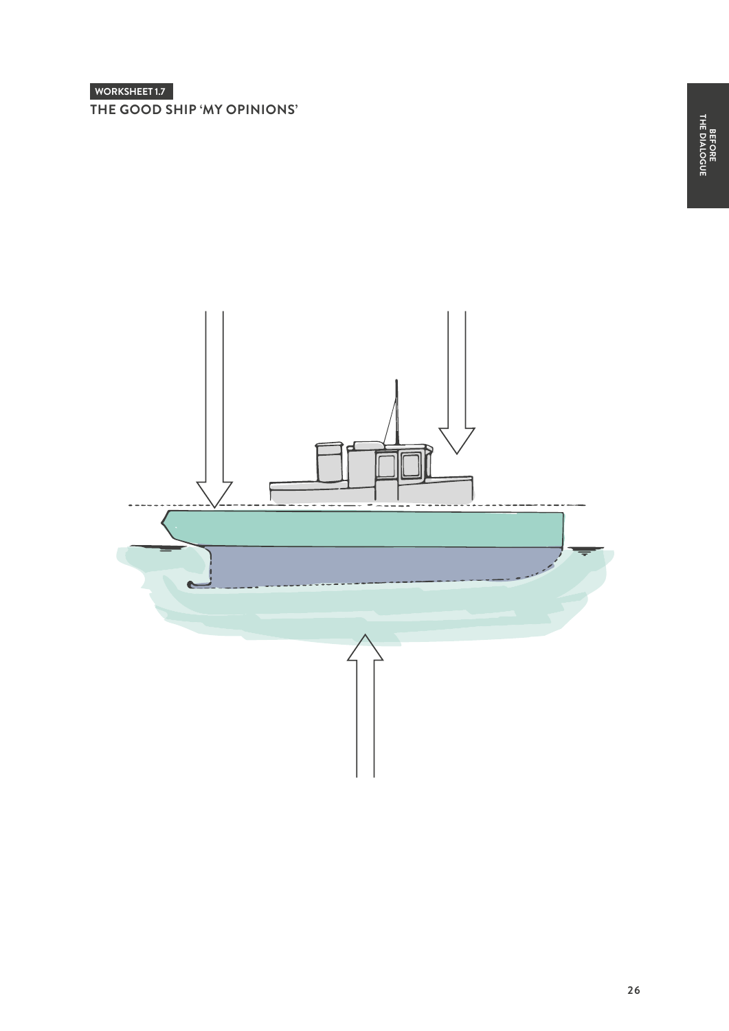WORKSHEET 1.7

## THE GOOD SHIP 'MY OPINIONS'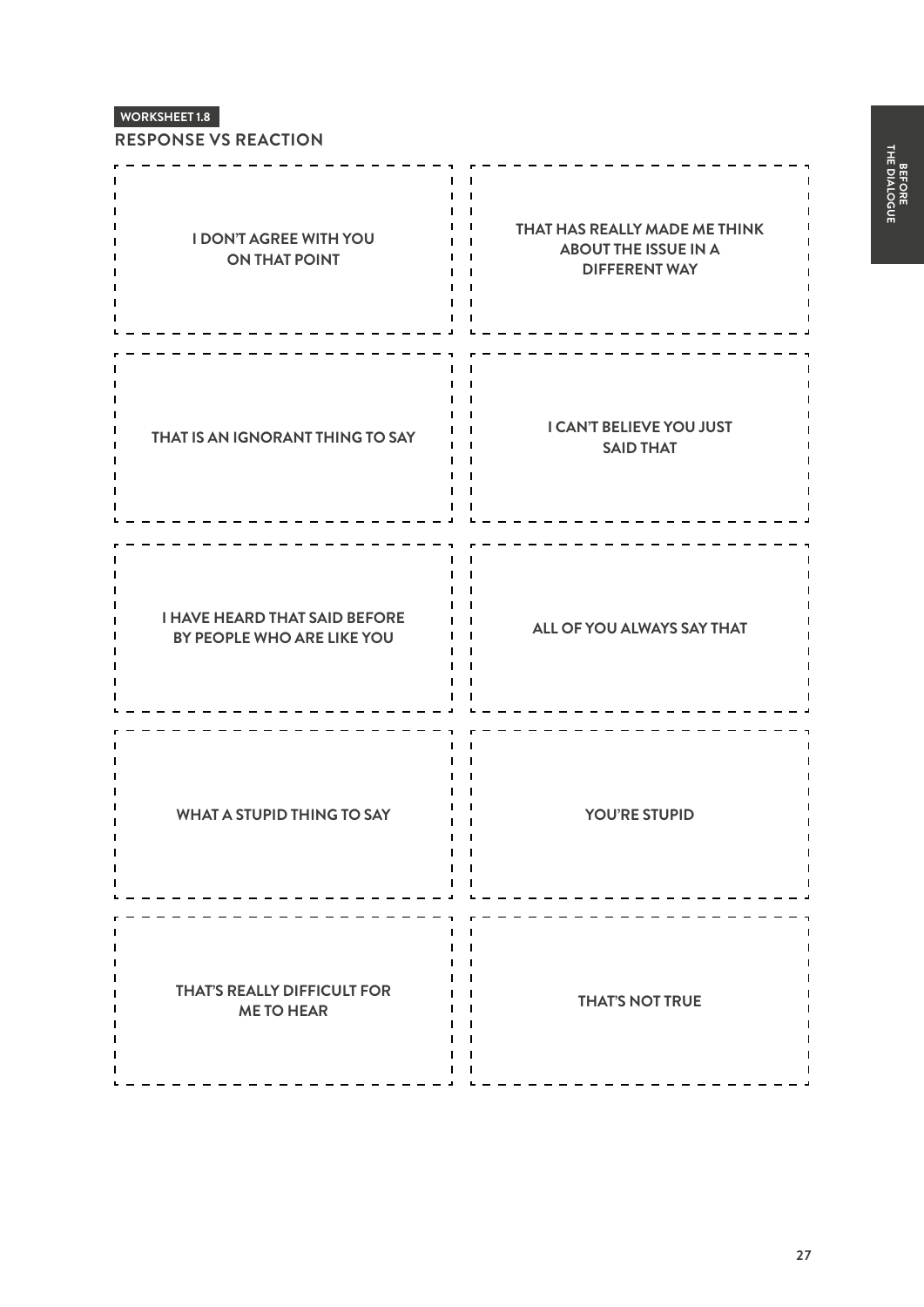WORKSHEET 1.8

## RESPONSE VS REACTION

| | |
|---|---|
| I DON'T AGREE WITH YOU ON THAT POINT | THAT HAS REALLY MADE ME THINK ABOUT THE ISSUE IN A DIFFERENT WAY |
| THAT IS AN IGNORANT THING TO SAY | I CAN'T BELIEVE YOU JUST SAID THAT |
| I HAVE HEARD THAT SAID BEFORE BY PEOPLE WHO ARE LIKE YOU | ALL OF YOU ALWAYS SAY THAT |
| WHAT A STUPID THING TO SAY | YOU'RE STUPID |
| THAT'S REALLY DIFFICULT FOR ME TO HEAR | THAT'S NOT TRUE |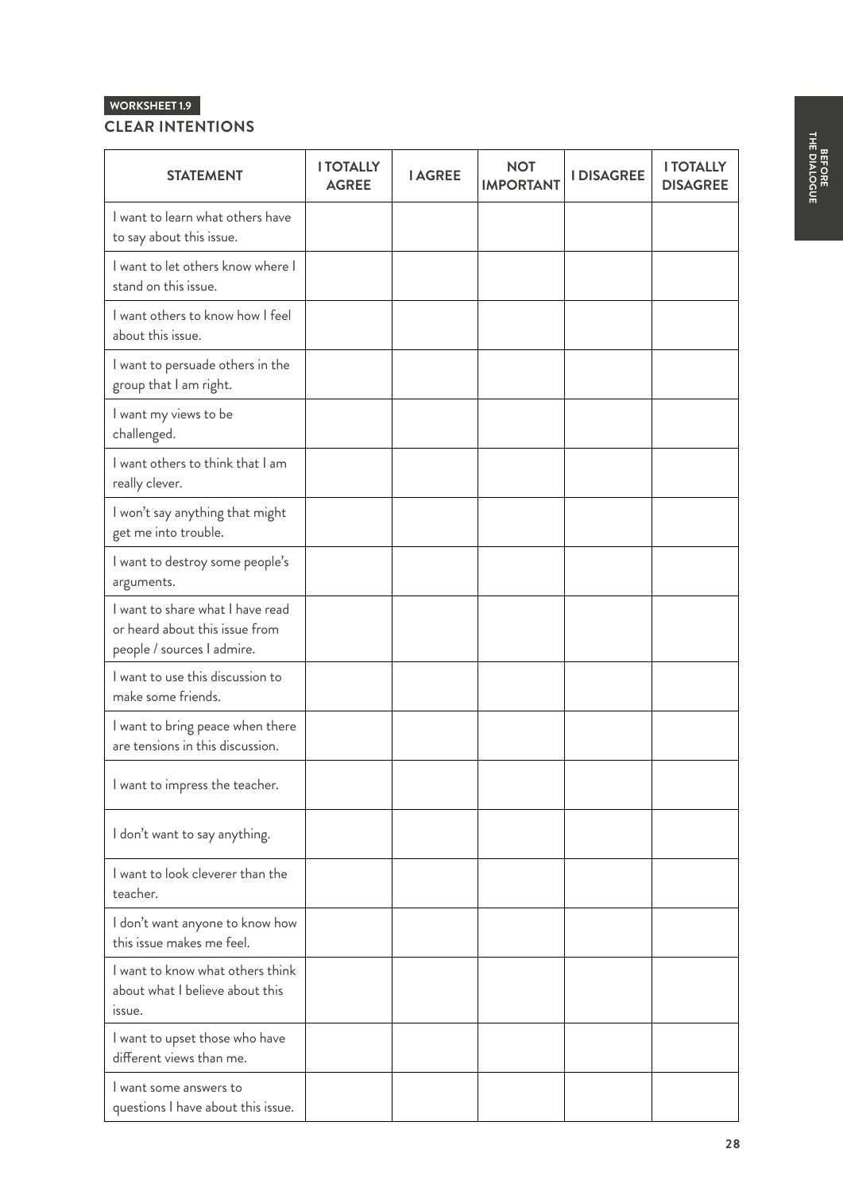**WORKSHEET 1.9**

## CLEAR INTENTIONS

| STATEMENT | I TOTALLY AGREE | I AGREE | NOT IMPORTANT | I DISAGREE | I TOTALLY DISAGREE |
|---|---|---|---|---|---|
| I want to learn what others have to say about this issue. | | | | | |
| I want to let others know where I stand on this issue. | | | | | |
| I want others to know how I feel about this issue. | | | | | |
| I want to persuade others in the group that I am right. | | | | | |
| I want my views to be challenged. | | | | | |
| I want others to think that I am really clever. | | | | | |
| I won't say anything that might get me into trouble. | | | | | |
| I want to destroy some people's arguments. | | | | | |
| I want to share what I have read or heard about this issue from people / sources I admire. | | | | | |
| I want to use this discussion to make some friends. | | | | | |
| I want to bring peace when there are tensions in this discussion. | | | | | |
| I want to impress the teacher. | | | | | |
| I don't want to say anything. | | | | | |
| I want to look cleverer than the teacher. | | | | | |
| I don't want anyone to know how this issue makes me feel. | | | | | |
| I want to know what others think about what I believe about this issue. | | | | | |
| I want to upset those who have different views than me. | | | | | |
| I want some answers to questions I have about this issue. | | | | | |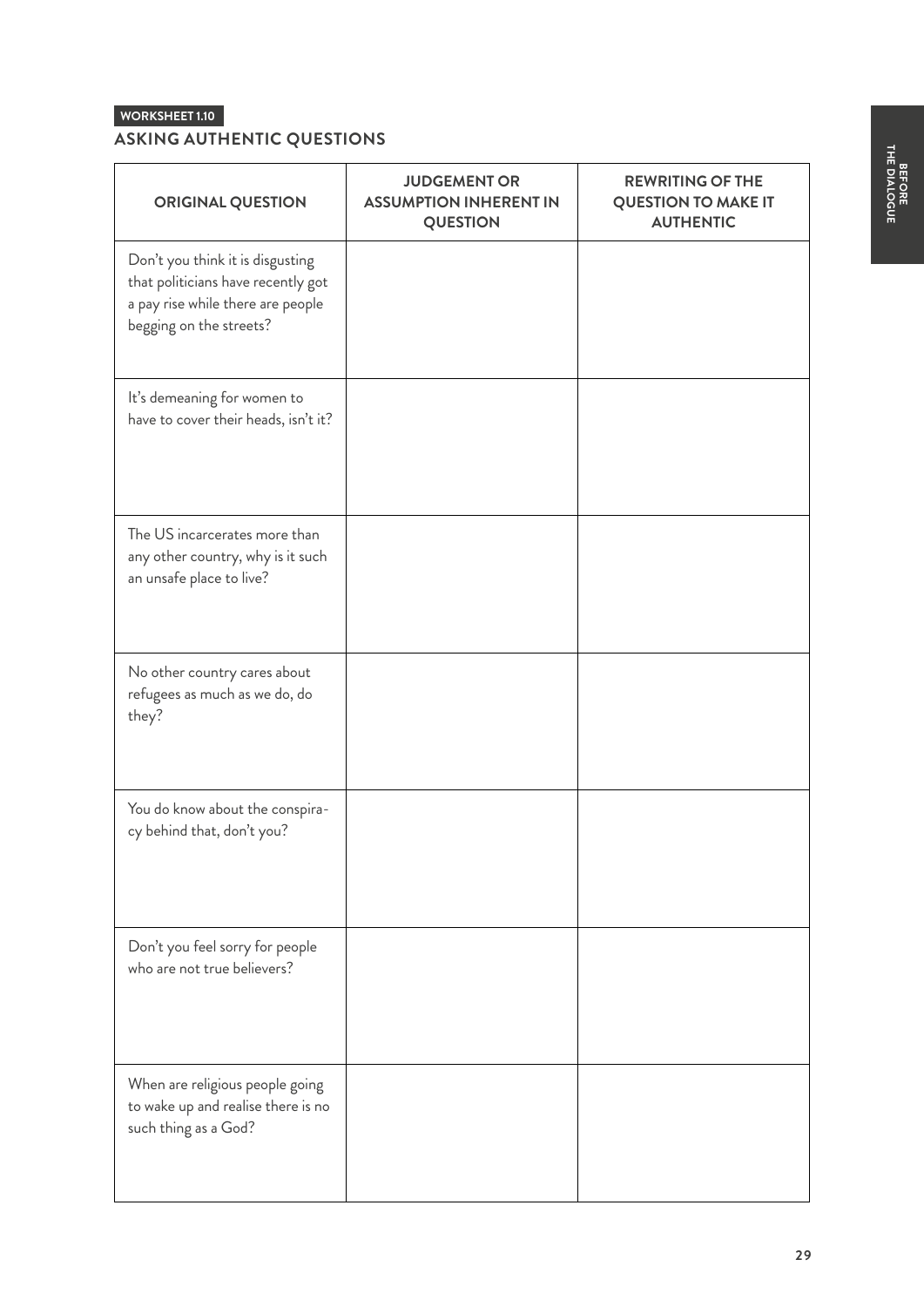WORKSHEET 1.10

## ASKING AUTHENTIC QUESTIONS

| ORIGINAL QUESTION | JUDGEMENT OR ASSUMPTION INHERENT IN QUESTION | REWRITING OF THE QUESTION TO MAKE IT AUTHENTIC |
|---|---|---|
| Don't you think it is disgusting that politicians have recently got a pay rise while there are people begging on the streets? | | |
| It's demeaning for women to have to cover their heads, isn't it? | | |
| The US incarcerates more than any other country, why is it such an unsafe place to live? | | |
| No other country cares about refugees as much as we do, do they? | | |
| You do know about the conspiracy behind that, don't you? | | |
| Don't you feel sorry for people who are not true believers? | | |
| When are religious people going to wake up and realise there is no such thing as a God? | | |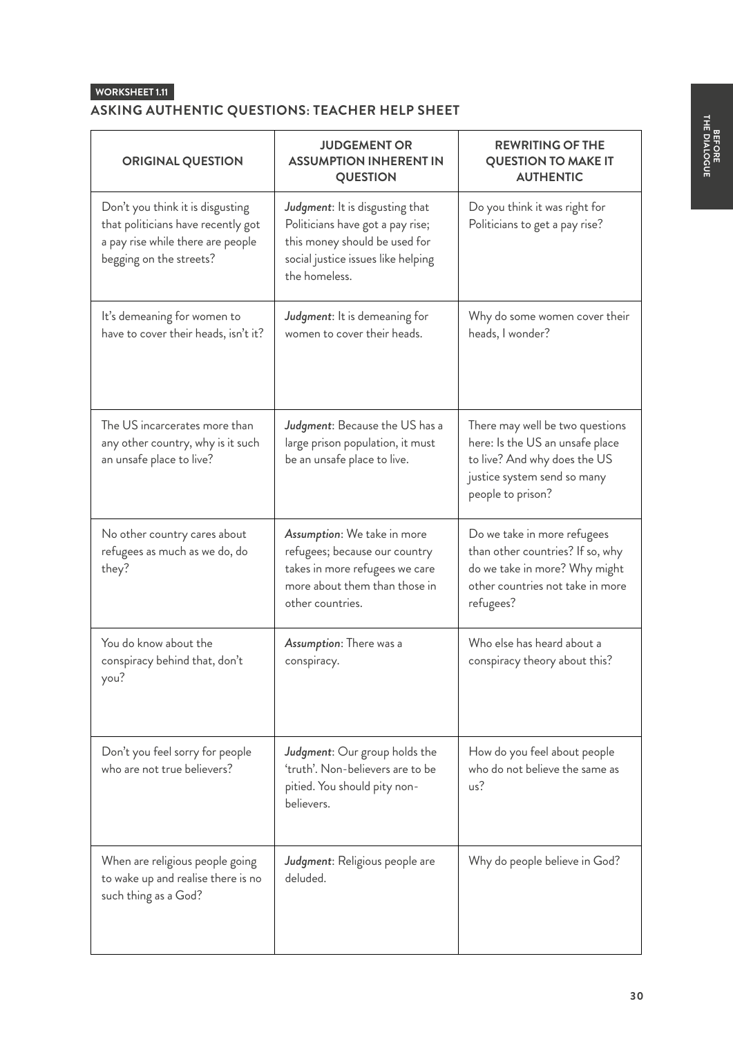WORKSHEET 1.11

## ASKING AUTHENTIC QUESTIONS: TEACHER HELP SHEET

| ORIGINAL QUESTION | JUDGEMENT OR ASSUMPTION INHERENT IN QUESTION | REWRITING OF THE QUESTION TO MAKE IT AUTHENTIC |
|---|---|---|
| Don't you think it is disgusting that politicians have recently got a pay rise while there are people begging on the streets? | ***Judgment***: It is disgusting that Politicians have got a pay rise; this money should be used for social justice issues like helping the homeless. | Do you think it was right for Politicians to get a pay rise? |
| It's demeaning for women to have to cover their heads, isn't it? | ***Judgment***: It is demeaning for women to cover their heads. | Why do some women cover their heads, I wonder? |
| The US incarcerates more than any other country, why is it such an unsafe place to live? | ***Judgment***: Because the US has a large prison population, it must be an unsafe place to live. | There may well be two questions here: Is the US an unsafe place to live? And why does the US justice system send so many people to prison? |
| No other country cares about refugees as much as we do, do they? | ***Assumption***: We take in more refugees; because our country takes in more refugees we care more about them than those in other countries. | Do we take in more refugees than other countries? If so, why do we take in more? Why might other countries not take in more refugees? |
| You do know about the conspiracy behind that, don't you? | ***Assumption***: There was a conspiracy. | Who else has heard about a conspiracy theory about this? |
| Don't you feel sorry for people who are not true believers? | ***Judgment***: Our group holds the 'truth'. Non-believers are to be pitied. You should pity non-believers. | How do you feel about people who do not believe the same as us? |
| When are religious people going to wake up and realise there is no such thing as a God? | ***Judgment***: Religious people are deluded. | Why do people believe in God? |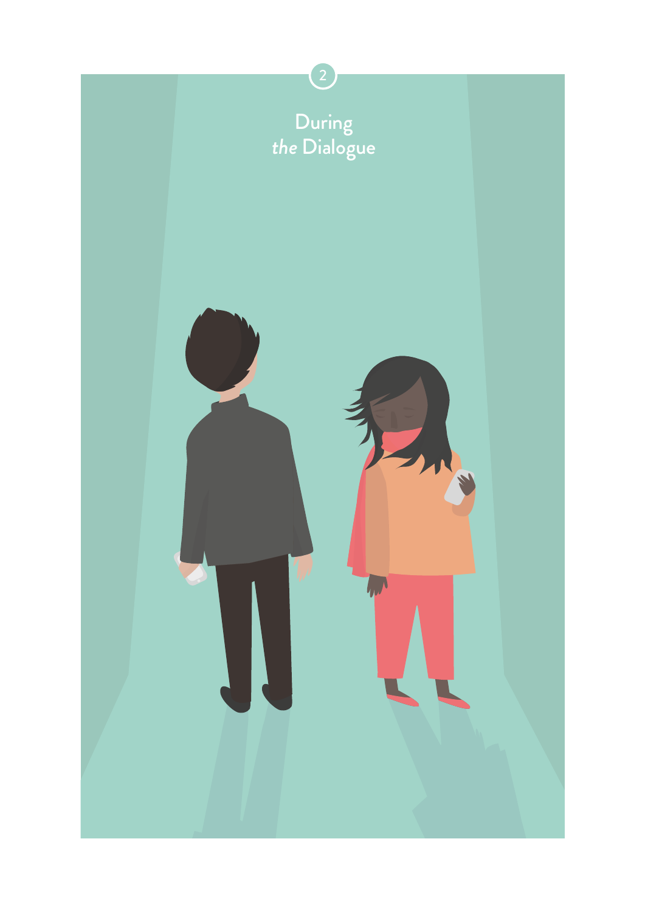# During *the* Dialogue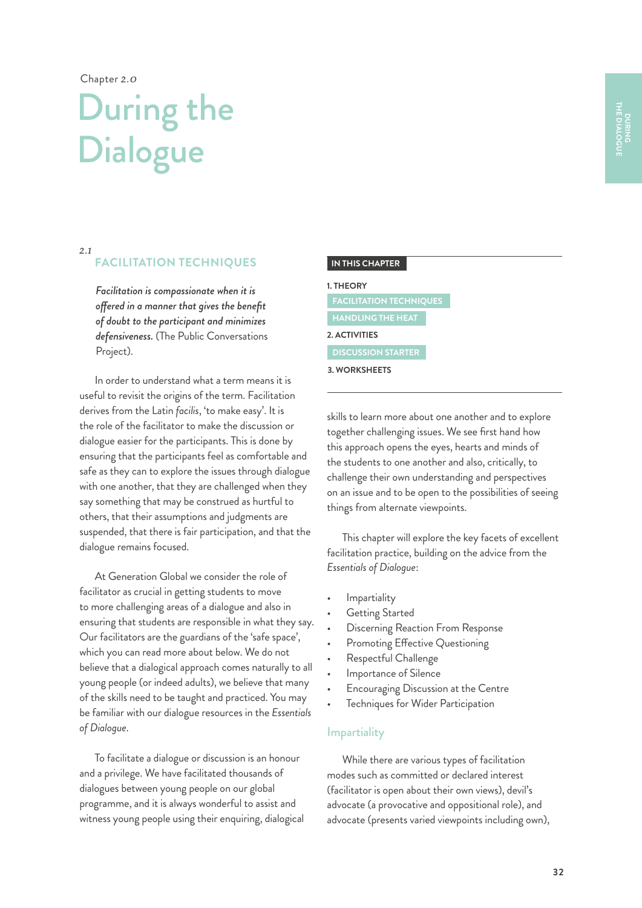Chapter 2.0

# During the Dialogue

2.1

## FACILITATION TECHNIQUES

*Facilitation is compassionate when it is offered in a manner that gives the benefit of doubt to the participant and minimizes defensiveness.* (The Public Conversations Project).

In order to understand what a term means it is useful to revisit the origins of the term. Facilitation derives from the Latin *facilis*, 'to make easy'. It is the role of the facilitator to make the discussion or dialogue easier for the participants. This is done by ensuring that the participants feel as comfortable and safe as they can to explore the issues through dialogue with one another, that they are challenged when they say something that may be construed as hurtful to others, that their assumptions and judgments are suspended, that there is fair participation, and that the dialogue remains focused.

At Generation Global we consider the role of facilitator as crucial in getting students to move to more challenging areas of a dialogue and also in ensuring that students are responsible in what they say. Our facilitators are the guardians of the 'safe space', which you can read more about below. We do not believe that a dialogical approach comes naturally to all young people (or indeed adults), we believe that many of the skills need to be taught and practiced. You may be familiar with our dialogue resources in the *Essentials of Dialogue*.

To facilitate a dialogue or discussion is an honour and a privilege. We have facilitated thousands of dialogues between young people on our global programme, and it is always wonderful to assist and witness young people using their enquiring, dialogical skills to learn more about one another and to explore together challenging issues. We see first hand how this approach opens the eyes, hearts and minds of the students to one another and also, critically, to challenge their own understanding and perspectives on an issue and to be open to the possibilities of seeing things from alternate viewpoints.

**IN THIS CHAPTER**

**1. THEORY**

- FACILITATION TECHNIQUES
- HANDLING THE HEAT

**2. ACTIVITIES**

- DISCUSSION STARTER

**3. WORKSHEETS**

This chapter will explore the key facets of excellent facilitation practice, building on the advice from the *Essentials of Dialogue*:

- Impartiality
- Getting Started
- Discerning Reaction From Response
- Promoting Effective Questioning
- Respectful Challenge
- Importance of Silence
- Encouraging Discussion at the Centre
- Techniques for Wider Participation

### Impartiality

While there are various types of facilitation modes such as committed or declared interest (facilitator is open about their own views), devil's advocate (a provocative and oppositional role), and advocate (presents varied viewpoints including own),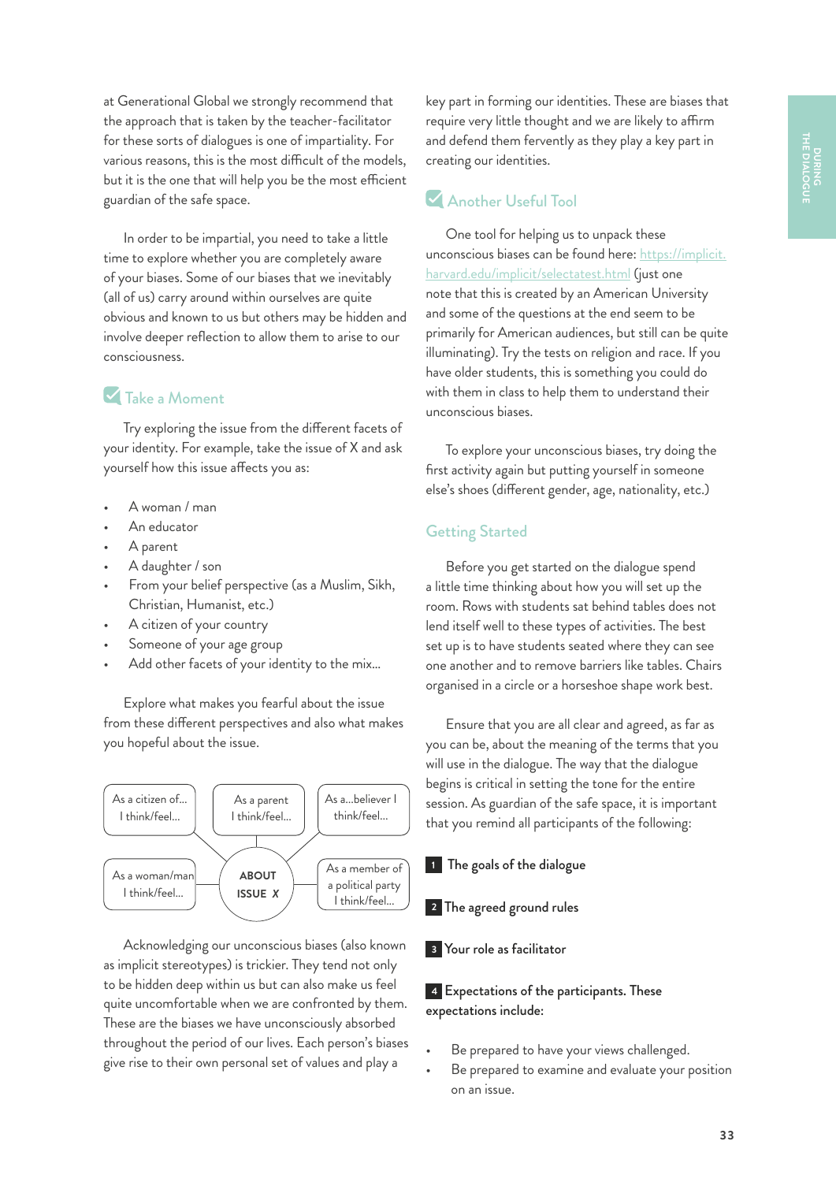at Generational Global we strongly recommend that the approach that is taken by the teacher-facilitator for these sorts of dialogues is one of impartiality. For various reasons, this is the most difficult of the models, but it is the one that will help you be the most efficient guardian of the safe space.

In order to be impartial, you need to take a little time to explore whether you are completely aware of your biases. Some of our biases that we inevitably (all of us) carry around within ourselves are quite obvious and known to us but others may be hidden and involve deeper reflection to allow them to arise to our consciousness.

## Take a Moment

Try exploring the issue from the different facets of your identity. For example, take the issue of X and ask yourself how this issue affects you as:

- A woman / man
- An educator
- A parent
- A daughter / son
- From your belief perspective (as a Muslim, Sikh, Christian, Humanist, etc.)
- A citizen of your country
- Someone of your age group
- Add other facets of your identity to the mix...

Explore what makes you fearful about the issue from these different perspectives and also what makes you hopeful about the issue.

ABOUT ISSUE *X*

- As a citizen of... I think/feel...
- As a parent I think/feel...
- As a...believer I think/feel...
- As a woman/man I think/feel...
- As a member of a political party I think/feel...

Acknowledging our unconscious biases (also known as implicit stereotypes) is trickier. They tend not only to be hidden deep within us but can also make us feel quite uncomfortable when we are confronted by them. These are the biases we have unconsciously absorbed throughout the period of our lives. Each person's biases give rise to their own personal set of values and play a key part in forming our identities. These are biases that require very little thought and we are likely to affirm and defend them fervently as they play a key part in creating our identities.

## Another Useful Tool

One tool for helping us to unpack these unconscious biases can be found here: https://implicit.harvard.edu/implicit/selectatest.html (just one note that this is created by an American University and some of the questions at the end seem to be primarily for American audiences, but still can be quite illuminating). Try the tests on religion and race. If you have older students, this is something you could do with them in class to help them to understand their unconscious biases.

To explore your unconscious biases, try doing the first activity again but putting yourself in someone else's shoes (different gender, age, nationality, etc.)

## Getting Started

Before you get started on the dialogue spend a little time thinking about how you will set up the room. Rows with students sat behind tables does not lend itself well to these types of activities. The best set up is to have students seated where they can see one another and to remove barriers like tables. Chairs organised in a circle or a horseshoe shape work best.

Ensure that you are all clear and agreed, as far as you can be, about the meaning of the terms that you will use in the dialogue. The way that the dialogue begins is critical in setting the tone for the entire session. As guardian of the safe space, it is important that you remind all participants of the following:

**1** The goals of the dialogue

**2** The agreed ground rules

**3** Your role as facilitator

**4** Expectations of the participants. These expectations include:

- Be prepared to have your views challenged.
- Be prepared to examine and evaluate your position on an issue.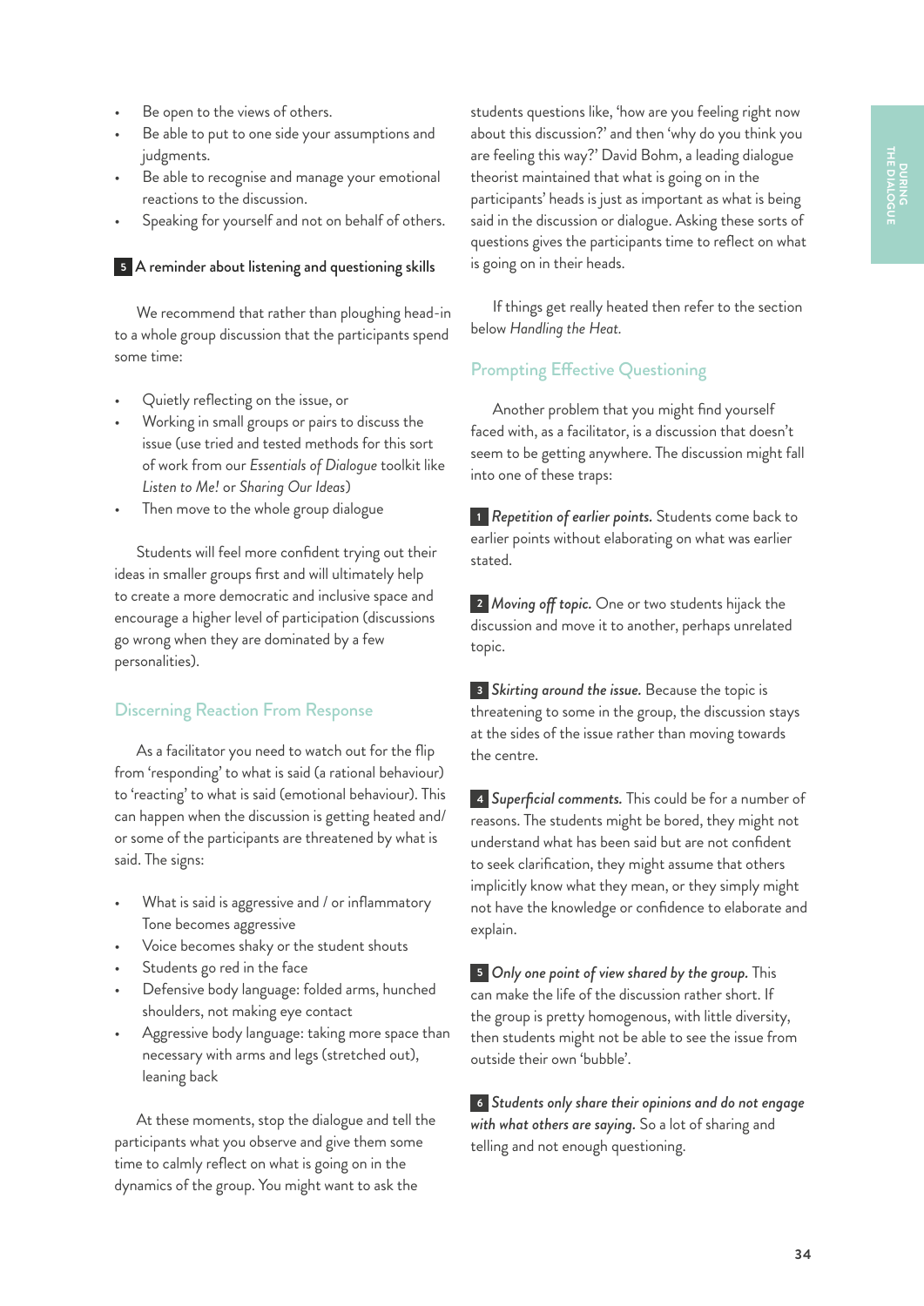- Be open to the views of others.
- Be able to put to one side your assumptions and judgments.
- Be able to recognise and manage your emotional reactions to the discussion.
- Speaking for yourself and not on behalf of others.

**5** A reminder about listening and questioning skills

We recommend that rather than ploughing head-in to a whole group discussion that the participants spend some time:

- Quietly reflecting on the issue, or
- Working in small groups or pairs to discuss the issue (use tried and tested methods for this sort of work from our *Essentials of Dialogue* toolkit like *Listen to Me!* or *Sharing Our Ideas*)
- Then move to the whole group dialogue

Students will feel more confident trying out their ideas in smaller groups first and will ultimately help to create a more democratic and inclusive space and encourage a higher level of participation (discussions go wrong when they are dominated by a few personalities).

## Discerning Reaction From Response

As a facilitator you need to watch out for the flip from 'responding' to what is said (a rational behaviour) to 'reacting' to what is said (emotional behaviour). This can happen when the discussion is getting heated and/ or some of the participants are threatened by what is said. The signs:

- What is said is aggressive and / or inflammatory Tone becomes aggressive
- Voice becomes shaky or the student shouts
- Students go red in the face
- Defensive body language: folded arms, hunched shoulders, not making eye contact
- Aggressive body language: taking more space than necessary with arms and legs (stretched out), leaning back

At these moments, stop the dialogue and tell the participants what you observe and give them some time to calmly reflect on what is going on in the dynamics of the group. You might want to ask the students questions like, 'how are you feeling right now about this discussion?' and then 'why do you think you are feeling this way?' David Bohm, a leading dialogue theorist maintained that what is going on in the participants' heads is just as important as what is being said in the discussion or dialogue. Asking these sorts of questions gives the participants time to reflect on what is going on in their heads.

If things get really heated then refer to the section below *Handling the Heat.*

## Prompting Effective Questioning

Another problem that you might find yourself faced with, as a facilitator, is a discussion that doesn't seem to be getting anywhere. The discussion might fall into one of these traps:

**1** *Repetition of earlier points.* Students come back to earlier points without elaborating on what was earlier stated.

**2** *Moving off topic.* One or two students hijack the discussion and move it to another, perhaps unrelated topic.

**3** *Skirting around the issue.* Because the topic is threatening to some in the group, the discussion stays at the sides of the issue rather than moving towards the centre.

**4** *Superficial comments.* This could be for a number of reasons. The students might be bored, they might not understand what has been said but are not confident to seek clarification, they might assume that others implicitly know what they mean, or they simply might not have the knowledge or confidence to elaborate and explain.

**5** *Only one point of view shared by the group.* This can make the life of the discussion rather short. If the group is pretty homogenous, with little diversity, then students might not be able to see the issue from outside their own 'bubble'.

**6** *Students only share their opinions and do not engage with what others are saying.* So a lot of sharing and telling and not enough questioning.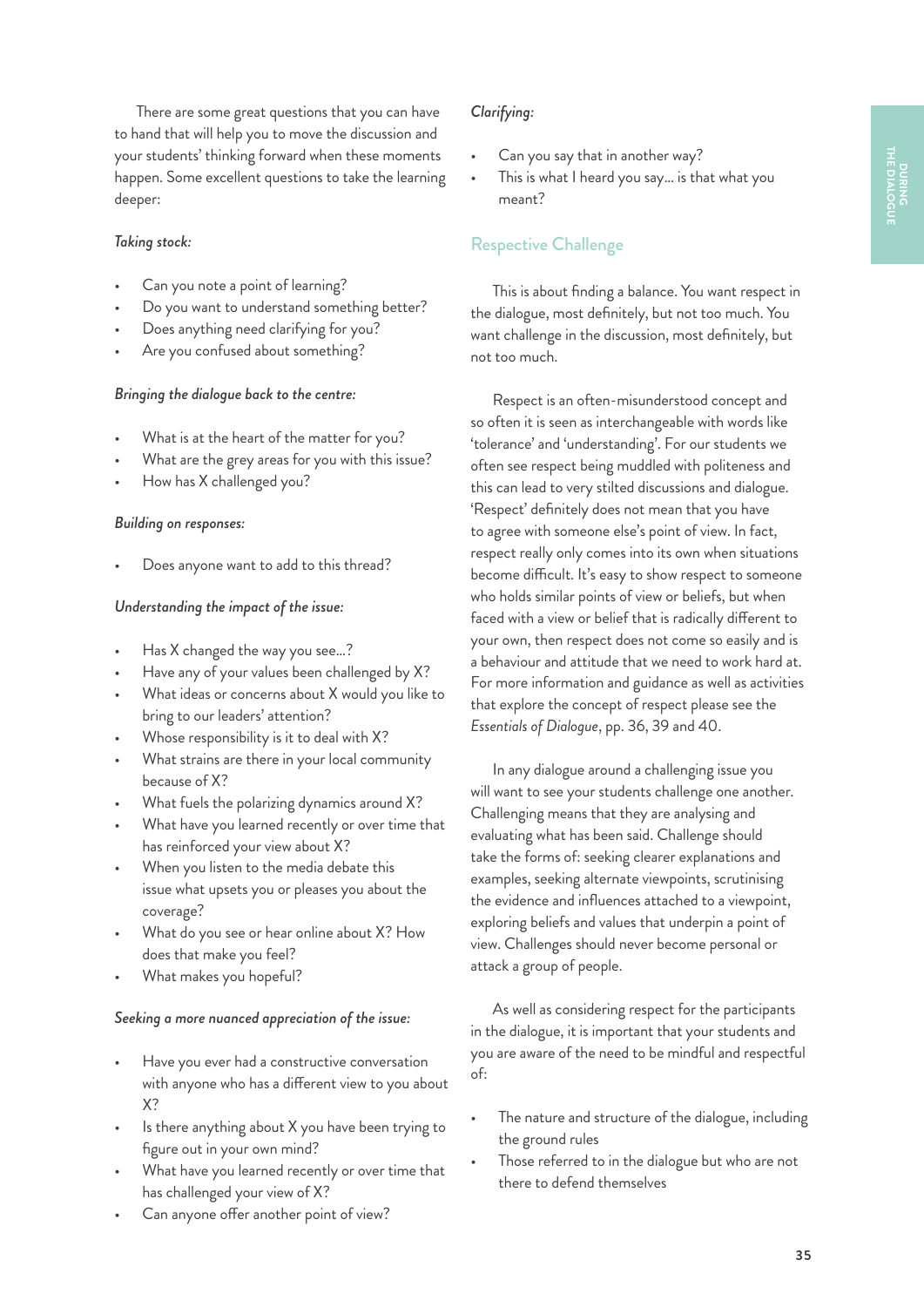There are some great questions that you can have to hand that will help you to move the discussion and your students' thinking forward when these moments happen. Some excellent questions to take the learning deeper:

*Taking stock:*

- Can you note a point of learning?
- Do you want to understand something better?
- Does anything need clarifying for you?
- Are you confused about something?

*Bringing the dialogue back to the centre:*

- What is at the heart of the matter for you?
- What are the grey areas for you with this issue?
- How has X challenged you?

*Building on responses:*

- Does anyone want to add to this thread?

*Understanding the impact of the issue:*

- Has X changed the way you see...?
- Have any of your values been challenged by X?
- What ideas or concerns about X would you like to bring to our leaders' attention?
- Whose responsibility is it to deal with X?
- What strains are there in your local community because of X?
- What fuels the polarizing dynamics around X?
- What have you learned recently or over time that has reinforced your view about X?
- When you listen to the media debate this issue what upsets you or pleases you about the coverage?
- What do you see or hear online about X? How does that make you feel?
- What makes you hopeful?

*Seeking a more nuanced appreciation of the issue:*

- Have you ever had a constructive conversation with anyone who has a different view to you about X?
- Is there anything about X you have been trying to figure out in your own mind?
- What have you learned recently or over time that has challenged your view of X?
- Can anyone offer another point of view?

*Clarifying:*

- Can you say that in another way?
- This is what I heard you say... is that what you meant?

## Respective Challenge

This is about finding a balance. You want respect in the dialogue, most definitely, but not too much. You want challenge in the discussion, most definitely, but not too much.

Respect is an often-misunderstood concept and so often it is seen as interchangeable with words like 'tolerance' and 'understanding'. For our students we often see respect being muddled with politeness and this can lead to very stilted discussions and dialogue. 'Respect' definitely does not mean that you have to agree with someone else's point of view. In fact, respect really only comes into its own when situations become difficult. It's easy to show respect to someone who holds similar points of view or beliefs, but when faced with a view or belief that is radically different to your own, then respect does not come so easily and is a behaviour and attitude that we need to work hard at. For more information and guidance as well as activities that explore the concept of respect please see the *Essentials of Dialogue*, pp. 36, 39 and 40.

In any dialogue around a challenging issue you will want to see your students challenge one another. Challenging means that they are analysing and evaluating what has been said. Challenge should take the forms of: seeking clearer explanations and examples, seeking alternate viewpoints, scrutinising the evidence and influences attached to a viewpoint, exploring beliefs and values that underpin a point of view. Challenges should never become personal or attack a group of people.

As well as considering respect for the participants in the dialogue, it is important that your students and you are aware of the need to be mindful and respectful of:

- The nature and structure of the dialogue, including the ground rules
- Those referred to in the dialogue but who are not there to defend themselves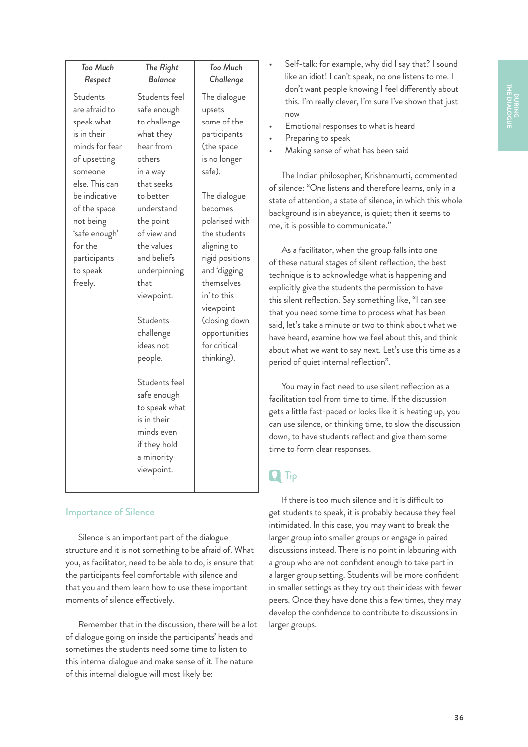| *Too Much Respect* | *The Right Balance* | *Too Much Challenge* |
|---|---|---|
| Students are afraid to speak what is in their minds for fear of upsetting someone else. This can be indicative of the space not being 'safe enough' for the participants to speak freely. | Students feel safe enough to challenge what they hear from others in a way that seeks to better understand the point of view and the values and beliefs underpinning that viewpoint.<br><br>Students challenge ideas not people.<br><br>Students feel safe enough to speak what is in their minds even if they hold a minority viewpoint. | The dialogue upsets some of the participants (the space is no longer safe).<br><br>The dialogue becomes polarised with the students aligning to rigid positions and 'digging themselves in' to this viewpoint (closing down opportunities for critical thinking). |

## Importance of Silence

Silence is an important part of the dialogue structure and it is not something to be afraid of. What you, as facilitator, need to be able to do, is ensure that the participants feel comfortable with silence and that you and them learn how to use these important moments of silence effectively.

Remember that in the discussion, there will be a lot of dialogue going on inside the participants' heads and sometimes the students need some time to listen to this internal dialogue and make sense of it. The nature of this internal dialogue will most likely be:

- Self-talk: for example, why did I say that? I sound like an idiot! I can't speak, no one listens to me. I don't want people knowing I feel differently about this. I'm really clever, I'm sure I've shown that just now
- Emotional responses to what is heard
- Preparing to speak
- Making sense of what has been said

The Indian philosopher, Krishnamurti, commented of silence: "One listens and therefore learns, only in a state of attention, a state of silence, in which this whole background is in abeyance, is quiet; then it seems to me, it is possible to communicate."

As a facilitator, when the group falls into one of these natural stages of silent reflection, the best technique is to acknowledge what is happening and explicitly give the students the permission to have this silent reflection. Say something like, "I can see that you need some time to process what has been said, let's take a minute or two to think about what we have heard, examine how we feel about this, and think about what we want to say next. Let's use this time as a period of quiet internal reflection".

You may in fact need to use silent reflection as a facilitation tool from time to time. If the discussion gets a little fast-paced or looks like it is heating up, you can use silence, or thinking time, to slow the discussion down, to have students reflect and give them some time to form clear responses.

### Tip

If there is too much silence and it is difficult to get students to speak, it is probably because they feel intimidated. In this case, you may want to break the larger group into smaller groups or engage in paired discussions instead. There is no point in labouring with a group who are not confident enough to take part in a larger group setting. Students will be more confident in smaller settings as they try out their ideas with fewer peers. Once they have done this a few times, they may develop the confidence to contribute to discussions in larger groups.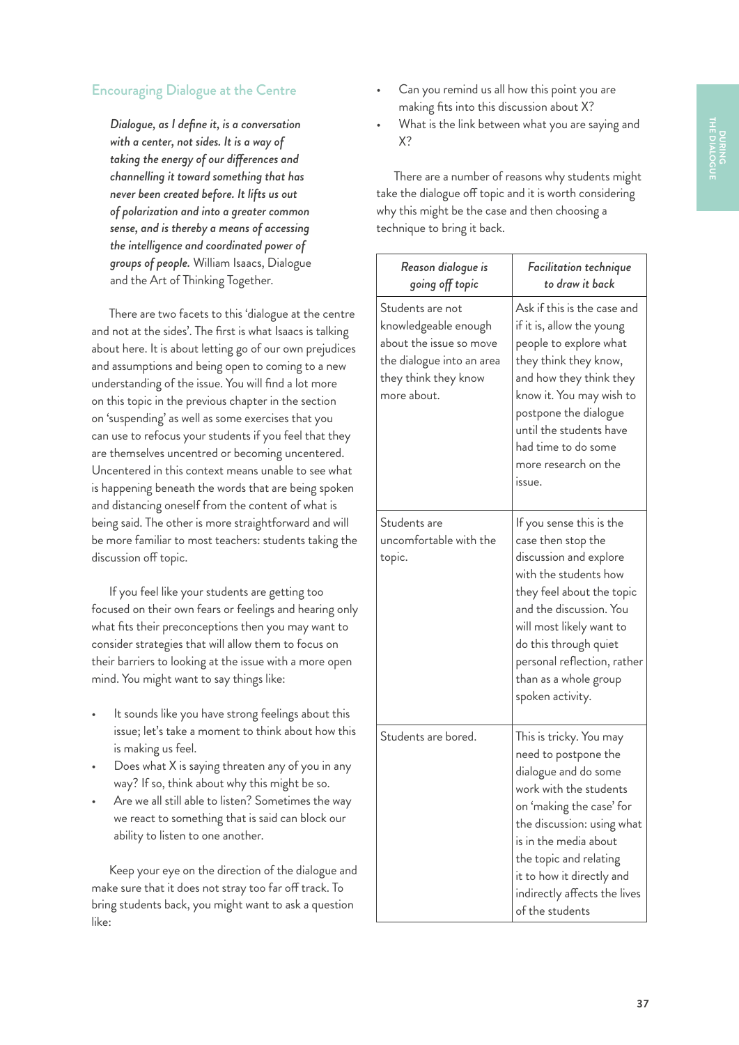## Encouraging Dialogue at the Centre

> ***Dialogue, as I define it, is a conversation with a center, not sides. It is a way of taking the energy of our differences and channelling it toward something that has never been created before. It lifts us out of polarization and into a greater common sense, and is thereby a means of accessing the intelligence and coordinated power of groups of people.*** William Isaacs, Dialogue and the Art of Thinking Together.

There are two facets to this 'dialogue at the centre and not at the sides'. The first is what Isaacs is talking about here. It is about letting go of our own prejudices and assumptions and being open to coming to a new understanding of the issue. You will find a lot more on this topic in the previous chapter in the section on 'suspending' as well as some exercises that you can use to refocus your students if you feel that they are themselves uncentred or becoming uncentered. Uncentered in this context means unable to see what is happening beneath the words that are being spoken and distancing oneself from the content of what is being said. The other is more straightforward and will be more familiar to most teachers: students taking the discussion off topic.

If you feel like your students are getting too focused on their own fears or feelings and hearing only what fits their preconceptions then you may want to consider strategies that will allow them to focus on their barriers to looking at the issue with a more open mind. You might want to say things like:

- It sounds like you have strong feelings about this issue; let's take a moment to think about how this is making us feel.
- Does what X is saying threaten any of you in any way? If so, think about why this might be so.
- Are we all still able to listen? Sometimes the way we react to something that is said can block our ability to listen to one another.

Keep your eye on the direction of the dialogue and make sure that it does not stray too far off track. To bring students back, you might want to ask a question like:

- Can you remind us all how this point you are making fits into this discussion about X?
- What is the link between what you are saying and X?

There are a number of reasons why students might take the dialogue off topic and it is worth considering why this might be the case and then choosing a technique to bring it back.

| *Reason dialogue is going off topic* | *Facilitation technique to draw it back* |
|---|---|
| Students are not knowledgeable enough about the issue so move the dialogue into an area they think they know more about. | Ask if this is the case and if it is, allow the young people to explore what they think they know, and how they think they know it. You may wish to postpone the dialogue until the students have had time to do some more research on the issue. |
| Students are uncomfortable with the topic. | If you sense this is the case then stop the discussion and explore with the students how they feel about the topic and the discussion. You will most likely want to do this through quiet personal reflection, rather than as a whole group spoken activity. |
| Students are bored. | This is tricky. You may need to postpone the dialogue and do some work with the students on 'making the case' for the discussion: using what is in the media about the topic and relating it to how it directly and indirectly affects the lives of the students |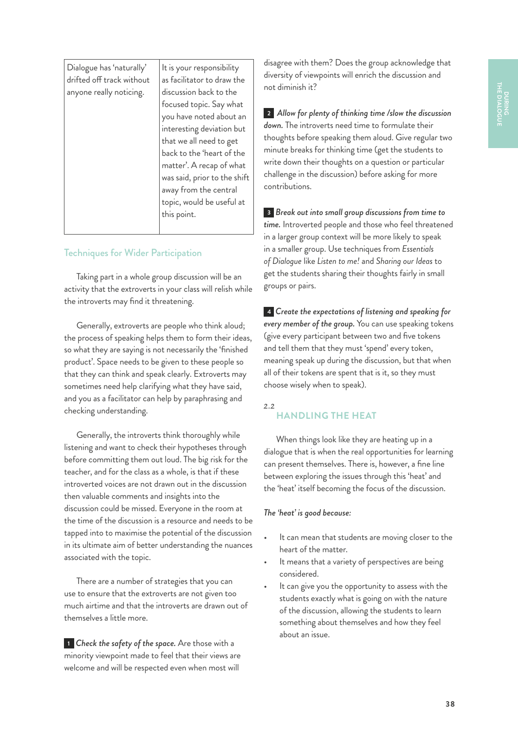| Dialogue has 'naturally' drifted off track without anyone really noticing. | It is your responsibility as facilitator to draw the discussion back to the focused topic. Say what you have noted about an interesting deviation but that we all need to get back to the 'heart of the matter'. A recap of what was said, prior to the shift away from the central topic, would be useful at this point. |
|---|---|

## Techniques for Wider Participation

Taking part in a whole group discussion will be an activity that the extroverts in your class will relish while the introverts may find it threatening.

Generally, extroverts are people who think aloud; the process of speaking helps them to form their ideas, so what they are saying is not necessarily the 'finished product'. Space needs to be given to these people so that they can think and speak clearly. Extroverts may sometimes need help clarifying what they have said, and you as a facilitator can help by paraphrasing and checking understanding.

Generally, the introverts think thoroughly while listening and want to check their hypotheses through before committing them out loud. The big risk for the teacher, and for the class as a whole, is that if these introverted voices are not drawn out in the discussion then valuable comments and insights into the discussion could be missed. Everyone in the room at the time of the discussion is a resource and needs to be tapped into to maximise the potential of the discussion in its ultimate aim of better understanding the nuances associated with the topic.

There are a number of strategies that you can use to ensure that the extroverts are not given too much airtime and that the introverts are drawn out of themselves a little more.

**1** ***Check the safety of the space.*** Are those with a minority viewpoint made to feel that their views are welcome and will be respected even when most will disagree with them? Does the group acknowledge that diversity of viewpoints will enrich the discussion and not diminish it?

**2** ***Allow for plenty of thinking time /slow the discussion down.*** The introverts need time to formulate their thoughts before speaking them aloud. Give regular two minute breaks for thinking time (get the students to write down their thoughts on a question or particular challenge in the discussion) before asking for more contributions.

**3** ***Break out into small group discussions from time to time.*** Introverted people and those who feel threatened in a larger group context will be more likely to speak in a smaller group. Use techniques from *Essentials of Dialogue* like *Listen to me!* and *Sharing our Ideas* to get the students sharing their thoughts fairly in small groups or pairs.

**4** ***Create the expectations of listening and speaking for every member of the group.*** You can use speaking tokens (give every participant between two and five tokens and tell them that they must 'spend' every token, meaning speak up during the discussion, but that when all of their tokens are spent that is it, so they must choose wisely when to speak).

## 2.2 HANDLING THE HEAT

When things look like they are heating up in a dialogue that is when the real opportunities for learning can present themselves. There is, however, a fine line between exploring the issues through this 'heat' and the 'heat' itself becoming the focus of the discussion.

*The 'heat' is good because:*

- It can mean that students are moving closer to the heart of the matter.
- It means that a variety of perspectives are being considered.
- It can give you the opportunity to assess with the students exactly what is going on with the nature of the discussion, allowing the students to learn something about themselves and how they feel about an issue.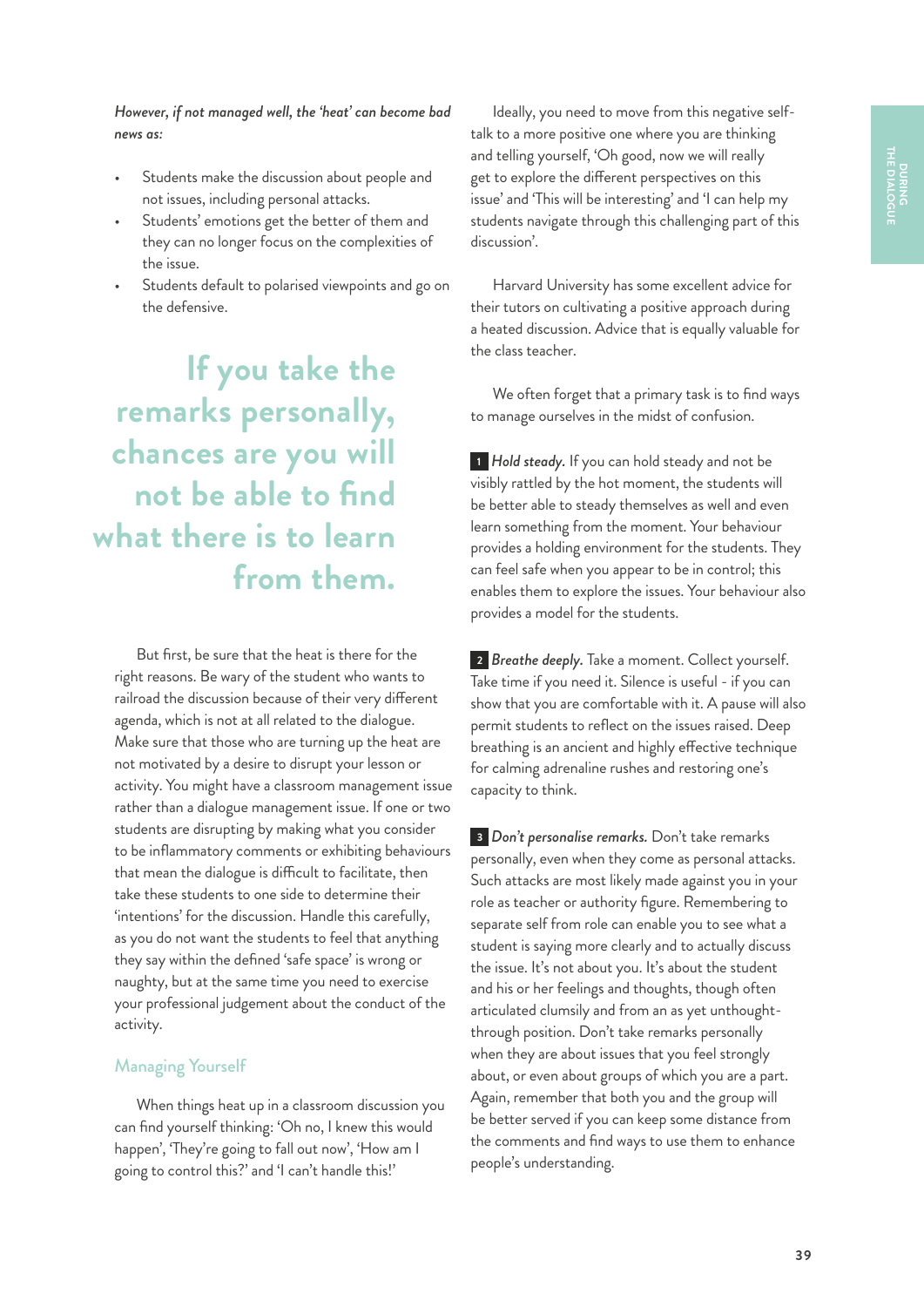*However, if not managed well, the 'heat' can become bad news as:*

- Students make the discussion about people and not issues, including personal attacks.
- Students' emotions get the better of them and they can no longer focus on the complexities of the issue.
- Students default to polarised viewpoints and go on the defensive.

> **If you take the remarks personally, chances are you will not be able to find what there is to learn from them.**

But first, be sure that the heat is there for the right reasons. Be wary of the student who wants to railroad the discussion because of their very different agenda, which is not at all related to the dialogue. Make sure that those who are turning up the heat are not motivated by a desire to disrupt your lesson or activity. You might have a classroom management issue rather than a dialogue management issue. If one or two students are disrupting by making what you consider to be inflammatory comments or exhibiting behaviours that mean the dialogue is difficult to facilitate, then take these students to one side to determine their 'intentions' for the discussion. Handle this carefully, as you do not want the students to feel that anything they say within the defined 'safe space' is wrong or naughty, but at the same time you need to exercise your professional judgement about the conduct of the activity.

## Managing Yourself

When things heat up in a classroom discussion you can find yourself thinking: 'Oh no, I knew this would happen', 'They're going to fall out now', 'How am I going to control this?' and 'I can't handle this!'

Ideally, you need to move from this negative self-talk to a more positive one where you are thinking and telling yourself, 'Oh good, now we will really get to explore the different perspectives on this issue' and 'This will be interesting' and 'I can help my students navigate through this challenging part of this discussion'.

Harvard University has some excellent advice for their tutors on cultivating a positive approach during a heated discussion. Advice that is equally valuable for the class teacher.

We often forget that a primary task is to find ways to manage ourselves in the midst of confusion.

**1** ***Hold steady.*** If you can hold steady and not be visibly rattled by the hot moment, the students will be better able to steady themselves as well and even learn something from the moment. Your behaviour provides a holding environment for the students. They can feel safe when you appear to be in control; this enables them to explore the issues. Your behaviour also provides a model for the students.

**2** ***Breathe deeply.*** Take a moment. Collect yourself. Take time if you need it. Silence is useful - if you can show that you are comfortable with it. A pause will also permit students to reflect on the issues raised. Deep breathing is an ancient and highly effective technique for calming adrenaline rushes and restoring one's capacity to think.

**3** ***Don't personalise remarks.*** Don't take remarks personally, even when they come as personal attacks. Such attacks are most likely made against you in your role as teacher or authority figure. Remembering to separate self from role can enable you to see what a student is saying more clearly and to actually discuss the issue. It's not about you. It's about the student and his or her feelings and thoughts, though often articulated clumsily and from an as yet unthought-through position. Don't take remarks personally when they are about issues that you feel strongly about, or even about groups of which you are a part. Again, remember that both you and the group will be better served if you can keep some distance from the comments and find ways to use them to enhance people's understanding.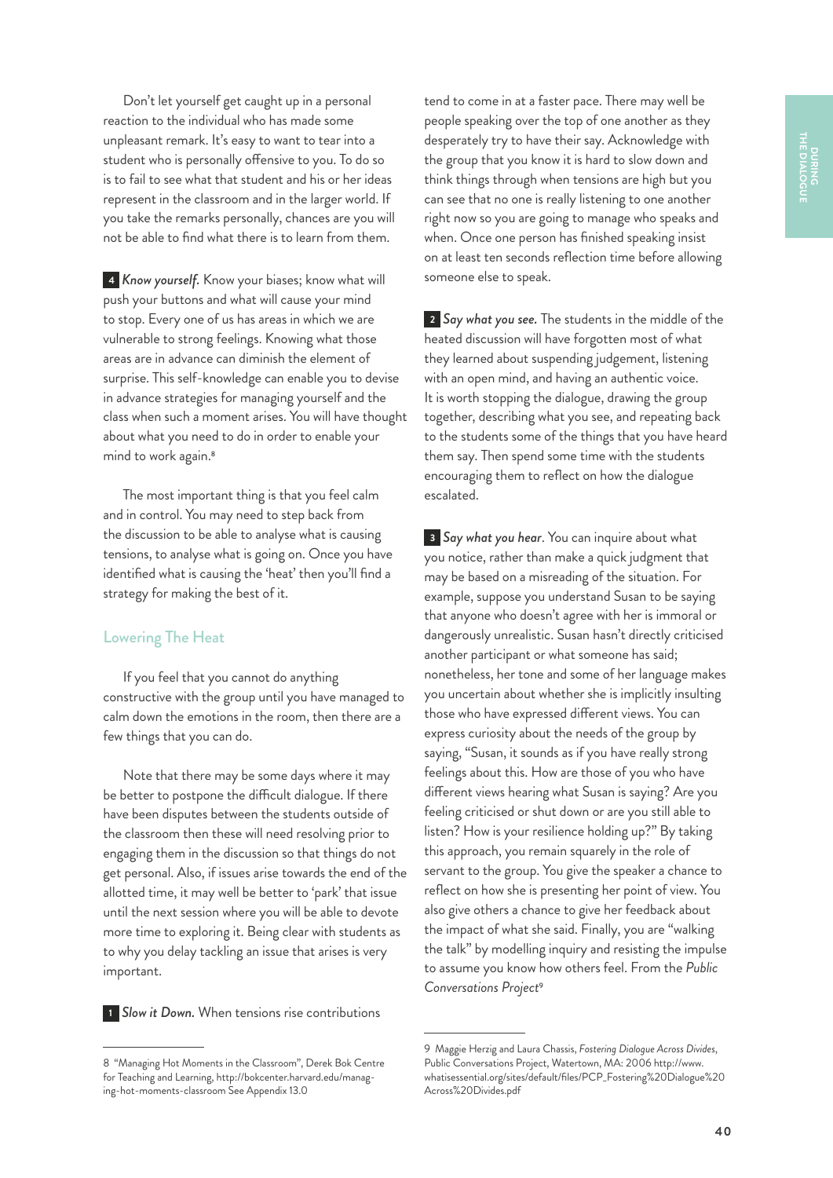Don't let yourself get caught up in a personal reaction to the individual who has made some unpleasant remark. It's easy to want to tear into a student who is personally offensive to you. To do so is to fail to see what that student and his or her ideas represent in the classroom and in the larger world. If you take the remarks personally, chances are you will not be able to find what there is to learn from them.

**4** *Know yourself.* Know your biases; know what will push your buttons and what will cause your mind to stop. Every one of us has areas in which we are vulnerable to strong feelings. Knowing what those areas are in advance can diminish the element of surprise. This self-knowledge can enable you to devise in advance strategies for managing yourself and the class when such a moment arises. You will have thought about what you need to do in order to enable your mind to work again.[8]

The most important thing is that you feel calm and in control. You may need to step back from the discussion to be able to analyse what is causing tensions, to analyse what is going on. Once you have identified what is causing the 'heat' then you'll find a strategy for making the best of it.

## Lowering The Heat

If you feel that you cannot do anything constructive with the group until you have managed to calm down the emotions in the room, then there are a few things that you can do.

Note that there may be some days where it may be better to postpone the difficult dialogue. If there have been disputes between the students outside of the classroom then these will need resolving prior to engaging them in the discussion so that things do not get personal. Also, if issues arise towards the end of the allotted time, it may well be better to 'park' that issue until the next session where you will be able to devote more time to exploring it. Being clear with students as to why you delay tackling an issue that arises is very important.

**1** *Slow it Down.* When tensions rise contributions tend to come in at a faster pace. There may well be people speaking over the top of one another as they desperately try to have their say. Acknowledge with the group that you know it is hard to slow down and think things through when tensions are high but you can see that no one is really listening to one another right now so you are going to manage who speaks and when. Once one person has finished speaking insist on at least ten seconds reflection time before allowing someone else to speak.

**2** *Say what you see.* The students in the middle of the heated discussion will have forgotten most of what they learned about suspending judgement, listening with an open mind, and having an authentic voice. It is worth stopping the dialogue, drawing the group together, describing what you see, and repeating back to the students some of the things that you have heard them say. Then spend some time with the students encouraging them to reflect on how the dialogue escalated.

**3** *Say what you hear*. You can inquire about what you notice, rather than make a quick judgment that may be based on a misreading of the situation. For example, suppose you understand Susan to be saying that anyone who doesn't agree with her is immoral or dangerously unrealistic. Susan hasn't directly criticised another participant or what someone has said; nonetheless, her tone and some of her language makes you uncertain about whether she is implicitly insulting those who have expressed different views. You can express curiosity about the needs of the group by saying, "Susan, it sounds as if you have really strong feelings about this. How are those of you who have different views hearing what Susan is saying? Are you feeling criticised or shut down or are you still able to listen? How is your resilience holding up?" By taking this approach, you remain squarely in the role of servant to the group. You give the speaker a chance to reflect on how she is presenting her point of view. You also give others a chance to give her feedback about the impact of what she said. Finally, you are "walking the talk" by modelling inquiry and resisting the impulse to assume you know how others feel. From the *Public Conversations Project*[9]

---

8 "Managing Hot Moments in the Classroom", Derek Bok Centre for Teaching and Learning, http://bokcenter.harvard.edu/managing-hot-moments-classroom See Appendix 13.0

9 Maggie Herzig and Laura Chassis, *Fostering Dialogue Across Divides*, Public Conversations Project, Watertown, MA: 2006 http://www.whatisessential.org/sites/default/files/PCP_Fostering%20Dialogue%20Across%20Divides.pdf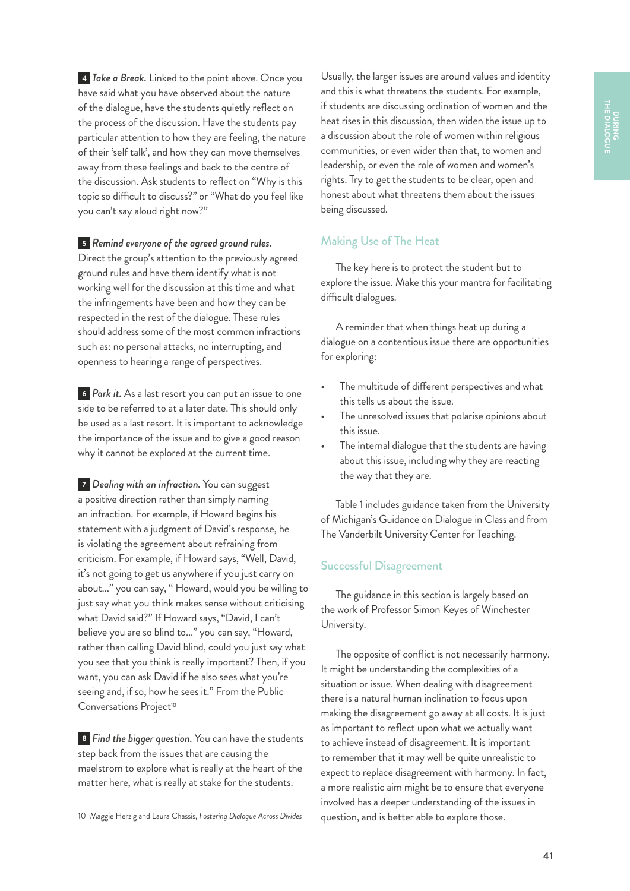**4** *Take a Break.* Linked to the point above. Once you have said what you have observed about the nature of the dialogue, have the students quietly reflect on the process of the discussion. Have the students pay particular attention to how they are feeling, the nature of their 'self talk', and how they can move themselves away from these feelings and back to the centre of the discussion. Ask students to reflect on "Why is this topic so difficult to discuss?" or "What do you feel like you can't say aloud right now?"

**5** *Remind everyone of the agreed ground rules.* Direct the group's attention to the previously agreed ground rules and have them identify what is not working well for the discussion at this time and what the infringements have been and how they can be respected in the rest of the dialogue. These rules should address some of the most common infractions such as: no personal attacks, no interrupting, and openness to hearing a range of perspectives.

**6** *Park it.* As a last resort you can put an issue to one side to be referred to at a later date. This should only be used as a last resort. It is important to acknowledge the importance of the issue and to give a good reason why it cannot be explored at the current time.

**7** *Dealing with an infraction.* You can suggest a positive direction rather than simply naming an infraction. For example, if Howard begins his statement with a judgment of David's response, he is violating the agreement about refraining from criticism. For example, if Howard says, "Well, David, it's not going to get us anywhere if you just carry on about..." you can say, " Howard, would you be willing to just say what you think makes sense without criticising what David said?" If Howard says, "David, I can't believe you are so blind to..." you can say, "Howard, rather than calling David blind, could you just say what you see that you think is really important? Then, if you want, you can ask David if he also sees what you're seeing and, if so, how he sees it." From the Public Conversations Project[10]

**8** *Find the bigger question.* You can have the students step back from the issues that are causing the maelstrom to explore what is really at the heart of the matter here, what is really at stake for the students.

Usually, the larger issues are around values and identity and this is what threatens the students. For example, if students are discussing ordination of women and the heat rises in this discussion, then widen the issue up to a discussion about the role of women within religious communities, or even wider than that, to women and leadership, or even the role of women and women's rights. Try to get the students to be clear, open and honest about what threatens them about the issues being discussed.

## Making Use of The Heat

The key here is to protect the student but to explore the issue. Make this your mantra for facilitating difficult dialogues.

A reminder that when things heat up during a dialogue on a contentious issue there are opportunities for exploring:

- The multitude of different perspectives and what this tells us about the issue.
- The unresolved issues that polarise opinions about this issue.
- The internal dialogue that the students are having about this issue, including why they are reacting the way that they are.

Table 1 includes guidance taken from the University of Michigan's Guidance on Dialogue in Class and from The Vanderbilt University Center for Teaching.

## Successful Disagreement

The guidance in this section is largely based on the work of Professor Simon Keyes of Winchester University.

The opposite of conflict is not necessarily harmony. It might be understanding the complexities of a situation or issue. When dealing with disagreement there is a natural human inclination to focus upon making the disagreement go away at all costs. It is just as important to reflect upon what we actually want to achieve instead of disagreement. It is important to remember that it may well be quite unrealistic to expect to replace disagreement with harmony. In fact, a more realistic aim might be to ensure that everyone involved has a deeper understanding of the issues in question, and is better able to explore those.

---

10 Maggie Herzig and Laura Chassis, *Fostering Dialogue Across Divides*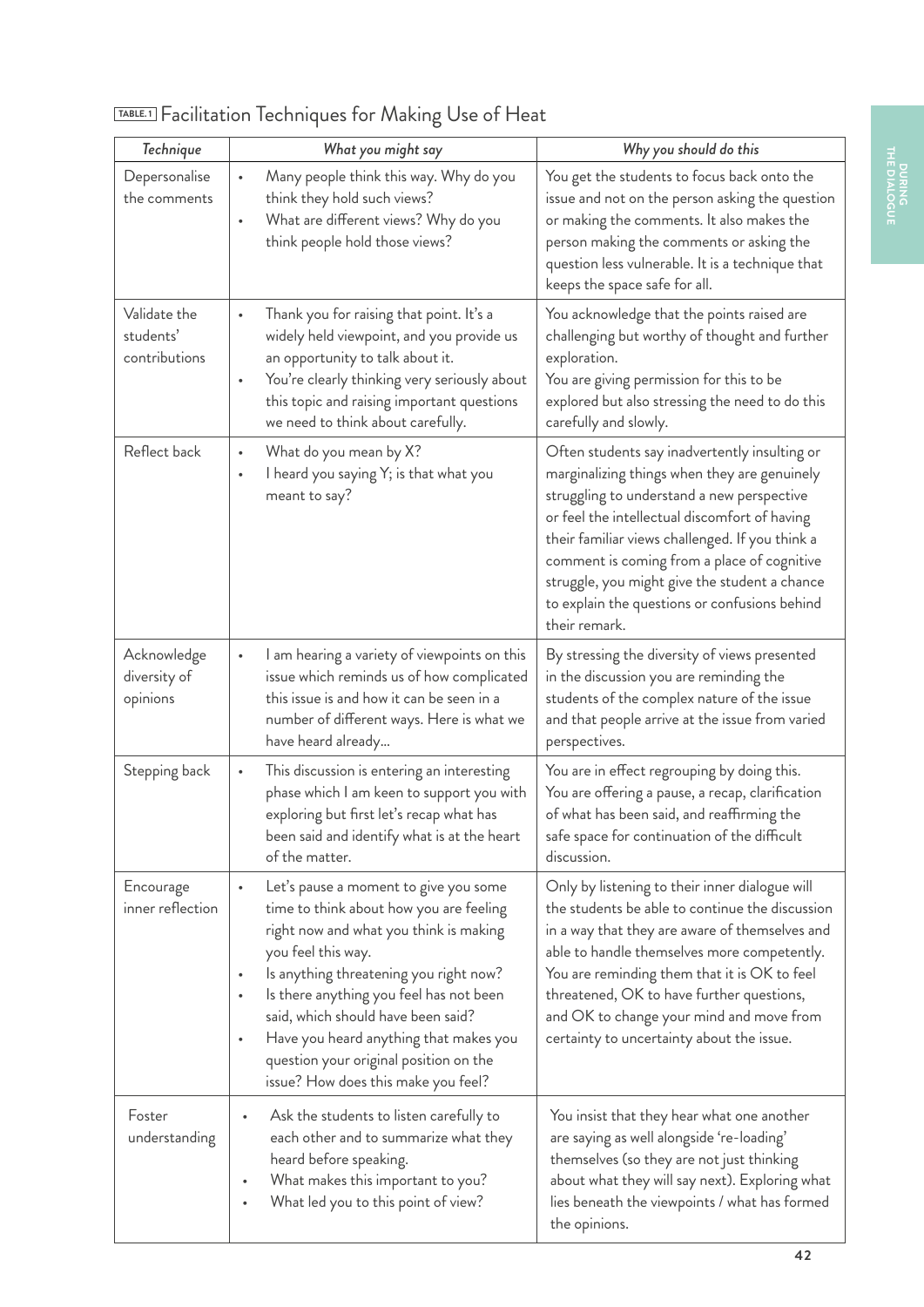## TABLE.1 Facilitation Techniques for Making Use of Heat

| *Technique* | *What you might say* | *Why you should do this* |
|---|---|---|
| Depersonalise the comments | • Many people think this way. Why do you think they hold such views?<br>• What are different views? Why do you think people hold those views? | You get the students to focus back onto the issue and not on the person asking the question or making the comments. It also makes the person making the comments or asking the question less vulnerable. It is a technique that keeps the space safe for all. |
| Validate the students' contributions | • Thank you for raising that point. It's a widely held viewpoint, and you provide us an opportunity to talk about it.<br>• You're clearly thinking very seriously about this topic and raising important questions we need to think about carefully. | You acknowledge that the points raised are challenging but worthy of thought and further exploration.<br>You are giving permission for this to be explored but also stressing the need to do this carefully and slowly. |
| Reflect back | • What do you mean by X?<br>• I heard you saying Y; is that what you meant to say? | Often students say inadvertently insulting or marginalizing things when they are genuinely struggling to understand a new perspective or feel the intellectual discomfort of having their familiar views challenged. If you think a comment is coming from a place of cognitive struggle, you might give the student a chance to explain the questions or confusions behind their remark. |
| Acknowledge diversity of opinions | • I am hearing a variety of viewpoints on this issue which reminds us of how complicated this issue is and how it can be seen in a number of different ways. Here is what we have heard already… | By stressing the diversity of views presented in the discussion you are reminding the students of the complex nature of the issue and that people arrive at the issue from varied perspectives. |
| Stepping back | • This discussion is entering an interesting phase which I am keen to support you with exploring but first let's recap what has been said and identify what is at the heart of the matter. | You are in effect regrouping by doing this. You are offering a pause, a recap, clarification of what has been said, and reaffirming the safe space for continuation of the difficult discussion. |
| Encourage inner reflection | • Let's pause a moment to give you some time to think about how you are feeling right now and what you think is making you feel this way.<br>• Is anything threatening you right now?<br>• Is there anything you feel has not been said, which should have been said?<br>• Have you heard anything that makes you question your original position on the issue? How does this make you feel? | Only by listening to their inner dialogue will the students be able to continue the discussion in a way that they are aware of themselves and able to handle themselves more competently. You are reminding them that it is OK to feel threatened, OK to have further questions, and OK to change your mind and move from certainty to uncertainty about the issue. |
| Foster understanding | • Ask the students to listen carefully to each other and to summarize what they heard before speaking.<br>• What makes this important to you?<br>• What led you to this point of view? | You insist that they hear what one another are saying as well alongside 're-loading' themselves (so they are not just thinking about what they will say next). Exploring what lies beneath the viewpoints / what has formed the opinions. |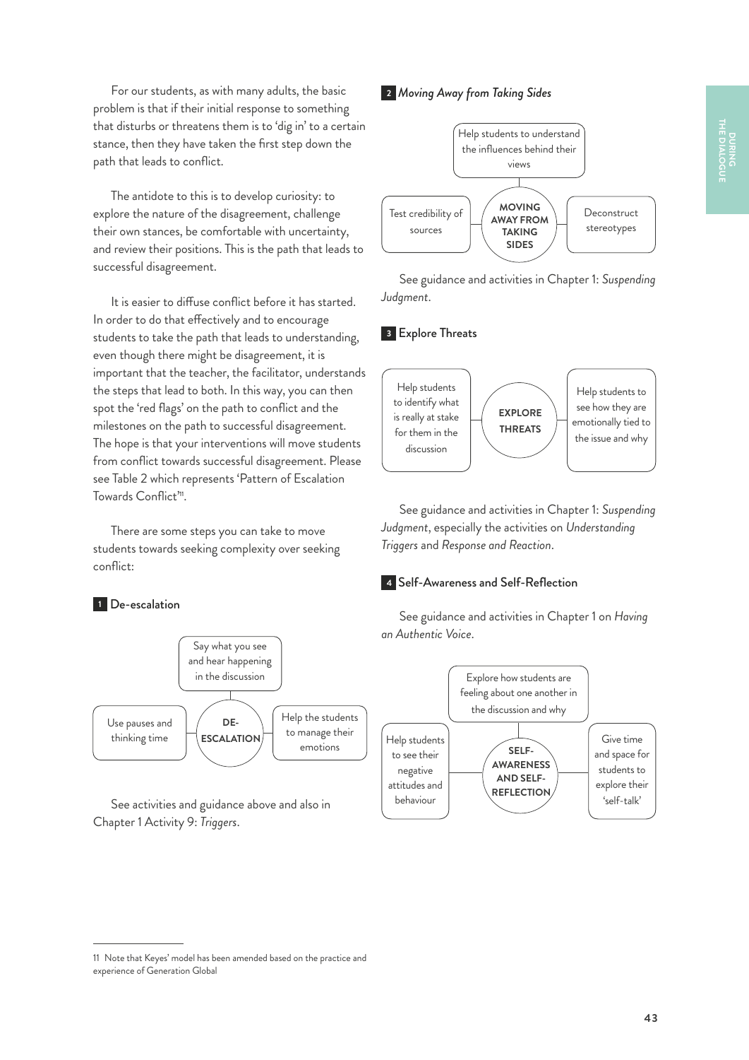For our students, as with many adults, the basic problem is that if their initial response to something that disturbs or threatens them is to 'dig in' to a certain stance, then they have taken the first step down the path that leads to conflict.

The antidote to this is to develop curiosity: to explore the nature of the disagreement, challenge their own stances, be comfortable with uncertainty, and review their positions. This is the path that leads to successful disagreement.

It is easier to diffuse conflict before it has started. In order to do that effectively and to encourage students to take the path that leads to understanding, even though there might be disagreement, it is important that the teacher, the facilitator, understands the steps that lead to both. In this way, you can then spot the 'red flags' on the path to conflict and the milestones on the path to successful disagreement. The hope is that your interventions will move students from conflict towards successful disagreement. Please see Table 2 which represents 'Pattern of Escalation Towards Conflict'[11].

There are some steps you can take to move students towards seeking complexity over seeking conflict:

### 1 De-escalation

**DE-ESCALATION**

- Say what you see and hear happening in the discussion
- Use pauses and thinking time
- Help the students to manage their emotions

See activities and guidance above and also in Chapter 1 Activity 9: *Triggers*.

### 2 *Moving Away from Taking Sides*

**MOVING AWAY FROM TAKING SIDES**

- Help students to understand the influences behind their views
- Test credibility of sources
- Deconstruct stereotypes

See guidance and activities in Chapter 1: *Suspending Judgment*.

### 3 Explore Threats

**EXPLORE THREATS**

- Help students to identify what is really at stake for them in the discussion
- Help students to see how they are emotionally tied to the issue and why

See guidance and activities in Chapter 1: *Suspending Judgment*, especially the activities on *Understanding Triggers* and *Response and Reaction*.

### 4 Self-Awareness and Self-Reflection

See guidance and activities in Chapter 1 on *Having an Authentic Voice*.

**SELF-AWARENESS AND SELF-REFLECTION**

- Explore how students are feeling about one another in the discussion and why
- Help students to see their negative attitudes and behaviour
- Give time and space for students to explore their 'self-talk'

---

11 Note that Keyes' model has been amended based on the practice and experience of Generation Global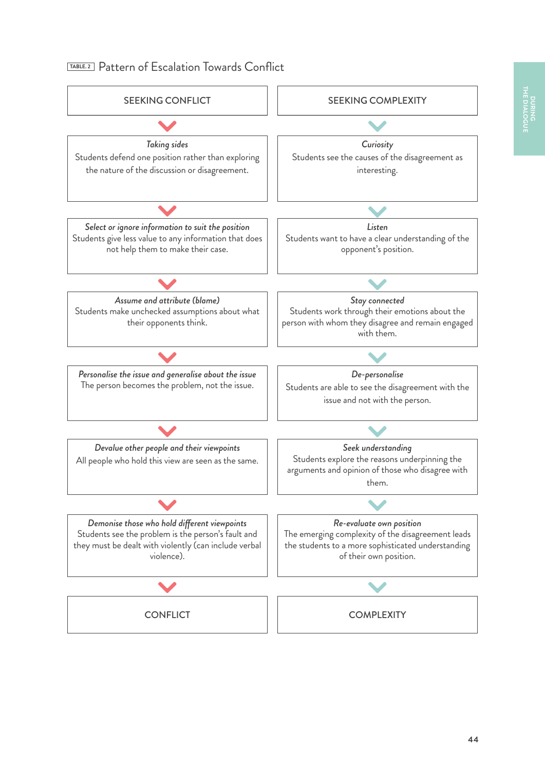TABLE. 2 Pattern of Escalation Towards Conflict

| SEEKING CONFLICT | SEEKING COMPLEXITY |
|---|---|
| *Taking sides* Students defend one position rather than exploring the nature of the discussion or disagreement. | *Curiosity* Students see the causes of the disagreement as interesting. |
| *Select or ignore information to suit the position* Students give less value to any information that does not help them to make their case. | *Listen* Students want to have a clear understanding of the opponent's position. |
| *Assume and attribute (blame)* Students make unchecked assumptions about what their opponents think. | *Stay connected* Students work through their emotions about the person with whom they disagree and remain engaged with them. |
| *Personalise the issue and generalise about the issue* The person becomes the problem, not the issue. | *De-personalise* Students are able to see the disagreement with the issue and not with the person. |
| *Devalue other people and their viewpoints* All people who hold this view are seen as the same. | *Seek understanding* Students explore the reasons underpinning the arguments and opinion of those who disagree with them. |
| *Demonise those who hold different viewpoints* Students see the problem is the person's fault and they must be dealt with violently (can include verbal violence). | *Re-evaluate own position* The emerging complexity of the disagreement leads the students to a more sophisticated understanding of their own position. |
| CONFLICT | COMPLEXITY |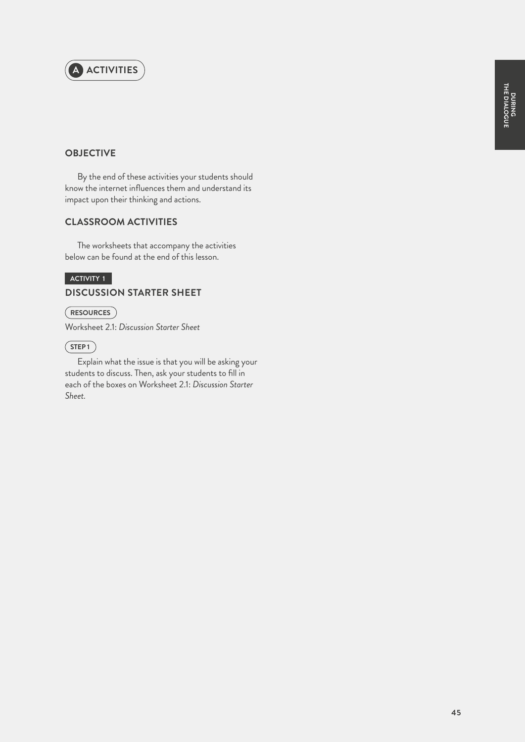## A ACTIVITIES

### OBJECTIVE

By the end of these activities your students should know the internet influences them and understand its impact upon their thinking and actions.

### CLASSROOM ACTIVITIES

The worksheets that accompany the activities below can be found at the end of this lesson.

**ACTIVITY 1**

### DISCUSSION STARTER SHEET

**RESOURCES**

Worksheet 2.1: *Discussion Starter Sheet*

**STEP 1**

Explain what the issue is that you will be asking your students to discuss. Then, ask your students to fill in each of the boxes on Worksheet 2.1: *Discussion Starter Sheet.*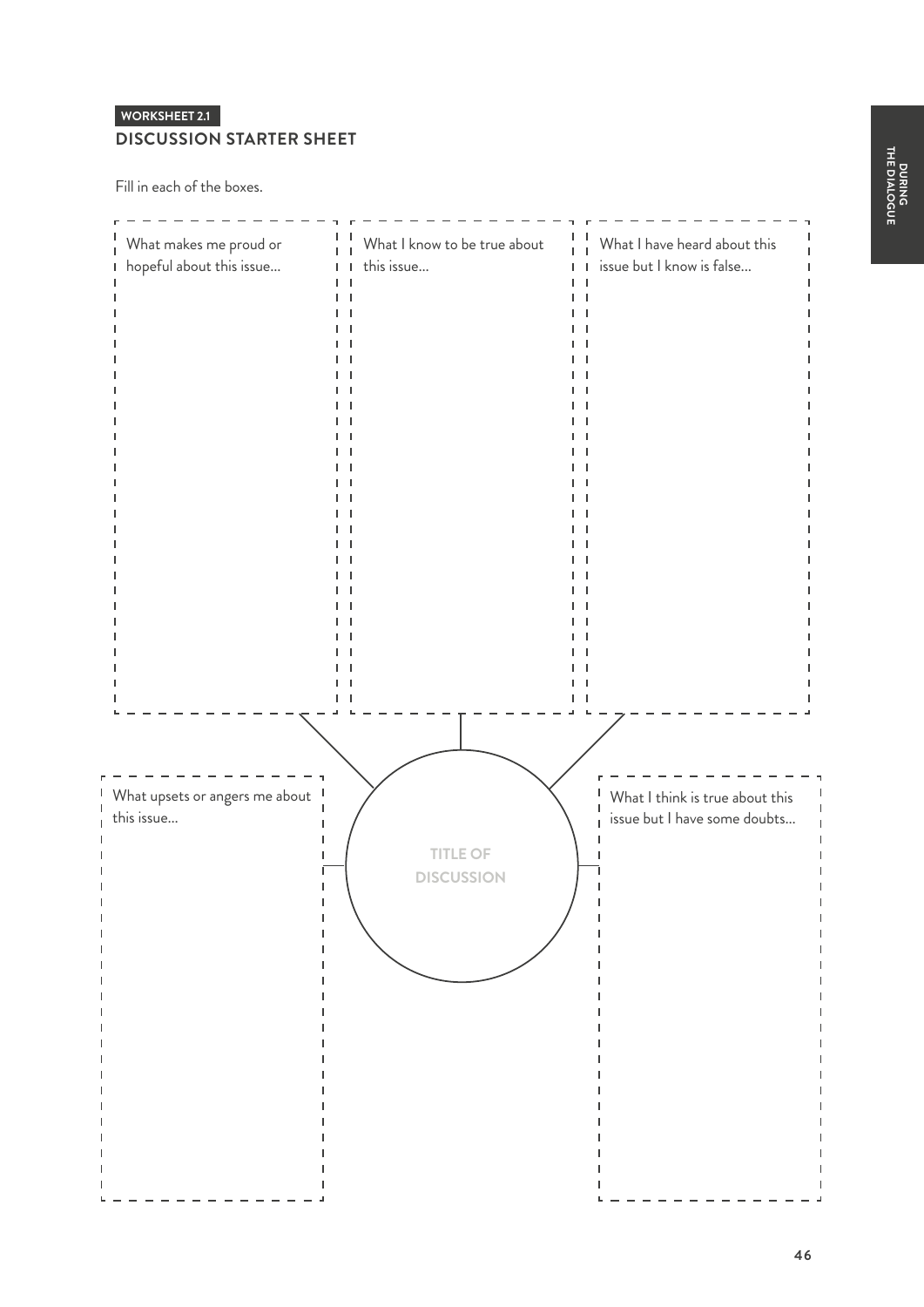WORKSHEET 2.1

## DISCUSSION STARTER SHEET

Fill in each of the boxes.

What makes me proud or hopeful about this issue...

What I know to be true about this issue...

What I have heard about this issue but I know is false...

TITLE OF DISCUSSION

What upsets or angers me about this issue...

What I think is true about this issue but I have some doubts...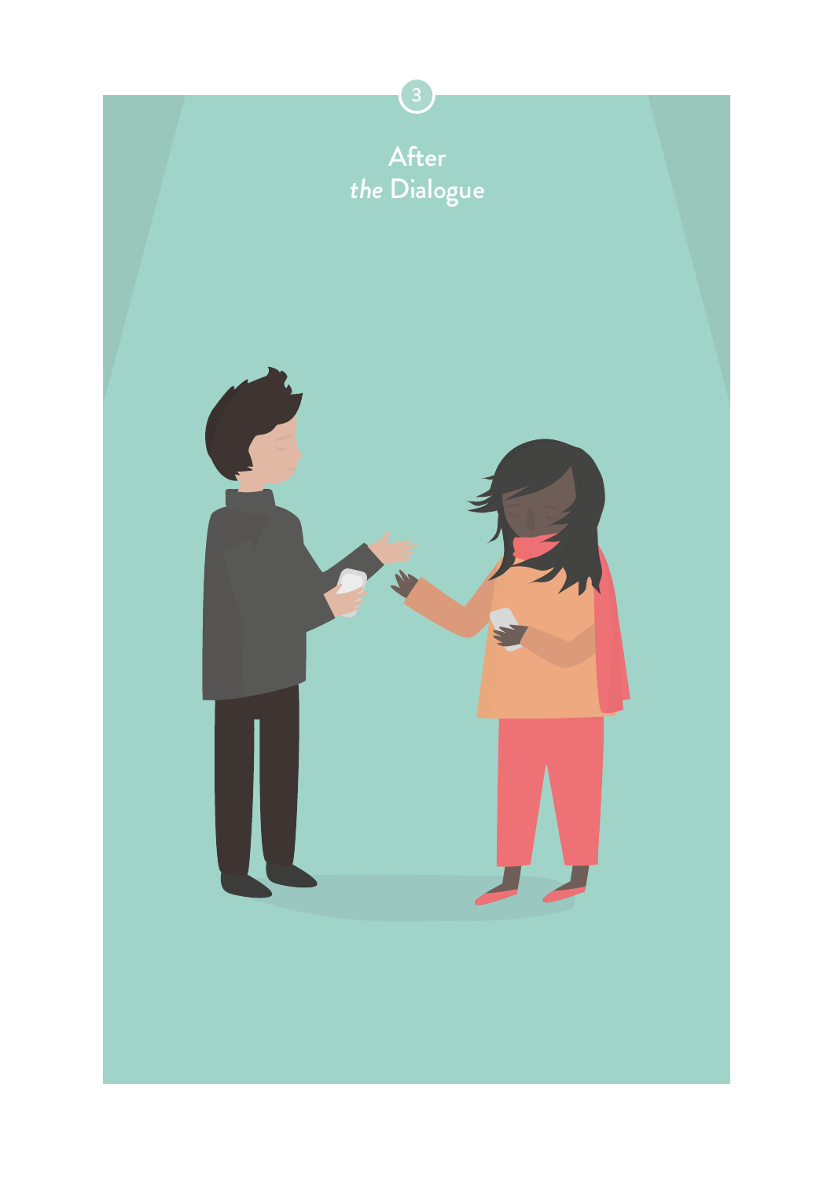3

# After *the* Dialogue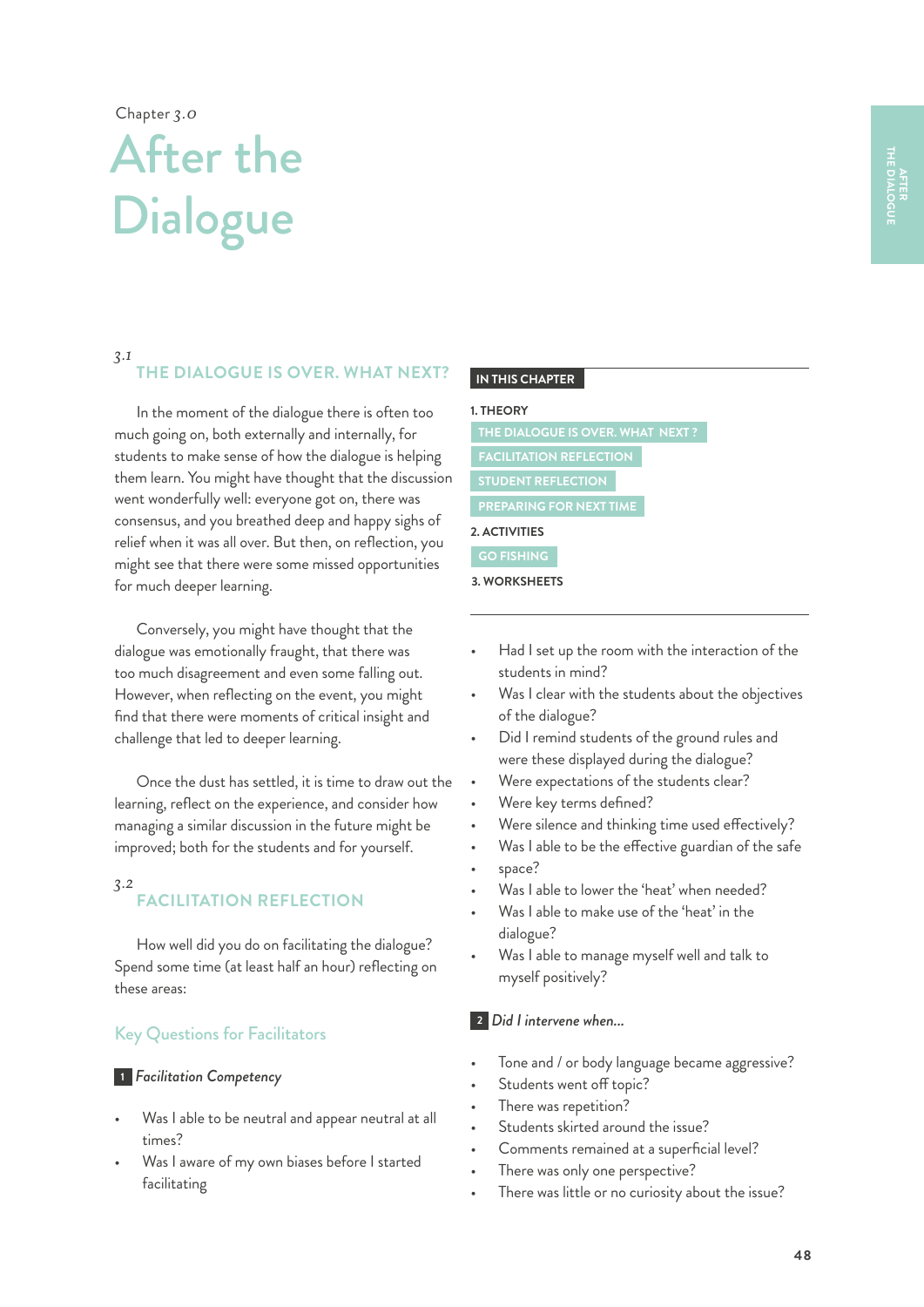Chapter 3.0

# After the Dialogue

## 3.1 THE DIALOGUE IS OVER. WHAT NEXT?

In the moment of the dialogue there is often too much going on, both externally and internally, for students to make sense of how the dialogue is helping them learn. You might have thought that the discussion went wonderfully well: everyone got on, there was consensus, and you breathed deep and happy sighs of relief when it was all over. But then, on reflection, you might see that there were some missed opportunities for much deeper learning.

Conversely, you might have thought that the dialogue was emotionally fraught, that there was too much disagreement and even some falling out. However, when reflecting on the event, you might find that there were moments of critical insight and challenge that led to deeper learning.

Once the dust has settled, it is time to draw out the learning, reflect on the experience, and consider how managing a similar discussion in the future might be improved; both for the students and for yourself.

**IN THIS CHAPTER**

1. THEORY
   - THE DIALOGUE IS OVER. WHAT NEXT ?
   - FACILITATION REFLECTION
   - STUDENT REFLECTION
   - PREPARING FOR NEXT TIME
2. ACTIVITIES
   - GO FISHING
3. WORKSHEETS

## 3.2 FACILITATION REFLECTION

How well did you do on facilitating the dialogue? Spend some time (at least half an hour) reflecting on these areas:

### Key Questions for Facilitators

**1** *Facilitation Competency*

- Was I able to be neutral and appear neutral at all times?
- Was I aware of my own biases before I started facilitating
- Had I set up the room with the interaction of the students in mind?
- Was I clear with the students about the objectives of the dialogue?
- Did I remind students of the ground rules and were these displayed during the dialogue?
- Were expectations of the students clear?
- Were key terms defined?
- Were silence and thinking time used effectively?
- Was I able to be the effective guardian of the safe space?
- Was I able to lower the 'heat' when needed?
- Was I able to make use of the 'heat' in the dialogue?
- Was I able to manage myself well and talk to myself positively?

**2** *Did I intervene when...*

- Tone and / or body language became aggressive?
- Students went off topic?
- There was repetition?
- Students skirted around the issue?
- Comments remained at a superficial level?
- There was only one perspective?
- There was little or no curiosity about the issue?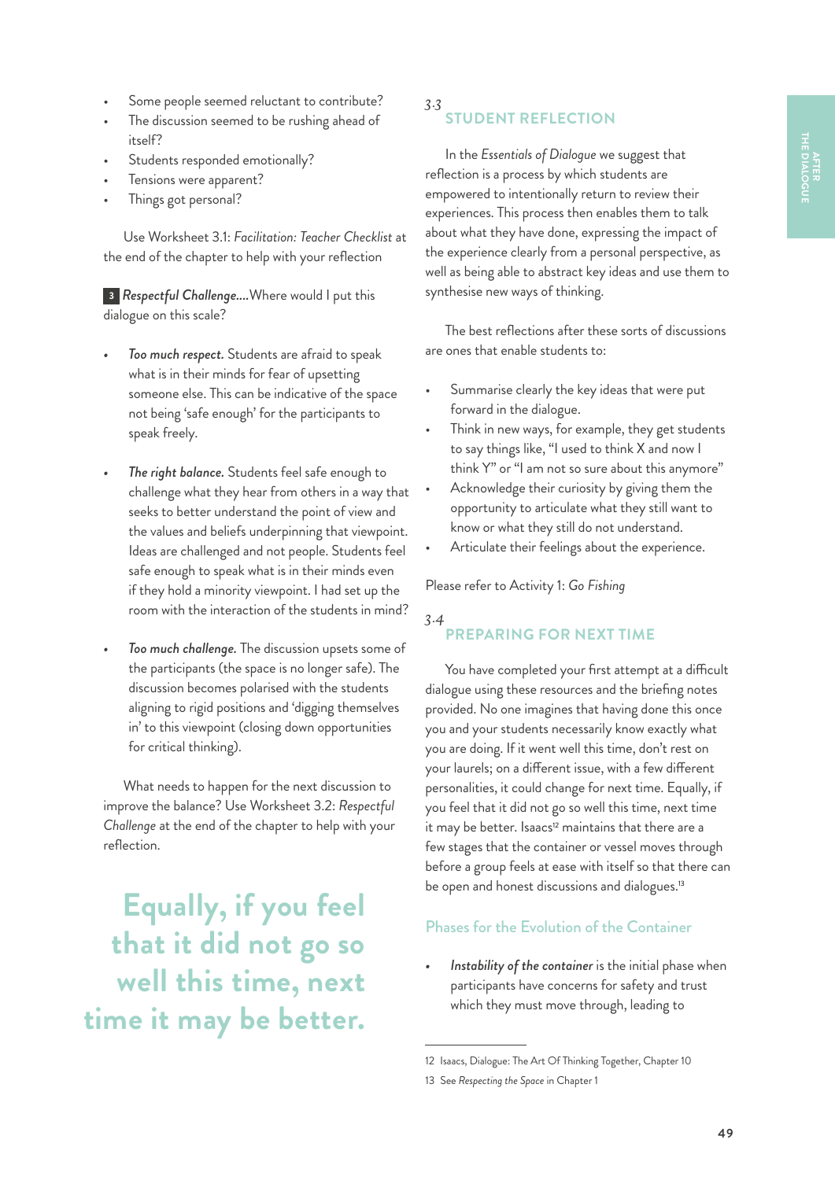- Some people seemed reluctant to contribute?
- The discussion seemed to be rushing ahead of itself?
- Students responded emotionally?
- Tensions were apparent?
- Things got personal?

Use Worksheet 3.1: *Facilitation: Teacher Checklist* at the end of the chapter to help with your reflection

**3** *Respectful Challenge....*Where would I put this dialogue on this scale?

- ***Too much respect.*** Students are afraid to speak what is in their minds for fear of upsetting someone else. This can be indicative of the space not being 'safe enough' for the participants to speak freely.

- ***The right balance.*** Students feel safe enough to challenge what they hear from others in a way that seeks to better understand the point of view and the values and beliefs underpinning that viewpoint. Ideas are challenged and not people. Students feel safe enough to speak what is in their minds even if they hold a minority viewpoint. I had set up the room with the interaction of the students in mind?

- ***Too much challenge.*** The discussion upsets some of the participants (the space is no longer safe). The discussion becomes polarised with the students aligning to rigid positions and 'digging themselves in' to this viewpoint (closing down opportunities for critical thinking).

What needs to happen for the next discussion to improve the balance? Use Worksheet 3.2: *Respectful Challenge* at the end of the chapter to help with your reflection.

> **Equally, if you feel that it did not go so well this time, next time it may be better.**

## 3.3 STUDENT REFLECTION

In the *Essentials of Dialogue* we suggest that reflection is a process by which students are empowered to intentionally return to review their experiences. This process then enables them to talk about what they have done, expressing the impact of the experience clearly from a personal perspective, as well as being able to abstract key ideas and use them to synthesise new ways of thinking.

The best reflections after these sorts of discussions are ones that enable students to:

- Summarise clearly the key ideas that were put forward in the dialogue.
- Think in new ways, for example, they get students to say things like, "I used to think X and now I think Y" or "I am not so sure about this anymore"
- Acknowledge their curiosity by giving them the opportunity to articulate what they still want to know or what they still do not understand.
- Articulate their feelings about the experience.

Please refer to Activity 1: *Go Fishing*

## 3.4 PREPARING FOR NEXT TIME

You have completed your first attempt at a difficult dialogue using these resources and the briefing notes provided. No one imagines that having done this once you and your students necessarily know exactly what you are doing. If it went well this time, don't rest on your laurels; on a different issue, with a few different personalities, it could change for next time. Equally, if you feel that it did not go so well this time, next time it may be better. Isaacs[12] maintains that there are a few stages that the container or vessel moves through before a group feels at ease with itself so that there can be open and honest discussions and dialogues.[13]

### Phases for the Evolution of the Container

- ***Instability of the container*** is the initial phase when participants have concerns for safety and trust which they must move through, leading to

---

12 Isaacs, Dialogue: The Art Of Thinking Together, Chapter 10

13 See *Respecting the Space* in Chapter 1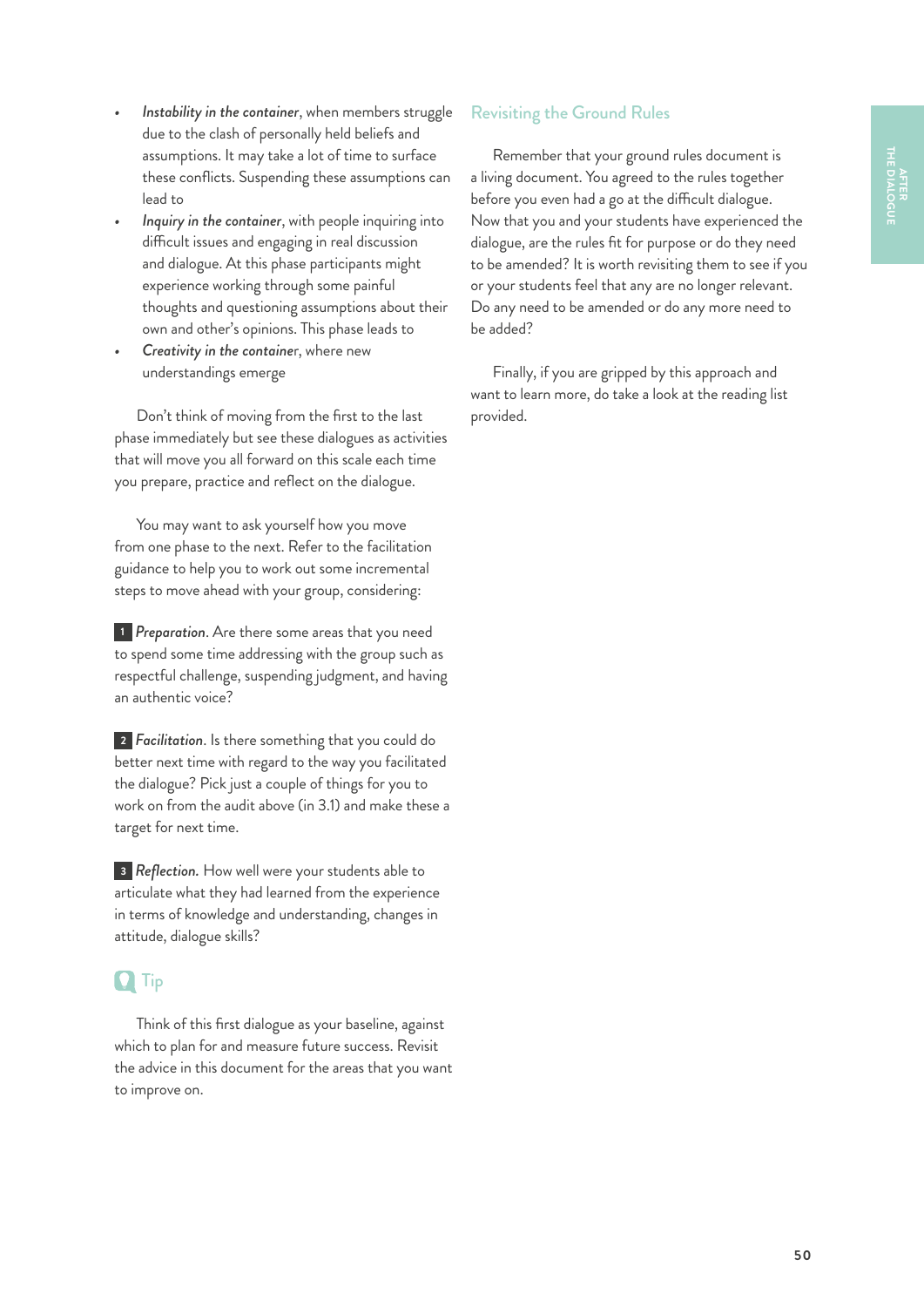- *Instability in the container*, when members struggle due to the clash of personally held beliefs and assumptions. It may take a lot of time to surface these conflicts. Suspending these assumptions can lead to
- *Inquiry in the container*, with people inquiring into difficult issues and engaging in real discussion and dialogue. At this phase participants might experience working through some painful thoughts and questioning assumptions about their own and other's opinions. This phase leads to
- *Creativity in the container*, where new understandings emerge

Don't think of moving from the first to the last phase immediately but see these dialogues as activities that will move you all forward on this scale each time you prepare, practice and reflect on the dialogue.

You may want to ask yourself how you move from one phase to the next. Refer to the facilitation guidance to help you to work out some incremental steps to move ahead with your group, considering:

**1** *Preparation*. Are there some areas that you need to spend some time addressing with the group such as respectful challenge, suspending judgment, and having an authentic voice?

**2** *Facilitation*. Is there something that you could do better next time with regard to the way you facilitated the dialogue? Pick just a couple of things for you to work on from the audit above (in 3.1) and make these a target for next time.

**3** *Reflection.* How well were your students able to articulate what they had learned from the experience in terms of knowledge and understanding, changes in attitude, dialogue skills?

### Tip

Think of this first dialogue as your baseline, against which to plan for and measure future success. Revisit the advice in this document for the areas that you want to improve on.

## Revisiting the Ground Rules

Remember that your ground rules document is a living document. You agreed to the rules together before you even had a go at the difficult dialogue. Now that you and your students have experienced the dialogue, are the rules fit for purpose or do they need to be amended? It is worth revisiting them to see if you or your students feel that any are no longer relevant. Do any need to be amended or do any more need to be added?

Finally, if you are gripped by this approach and want to learn more, do take a look at the reading list provided.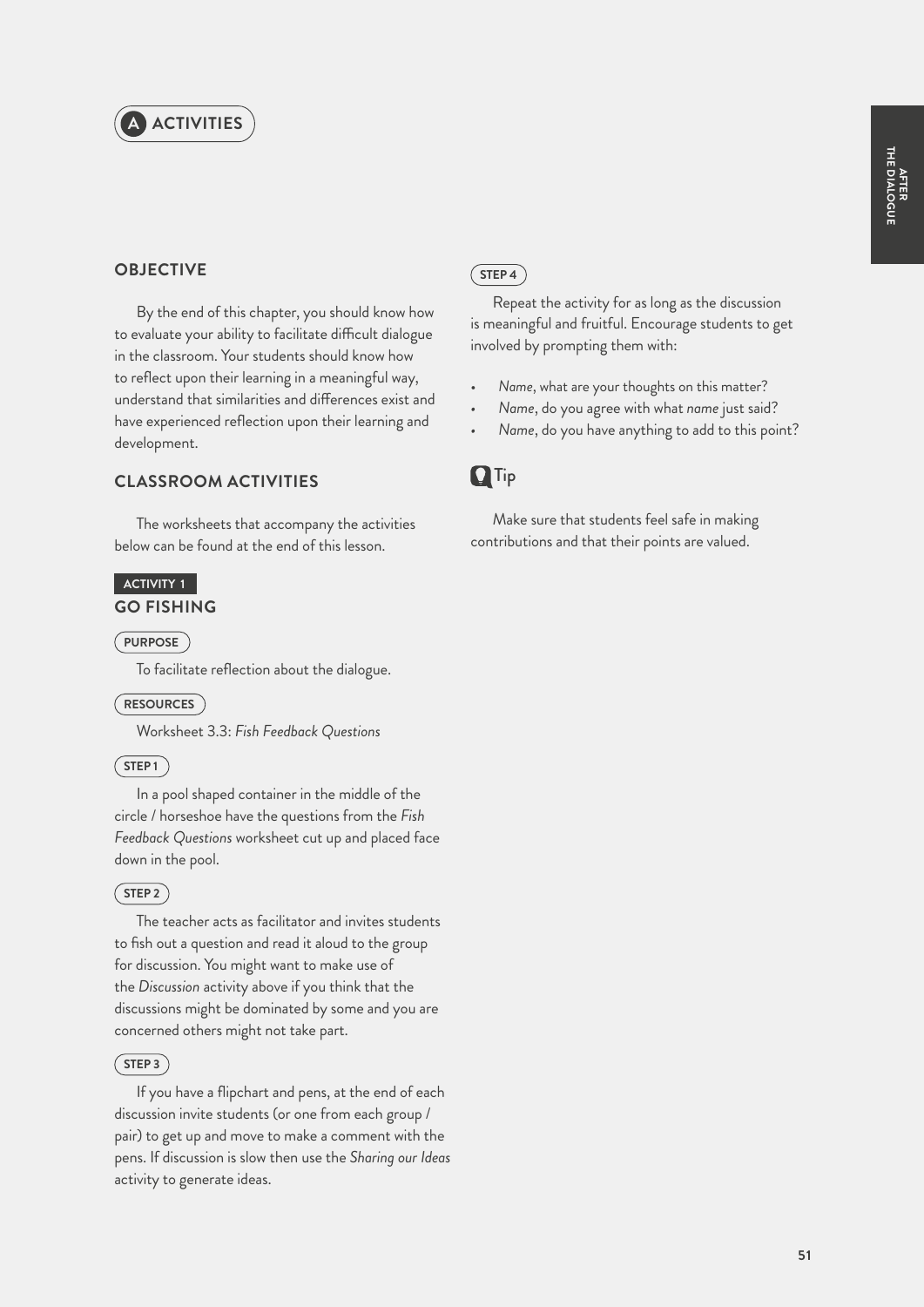# A ACTIVITIES

## OBJECTIVE

By the end of this chapter, you should know how to evaluate your ability to facilitate difficult dialogue in the classroom. Your students should know how to reflect upon their learning in a meaningful way, understand that similarities and differences exist and have experienced reflection upon their learning and development.

## CLASSROOM ACTIVITIES

The worksheets that accompany the activities below can be found at the end of this lesson.

**ACTIVITY 1**

### GO FISHING

**PURPOSE**

To facilitate reflection about the dialogue.

**RESOURCES**

Worksheet 3.3: *Fish Feedback Questions*

**STEP 1**

In a pool shaped container in the middle of the circle / horseshoe have the questions from the *Fish Feedback Questions* worksheet cut up and placed face down in the pool.

**STEP 2**

The teacher acts as facilitator and invites students to fish out a question and read it aloud to the group for discussion. You might want to make use of the *Discussion* activity above if you think that the discussions might be dominated by some and you are concerned others might not take part.

**STEP 3**

If you have a flipchart and pens, at the end of each discussion invite students (or one from each group / pair) to get up and move to make a comment with the pens. If discussion is slow then use the *Sharing our Ideas* activity to generate ideas.

**STEP 4**

Repeat the activity for as long as the discussion is meaningful and fruitful. Encourage students to get involved by prompting them with:

- *Name*, what are your thoughts on this matter?
- *Name*, do you agree with what *name* just said?
- *Name*, do you have anything to add to this point?

**Tip**

Make sure that students feel safe in making contributions and that their points are valued.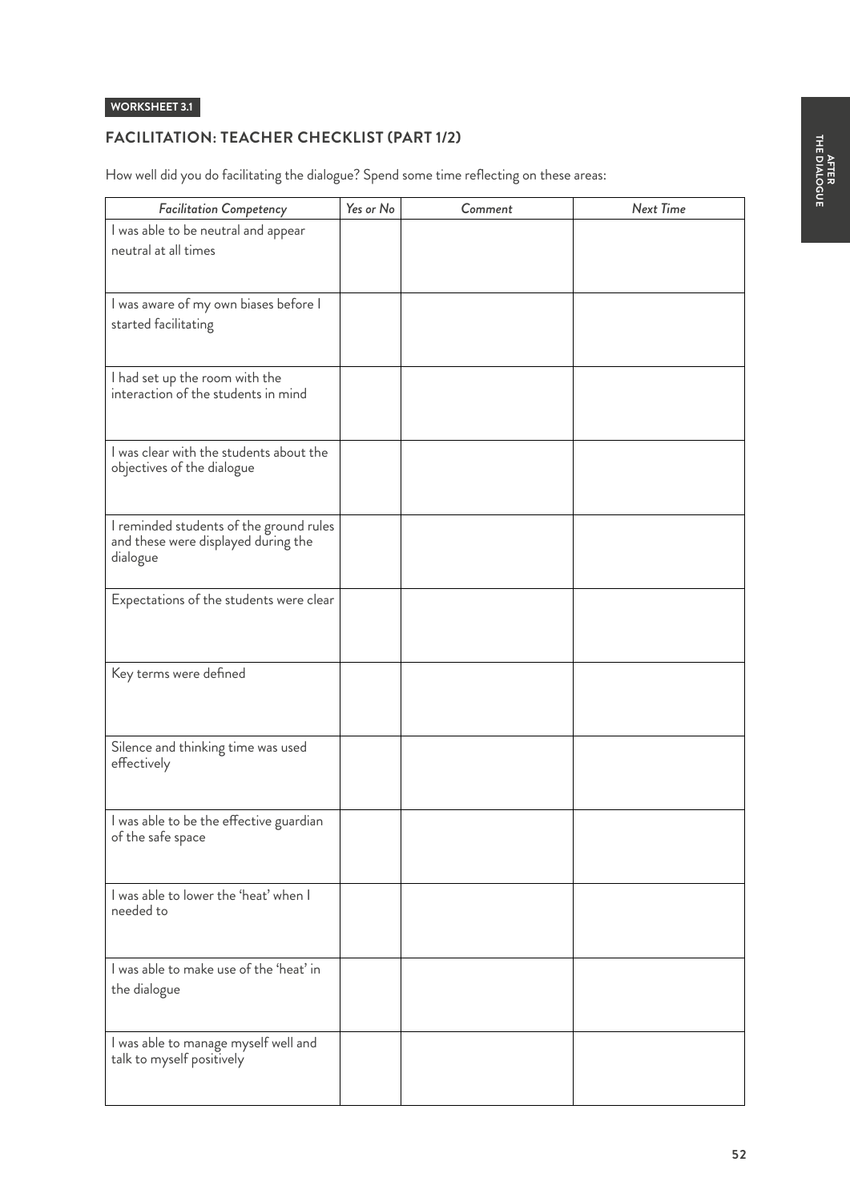**WORKSHEET 3.1**

## FACILITATION: TEACHER CHECKLIST (PART 1/2)

How well did you do facilitating the dialogue? Spend some time reflecting on these areas:

| *Facilitation Competency* | *Yes or No* | *Comment* | *Next Time* |
| --- | --- | --- | --- |
| I was able to be neutral and appear neutral at all times | | | |
| I was aware of my own biases before I started facilitating | | | |
| I had set up the room with the interaction of the students in mind | | | |
| I was clear with the students about the objectives of the dialogue | | | |
| I reminded students of the ground rules and these were displayed during the dialogue | | | |
| Expectations of the students were clear | | | |
| Key terms were defined | | | |
| Silence and thinking time was used effectively | | | |
| I was able to be the effective guardian of the safe space | | | |
| I was able to lower the 'heat' when I needed to | | | |
| I was able to make use of the 'heat' in the dialogue | | | |
| I was able to manage myself well and talk to myself positively | | | |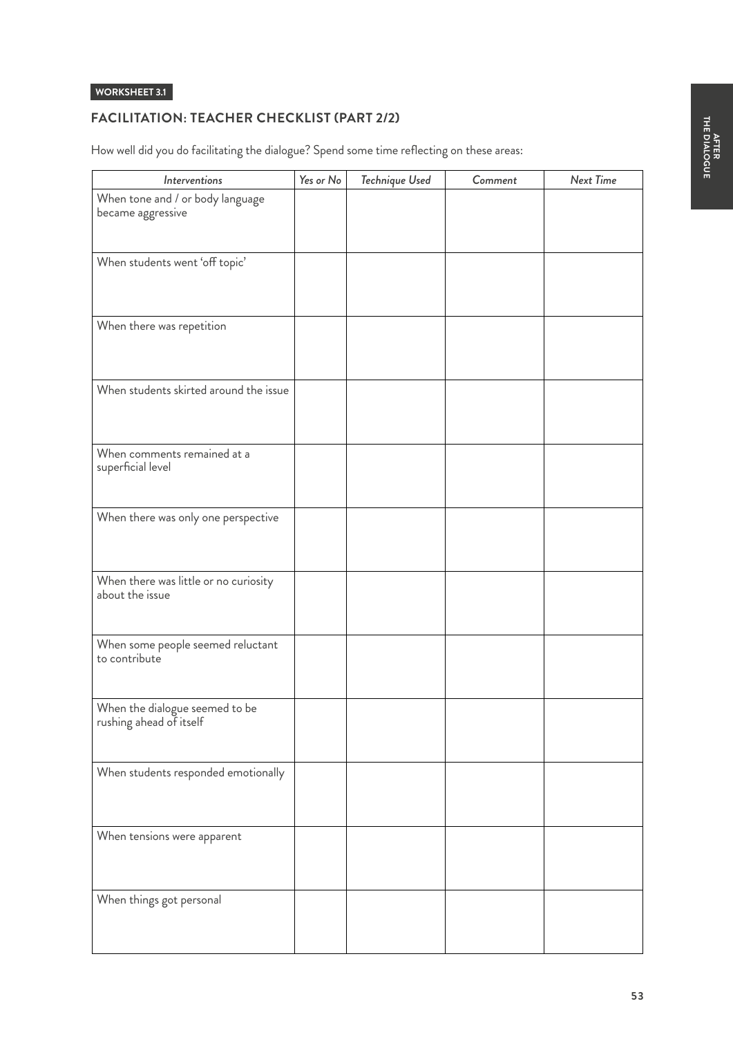**WORKSHEET 3.1**

## FACILITATION: TEACHER CHECKLIST (PART 2/2)

How well did you do facilitating the dialogue? Spend some time reflecting on these areas:

| *Interventions* | *Yes or No* | *Technique Used* | *Comment* | *Next Time* |
|---|---|---|---|---|
| When tone and / or body language became aggressive | | | | |
| When students went 'off topic' | | | | |
| When there was repetition | | | | |
| When students skirted around the issue | | | | |
| When comments remained at a superficial level | | | | |
| When there was only one perspective | | | | |
| When there was little or no curiosity about the issue | | | | |
| When some people seemed reluctant to contribute | | | | |
| When the dialogue seemed to be rushing ahead of itself | | | | |
| When students responded emotionally | | | | |
| When tensions were apparent | | | | |
| When things got personal | | | | |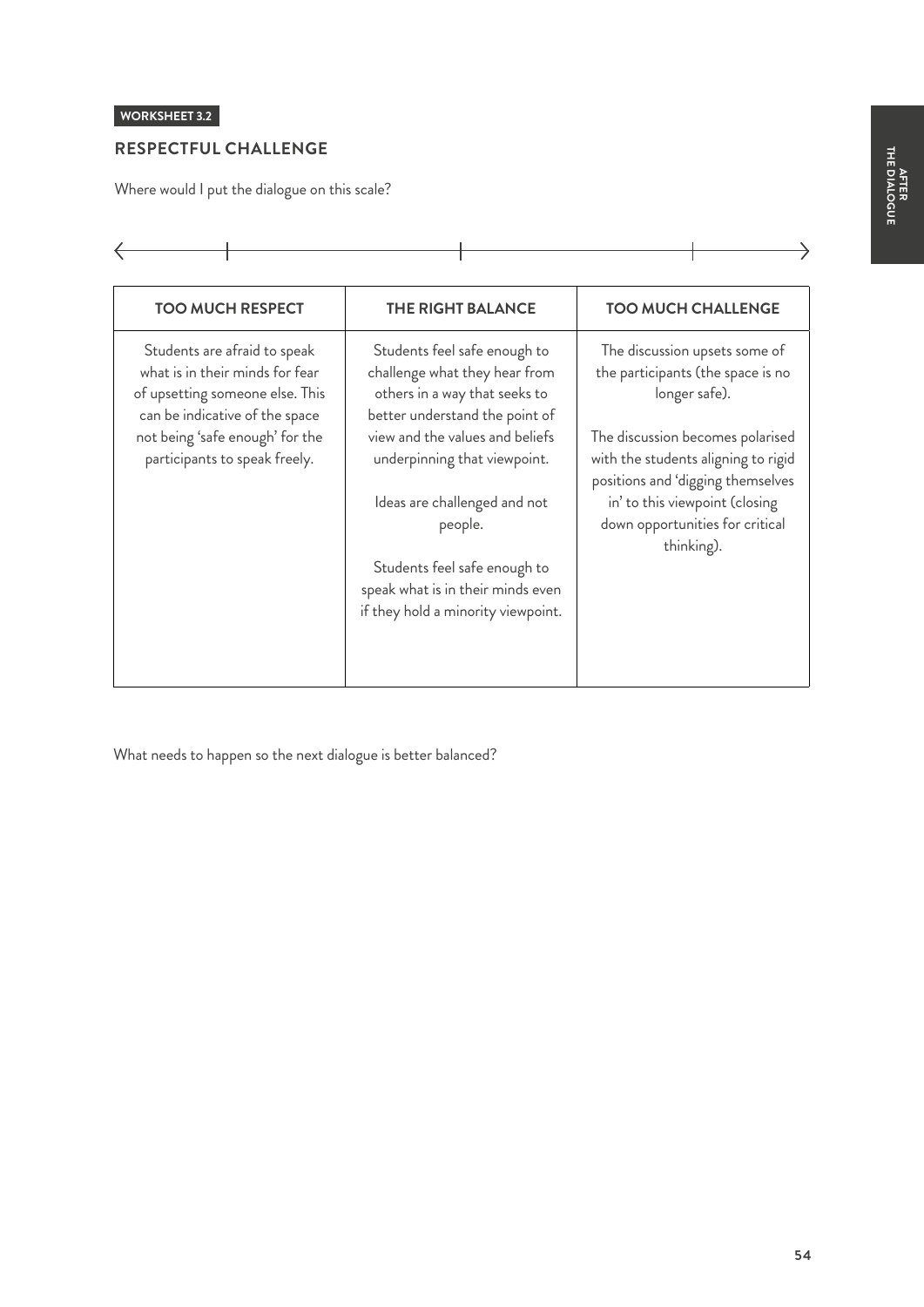WORKSHEET 3.2

## RESPECTFUL CHALLENGE

Where would I put the dialogue on this scale?

| TOO MUCH RESPECT | THE RIGHT BALANCE | TOO MUCH CHALLENGE |
|---|---|---|
| Students are afraid to speak what is in their minds for fear of upsetting someone else. This can be indicative of the space not being 'safe enough' for the participants to speak freely. | Students feel safe enough to challenge what they hear from others in a way that seeks to better understand the point of view and the values and beliefs underpinning that viewpoint.<br><br>Ideas are challenged and not people.<br><br>Students feel safe enough to speak what is in their minds even if they hold a minority viewpoint. | The discussion upsets some of the participants (the space is no longer safe).<br><br>The discussion becomes polarised with the students aligning to rigid positions and 'digging themselves in' to this viewpoint (closing down opportunities for critical thinking). |

What needs to happen so the next dialogue is better balanced?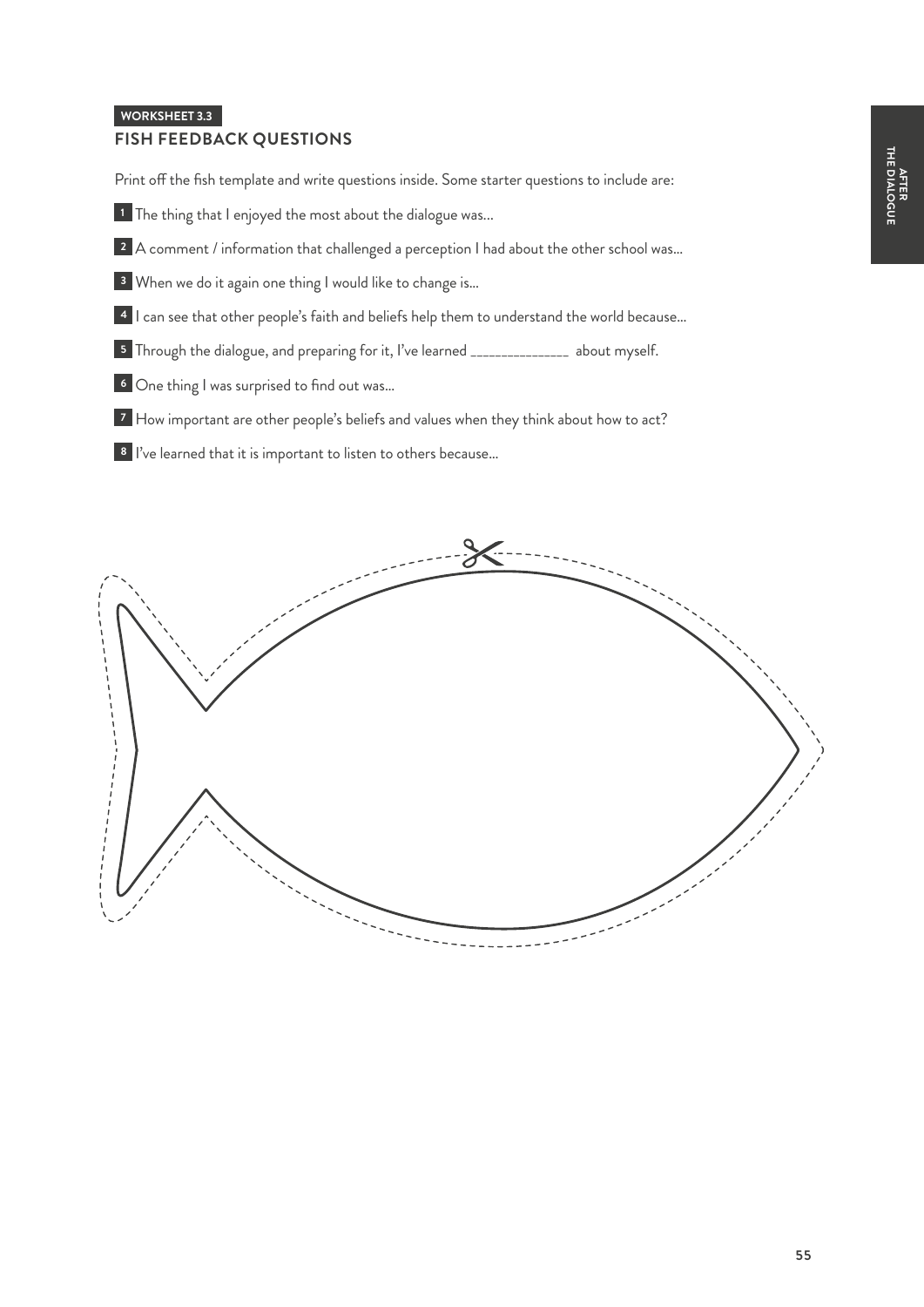WORKSHEET 3.3

## FISH FEEDBACK QUESTIONS

Print off the fish template and write questions inside. Some starter questions to include are:

1. The thing that I enjoyed the most about the dialogue was...
2. A comment / information that challenged a perception I had about the other school was...
3. When we do it again one thing I would like to change is...
4. I can see that other people's faith and beliefs help them to understand the world because...
5. Through the dialogue, and preparing for it, I've learned _______________ about myself.
6. One thing I was surprised to find out was...
7. How important are other people's beliefs and values when they think about how to act?
8. I've learned that it is important to listen to others because...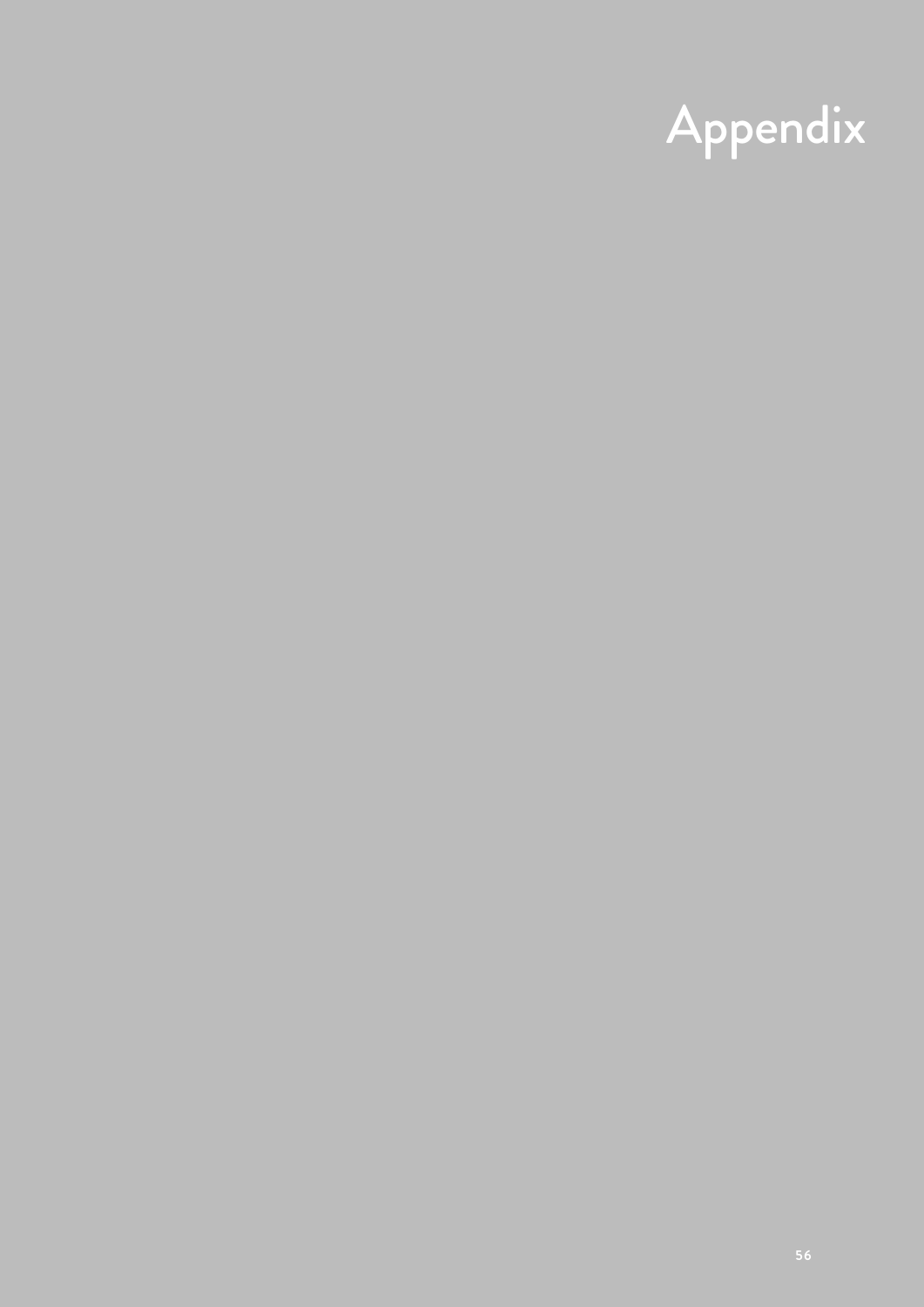# Appendix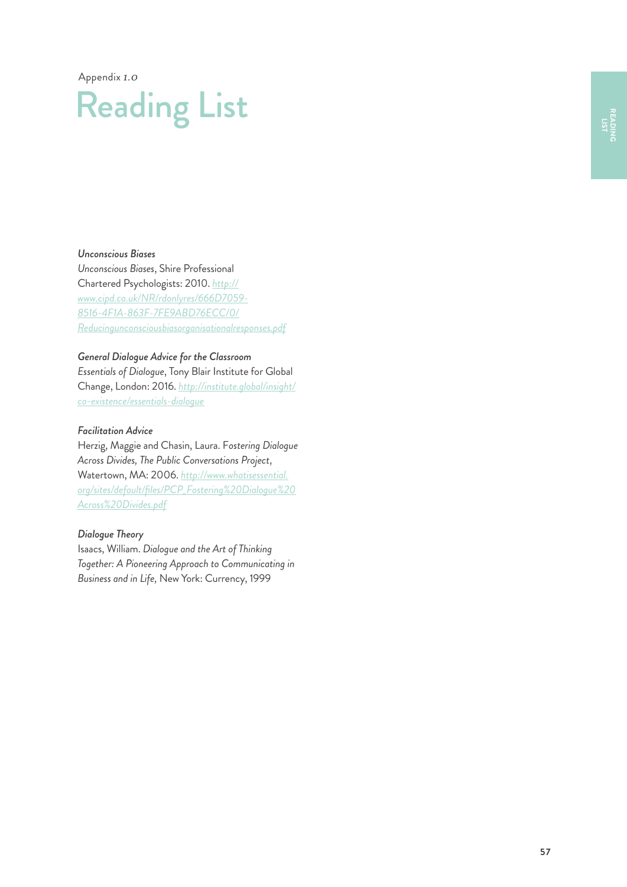Appendix 1.0

# Reading List

*Unconscious Biases*

*Unconscious Biases*, Shire Professional Chartered Psychologists: 2010. http://www.cipd.co.uk/NR/rdonlyres/666D7059-8516-4F1A-863F-7FE9ABD76ECC/0/Reducingunconsciousbiasorganisationalresponses.pdf

*General Dialogue Advice for the Classroom*

*Essentials of Dialogue*, Tony Blair Institute for Global Change, London: 2016. http://institute.global/insight/co-existence/essentials-dialogue

*Facilitation Advice*

Herzig, Maggie and Chasin, Laura. *Fostering Dialogue Across Divides, The Public Conversations Project*, Watertown, MA: 2006. http://www.whatisessential.org/sites/default/files/PCP_Fostering%20Dialogue%20Across%20Divides.pdf

*Dialogue Theory*

Isaacs, William. *Dialogue and the Art of Thinking Together: A Pioneering Approach to Communicating in Business and in Life*, New York: Currency, 1999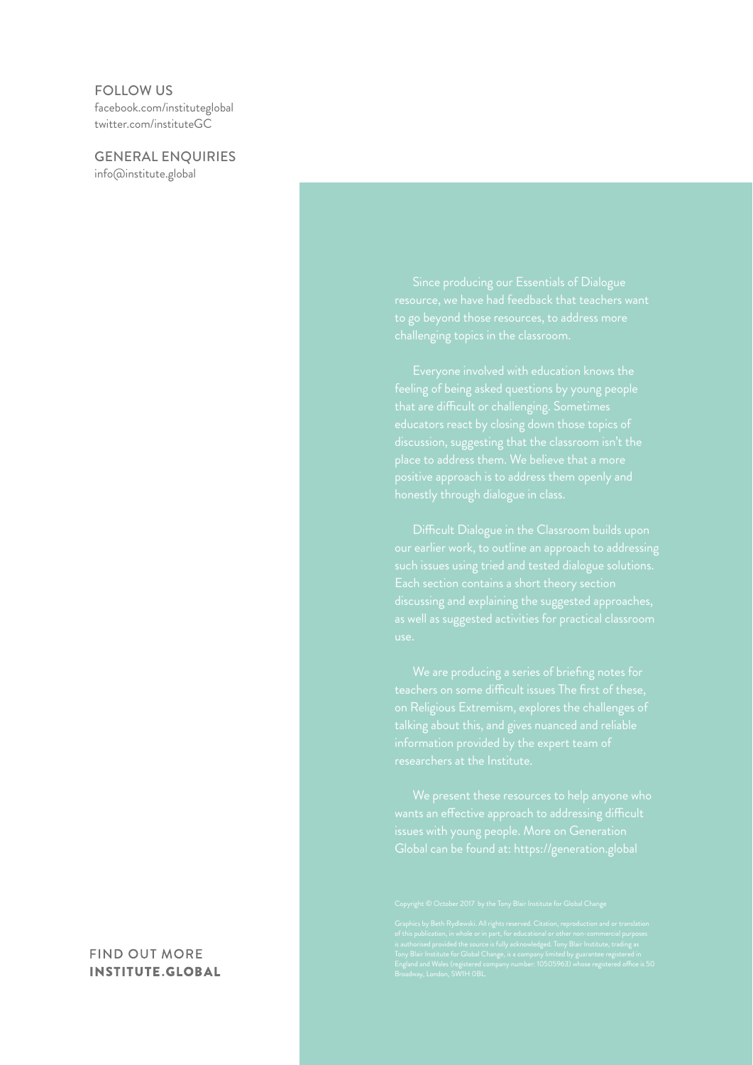FOLLOW US
facebook.com/instituteglobal
twitter.com/instituteGC

GENERAL ENQUIRIES
info@institute.global

Since producing our Essentials of Dialogue resource, we have had feedback that teachers want to go beyond those resources, to address more challenging topics in the classroom.

Everyone involved with education knows the feeling of being asked questions by young people that are difficult or challenging. Sometimes educators react by closing down those topics of discussion, suggesting that the classroom isn't the place to address them. We believe that a more positive approach is to address them openly and honestly through dialogue in class.

Difficult Dialogue in the Classroom builds upon our earlier work, to outline an approach to addressing such issues using tried and tested dialogue solutions. Each section contains a short theory section discussing and explaining the suggested approaches, as well as suggested activities for practical classroom use.

We are producing a series of briefing notes for teachers on some difficult issues The first of these, on Religious Extremism, explores the challenges of talking about this, and gives nuanced and reliable information provided by the expert team of researchers at the Institute.

We present these resources to help anyone who wants an effective approach to addressing difficult issues with young people. More on Generation Global can be found at: https://generation.global

Copyright © October 2017 by the Tony Blair Institute for Global Change

Graphics by Beth Rydlewski. All rights reserved. Citation, reproduction and or translation of this publication, in whole or in part, for educational or other non-commercial purposes is authorised provided the source is fully acknowledged. Tony Blair Institute, trading as Tony Blair Institute for Global Change, is a company limited by guarantee registered in England and Wales (registered company number: 10505963) whose registered office is 50 Broadway, London, SW1H 0BL.

FIND OUT MORE
**INSTITUTE.GLOBAL**